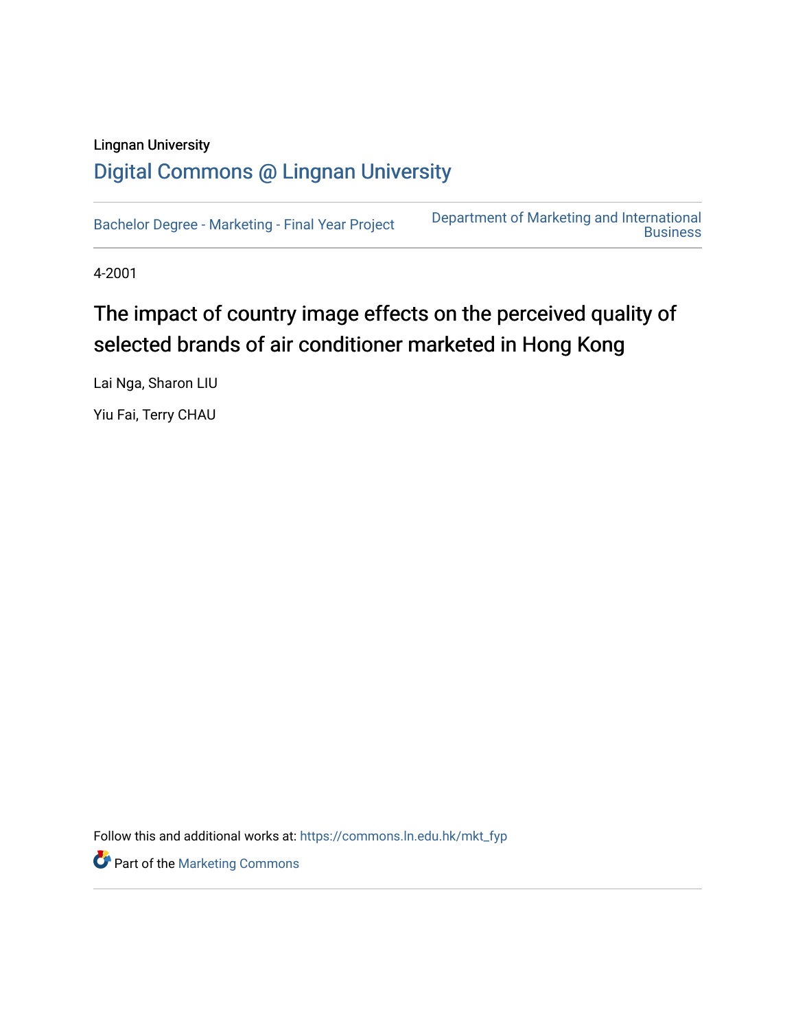Lingnan University

# Digital Commons @ Lingnan University

Bachelor Degree - Marketing - Final Year Project

Department of Marketing and International Business

4-2001

## The impact of country image effects on the perceived quality of selected brands of air conditioner marketed in Hong Kong

Lai Nga, Sharon LIU

Yiu Fai, Terry CHAU

Follow this and additional works at: https://commons.ln.edu.hk/mkt_fyp

Part of the Marketing Commons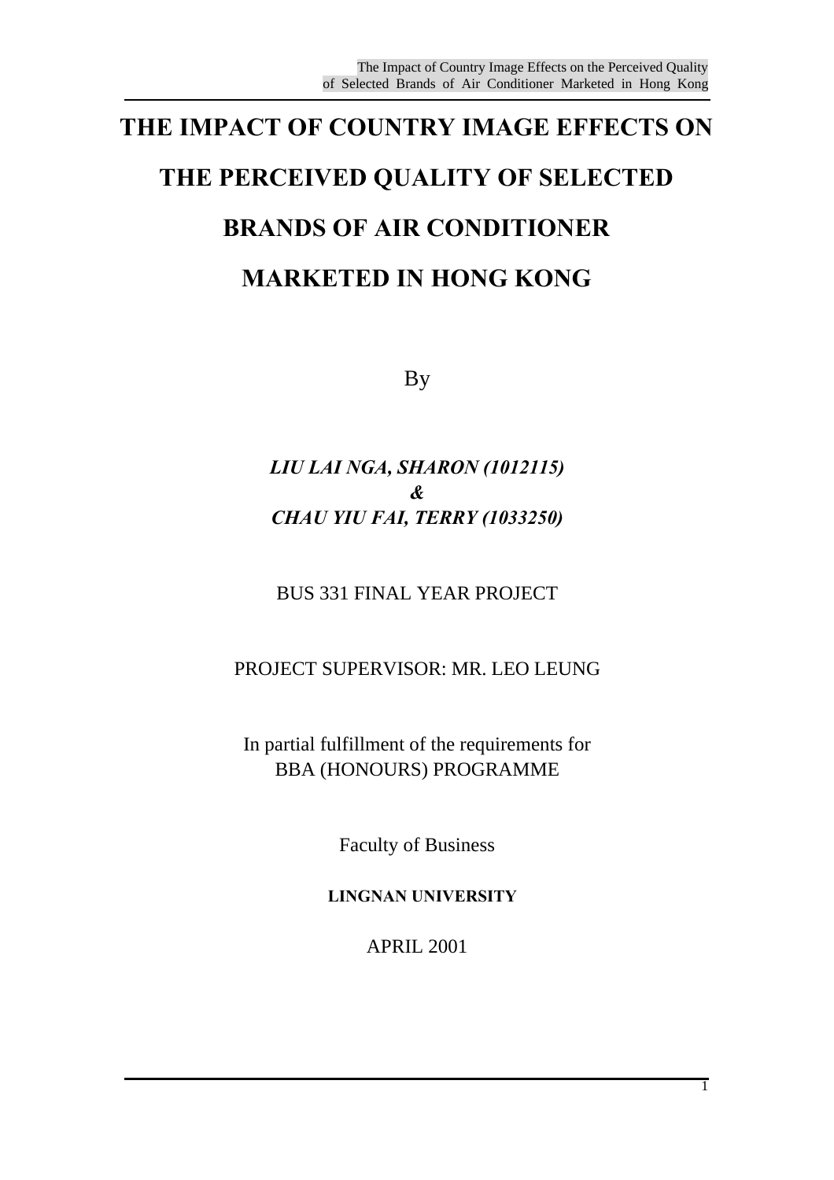# THE IMPACT OF COUNTRY IMAGE EFFECTS ON THE PERCEIVED QUALITY OF SELECTED BRANDS OF AIR CONDITIONER MARKETED IN HONG KONG

By

***LIU LAI NGA, SHARON (1012115)***
***&***
***CHAU YIU FAI, TERRY (1033250)***

BUS 331 FINAL YEAR PROJECT

PROJECT SUPERVISOR: MR. LEO LEUNG

In partial fulfillment of the requirements for
BBA (HONOURS) PROGRAMME

Faculty of Business

**LINGNAN UNIVERSITY**

APRIL 2001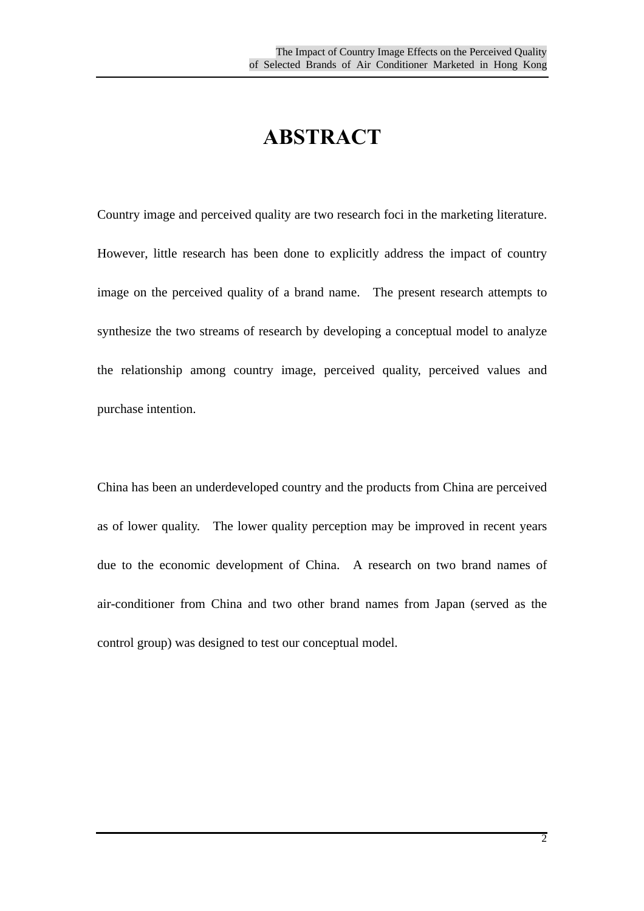# ABSTRACT

Country image and perceived quality are two research foci in the marketing literature. However, little research has been done to explicitly address the impact of country image on the perceived quality of a brand name. The present research attempts to synthesize the two streams of research by developing a conceptual model to analyze the relationship among country image, perceived quality, perceived values and purchase intention.

China has been an underdeveloped country and the products from China are perceived as of lower quality. The lower quality perception may be improved in recent years due to the economic development of China. A research on two brand names of air-conditioner from China and two other brand names from Japan (served as the control group) was designed to test our conceptual model.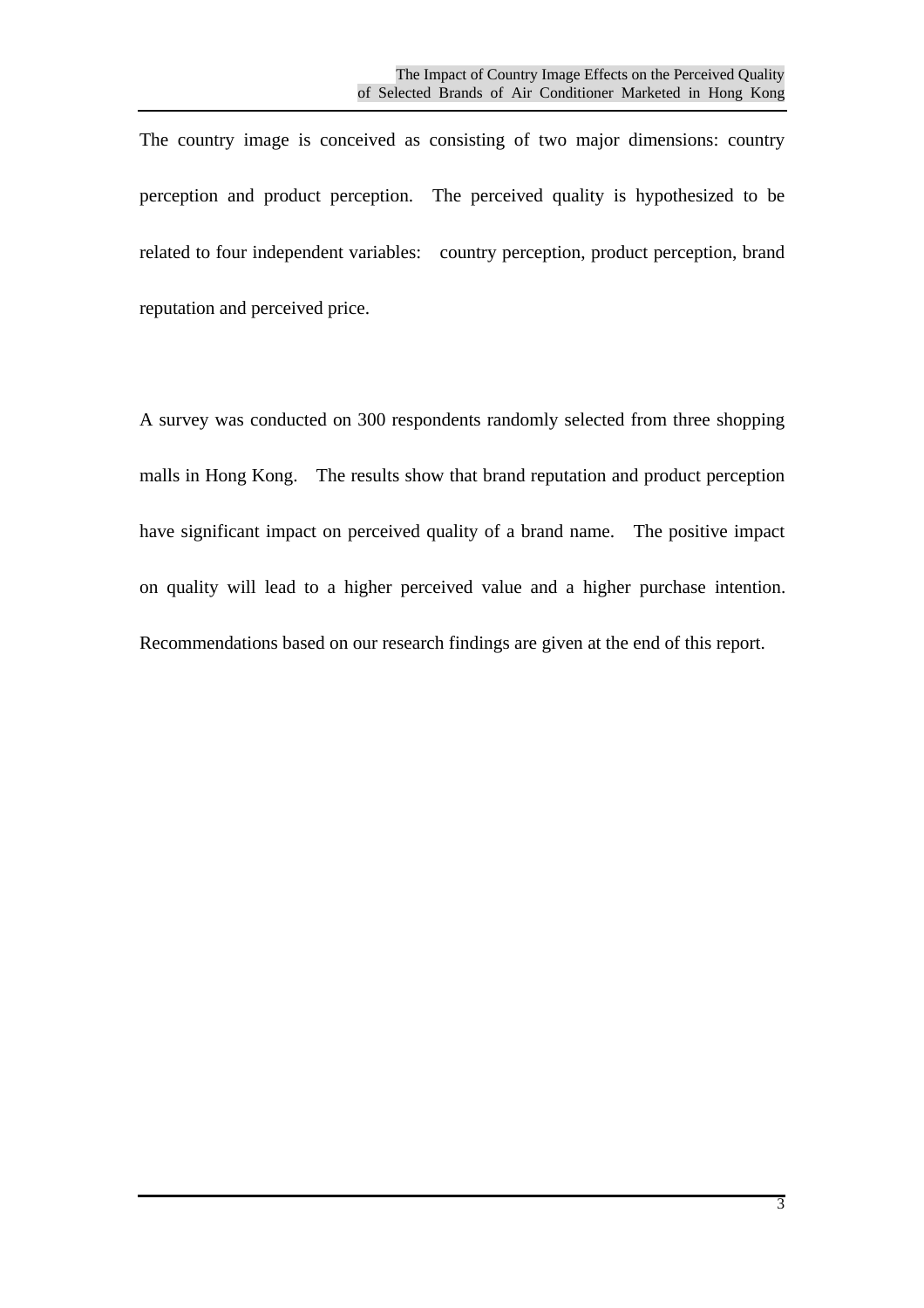The country image is conceived as consisting of two major dimensions: country perception and product perception. The perceived quality is hypothesized to be related to four independent variables: country perception, product perception, brand reputation and perceived price.

A survey was conducted on 300 respondents randomly selected from three shopping malls in Hong Kong. The results show that brand reputation and product perception have significant impact on perceived quality of a brand name. The positive impact on quality will lead to a higher perceived value and a higher purchase intention. Recommendations based on our research findings are given at the end of this report.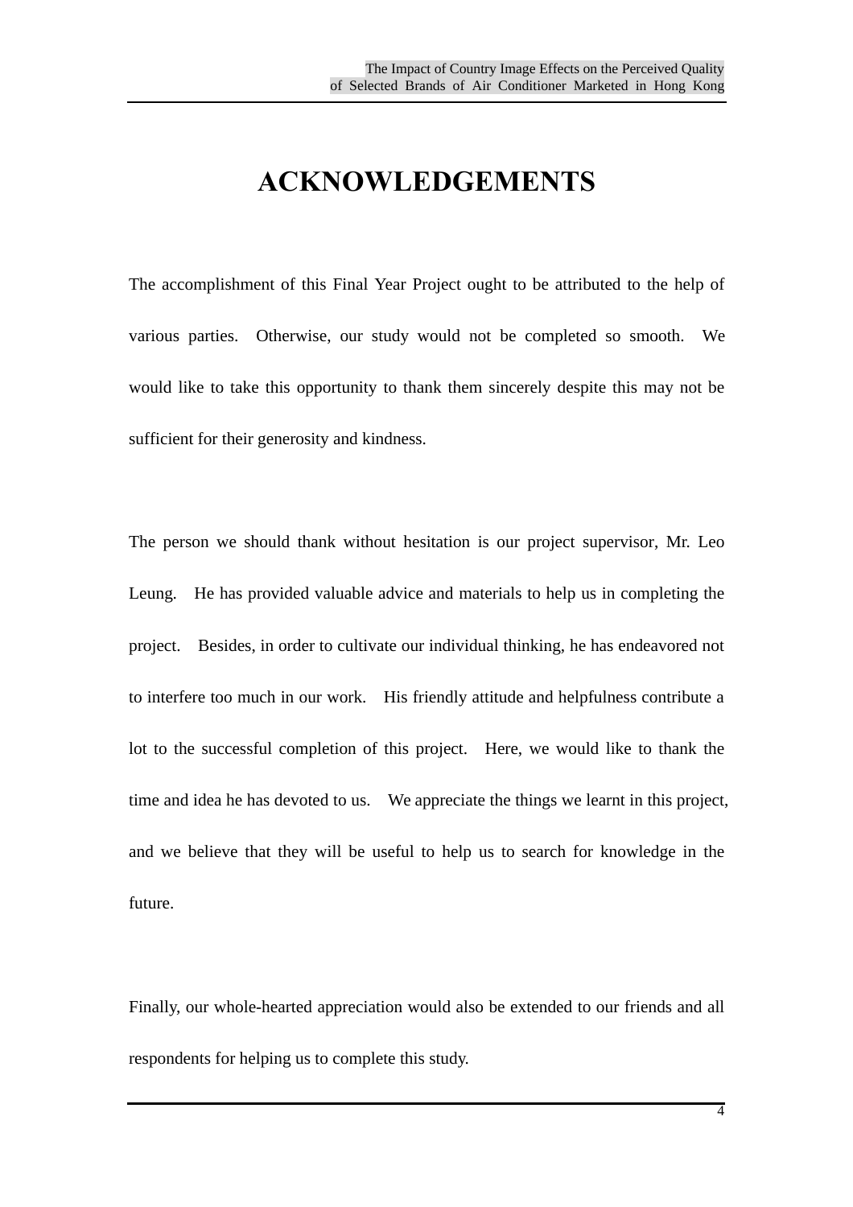# ACKNOWLEDGEMENTS

The accomplishment of this Final Year Project ought to be attributed to the help of various parties. Otherwise, our study would not be completed so smooth. We would like to take this opportunity to thank them sincerely despite this may not be sufficient for their generosity and kindness.

The person we should thank without hesitation is our project supervisor, Mr. Leo Leung. He has provided valuable advice and materials to help us in completing the project. Besides, in order to cultivate our individual thinking, he has endeavored not to interfere too much in our work. His friendly attitude and helpfulness contribute a lot to the successful completion of this project. Here, we would like to thank the time and idea he has devoted to us. We appreciate the things we learnt in this project, and we believe that they will be useful to help us to search for knowledge in the future.

Finally, our whole-hearted appreciation would also be extended to our friends and all respondents for helping us to complete this study.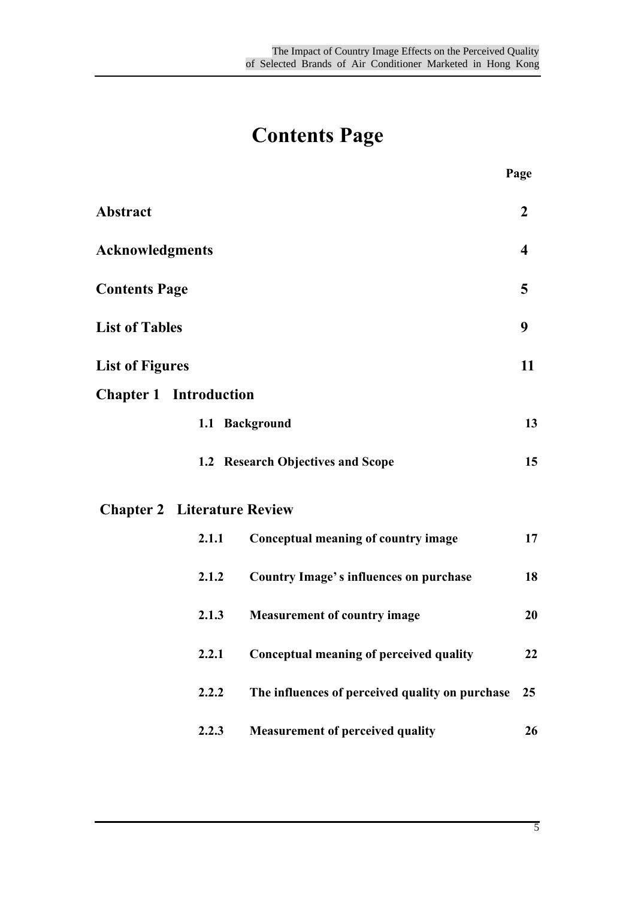# Contents Page

| | | Page |
|---|---|---|
| **Abstract** | | **2** |
| **Acknowledgments** | | **4** |
| **Contents Page** | | **5** |
| **List of Tables** | | **9** |
| **List of Figures** | | **11** |
| **Chapter 1 Introduction** | | |
| **1.1** | **Background** | **13** |
| **1.2** | **Research Objectives and Scope** | **15** |
| **Chapter 2 Literature Review** | | |
| **2.1.1** | **Conceptual meaning of country image** | **17** |
| **2.1.2** | **Country Image' s influences on purchase** | **18** |
| **2.1.3** | **Measurement of country image** | **20** |
| **2.2.1** | **Conceptual meaning of perceived quality** | **22** |
| **2.2.2** | **The influences of perceived quality on purchase** | **25** |
| **2.2.3** | **Measurement of perceived quality** | **26** |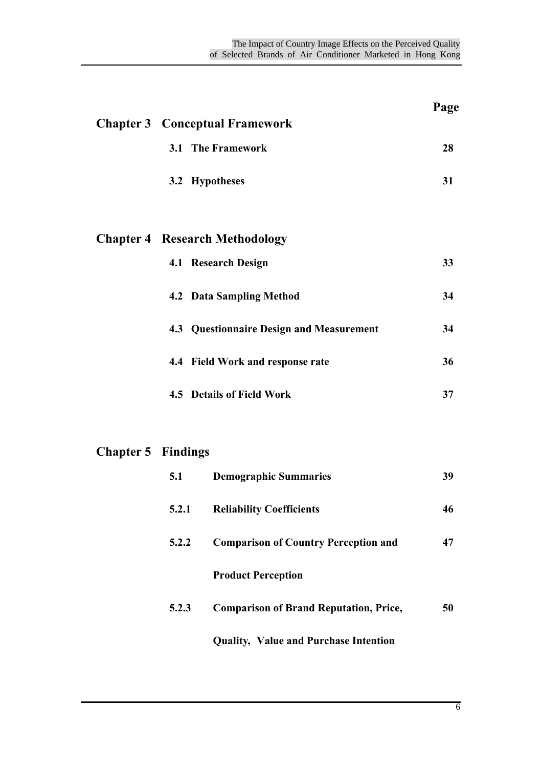| | | Page |
|---|---|---|
| **Chapter 3** | **Conceptual Framework** | |
| | **3.1 The Framework** | **28** |
| | **3.2 Hypotheses** | **31** |
| **Chapter 4** | **Research Methodology** | |
| | **4.1 Research Design** | **33** |
| | **4.2 Data Sampling Method** | **34** |
| | **4.3 Questionnaire Design and Measurement** | **34** |
| | **4.4 Field Work and response rate** | **36** |
| | **4.5 Details of Field Work** | **37** |
| **Chapter 5** | **Findings** | |
| | **5.1 Demographic Summaries** | **39** |
| | **5.2.1 Reliability Coefficients** | **46** |
| | **5.2.2 Comparison of Country Perception and Product Perception** | **47** |
| | **5.2.3 Comparison of Brand Reputation, Price, Quality, Value and Purchase Intention** | **50** |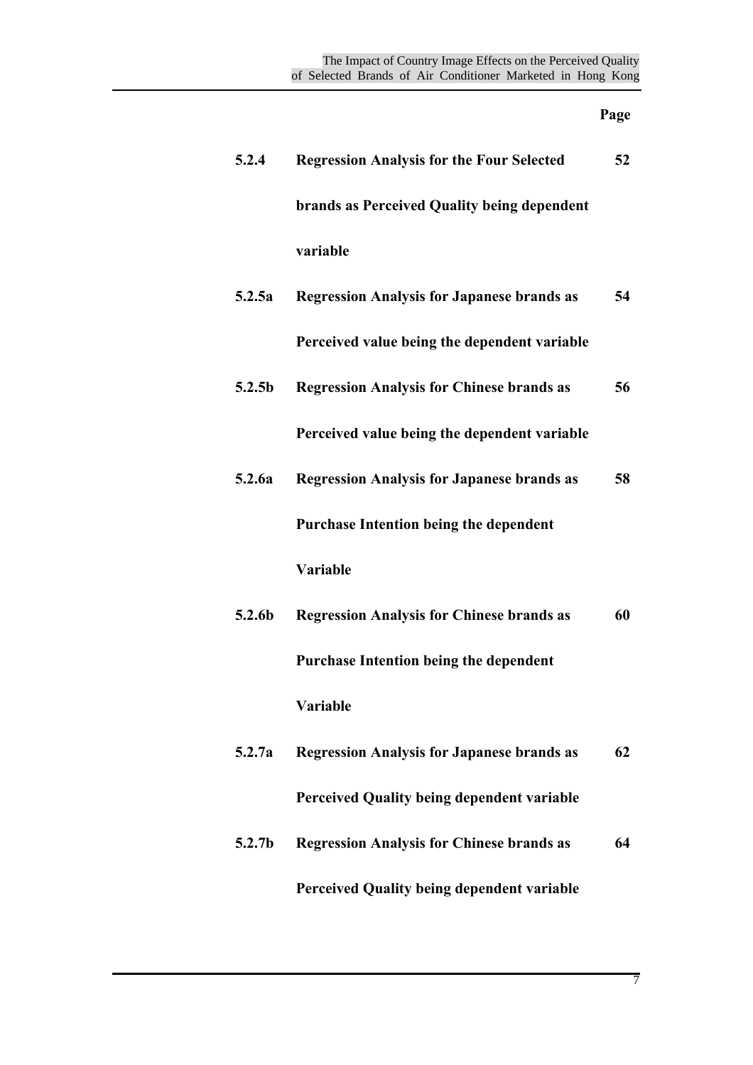| | | Page |
|---|---|---|
| **5.2.4** | **Regression Analysis for the Four Selected brands as Perceived Quality being dependent variable** | **52** |
| **5.2.5a** | **Regression Analysis for Japanese brands as Perceived value being the dependent variable** | **54** |
| **5.2.5b** | **Regression Analysis for Chinese brands as Perceived value being the dependent variable** | **56** |
| **5.2.6a** | **Regression Analysis for Japanese brands as Purchase Intention being the dependent Variable** | **58** |
| **5.2.6b** | **Regression Analysis for Chinese brands as Purchase Intention being the dependent Variable** | **60** |
| **5.2.7a** | **Regression Analysis for Japanese brands as Perceived Quality being dependent variable** | **62** |
| **5.2.7b** | **Regression Analysis for Chinese brands as Perceived Quality being dependent variable** | **64** |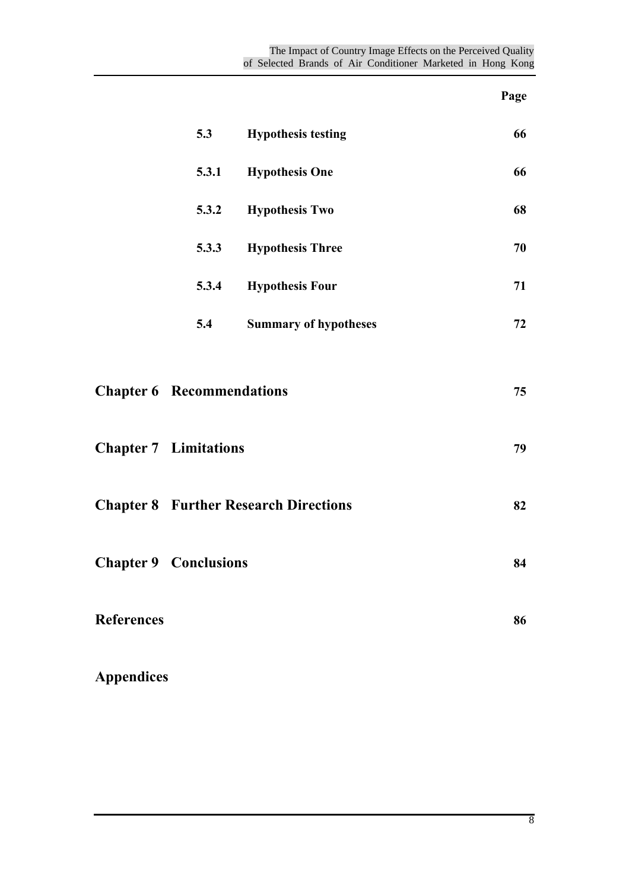| | | Page |
|---|---|---|
| 5.3 | **Hypothesis testing** | **66** |
| 5.3.1 | **Hypothesis One** | **66** |
| 5.3.2 | **Hypothesis Two** | **68** |
| 5.3.3 | **Hypothesis Three** | **70** |
| 5.3.4 | **Hypothesis Four** | **71** |
| 5.4 | **Summary of hypotheses** | **72** |
| **Chapter 6** | **Recommendations** | **75** |
| **Chapter 7** | **Limitations** | **79** |
| **Chapter 8** | **Further Research Directions** | **82** |
| **Chapter 9** | **Conclusions** | **84** |
| **References** | | **86** |
| **Appendices** | | |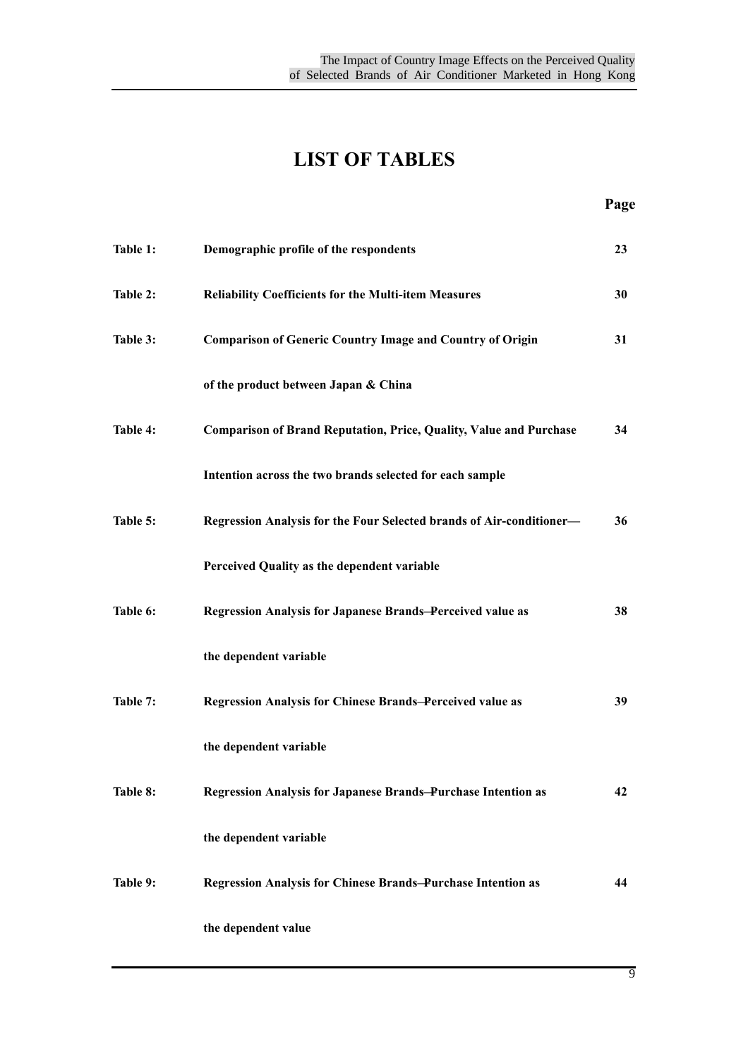# LIST OF TABLES

| | | Page |
|---|---|---|
| **Table 1:** | **Demographic profile of the respondents** | **23** |
| **Table 2:** | **Reliability Coefficients for the Multi-item Measures** | **30** |
| **Table 3:** | **Comparison of Generic Country Image and Country of Origin of the product between Japan & China** | **31** |
| **Table 4:** | **Comparison of Brand Reputation, Price, Quality, Value and Purchase Intention across the two brands selected for each sample** | **34** |
| **Table 5:** | **Regression Analysis for the Four Selected brands of Air-conditioner— Perceived Quality as the dependent variable** | **36** |
| **Table 6:** | **Regression Analysis for Japanese Brands—Perceived value as the dependent variable** | **38** |
| **Table 7:** | **Regression Analysis for Chinese Brands—Perceived value as the dependent variable** | **39** |
| **Table 8:** | **Regression Analysis for Japanese Brands—Purchase Intention as the dependent variable** | **42** |
| **Table 9:** | **Regression Analysis for Chinese Brands—Purchase Intention as the dependent value** | **44** |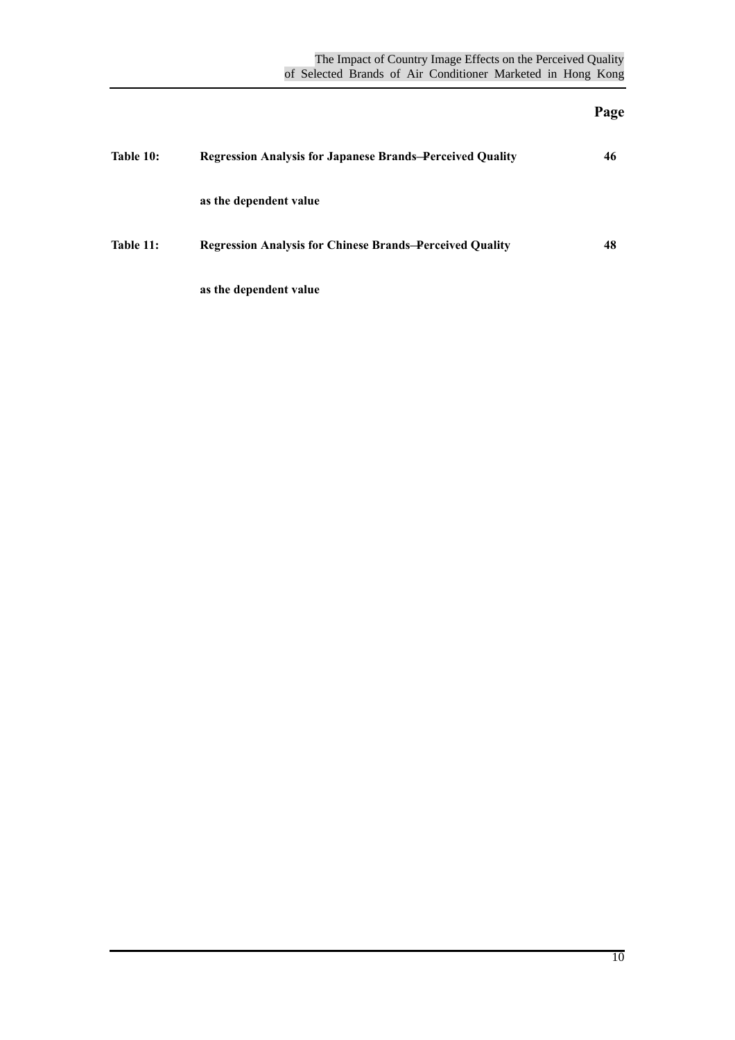| | | Page |
|---|---|---|
| **Table 10:** | **Regression Analysis for Japanese Brands–Perceived Quality as the dependent value** | **46** |
| **Table 11:** | **Regression Analysis for Chinese Brands–Perceived Quality as the dependent value** | **48** |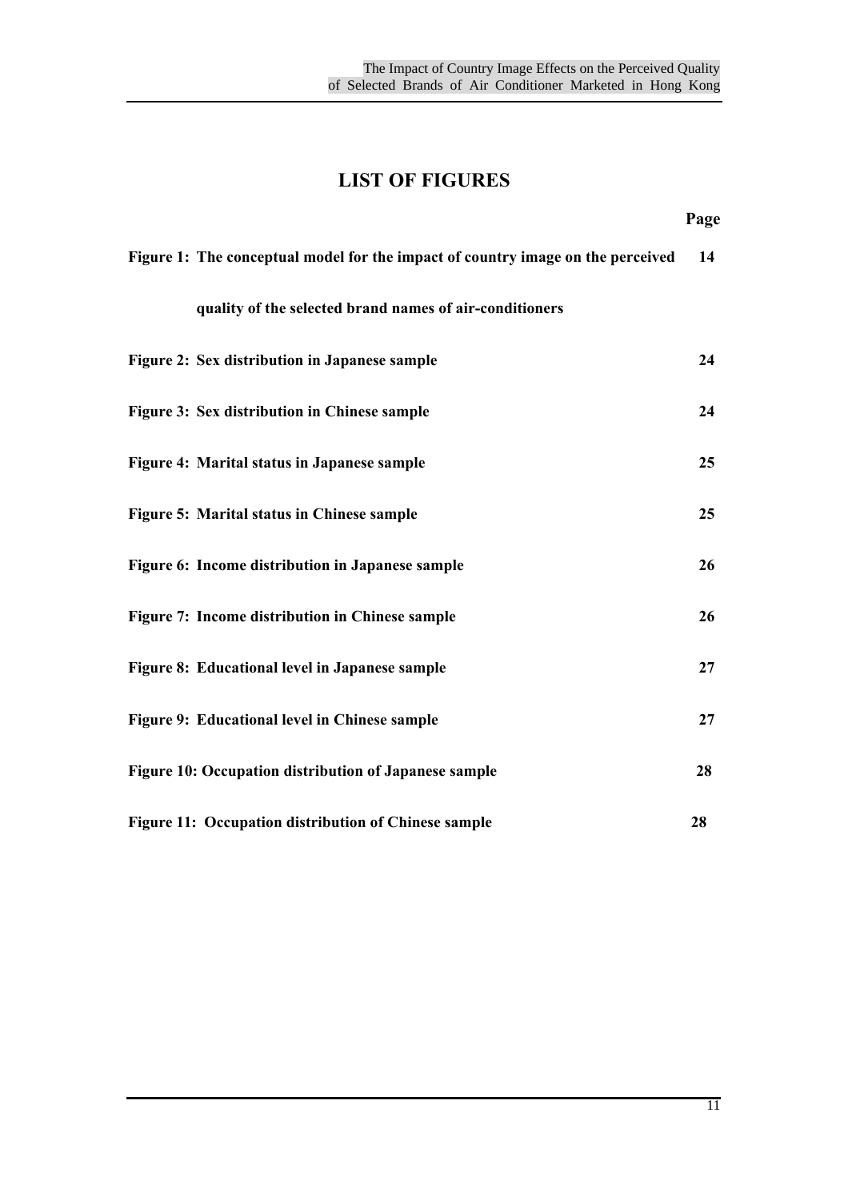# LIST OF FIGURES

| | Page |
|---|---|
| **Figure 1: The conceptual model for the impact of country image on the perceived quality of the selected brand names of air-conditioners** | **14** |
| **Figure 2: Sex distribution in Japanese sample** | **24** |
| **Figure 3: Sex distribution in Chinese sample** | **24** |
| **Figure 4: Marital status in Japanese sample** | **25** |
| **Figure 5: Marital status in Chinese sample** | **25** |
| **Figure 6: Income distribution in Japanese sample** | **26** |
| **Figure 7: Income distribution in Chinese sample** | **26** |
| **Figure 8: Educational level in Japanese sample** | **27** |
| **Figure 9: Educational level in Chinese sample** | **27** |
| **Figure 10: Occupation distribution of Japanese sample** | **28** |
| **Figure 11: Occupation distribution of Chinese sample** | **28** |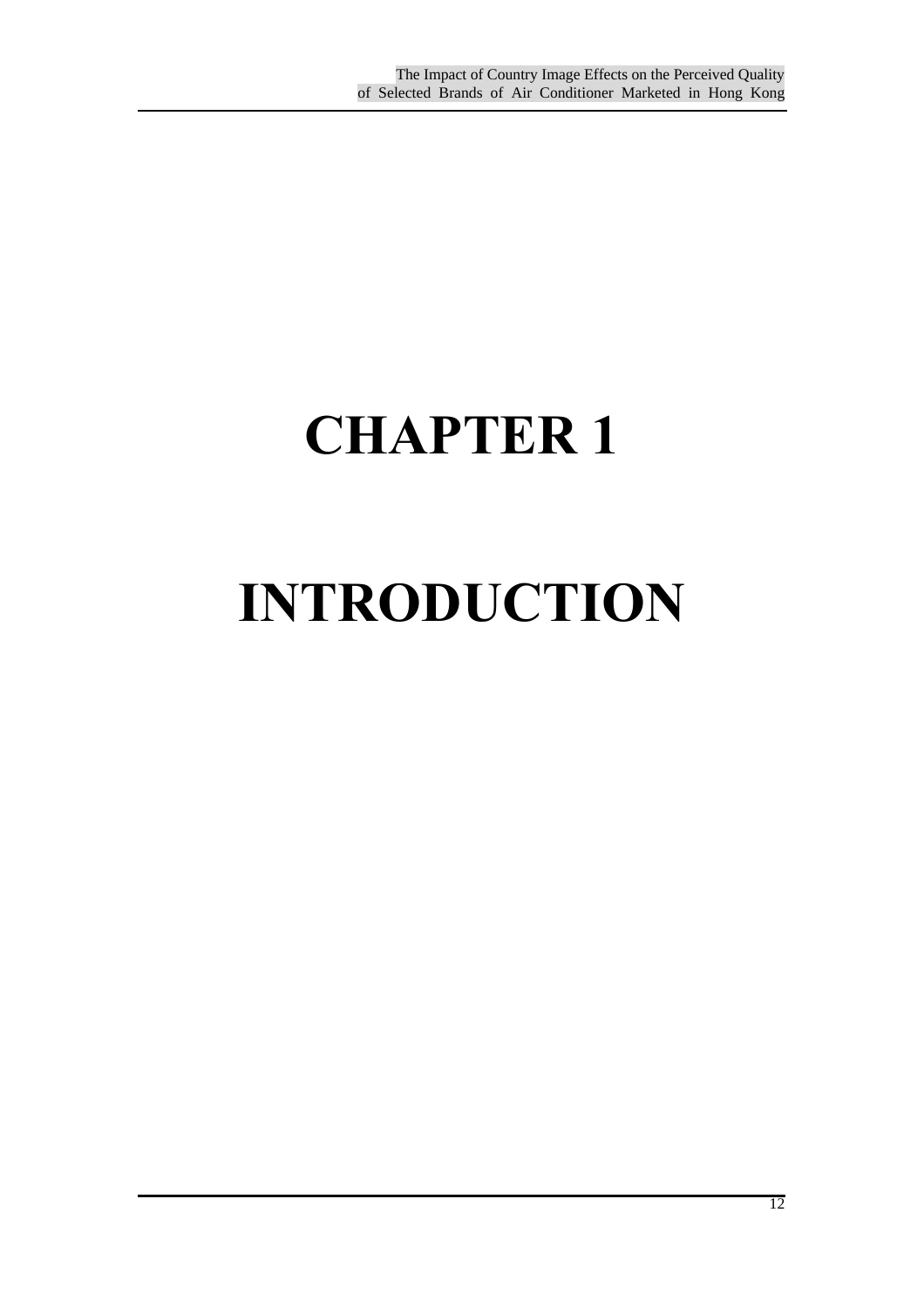# CHAPTER 1

# INTRODUCTION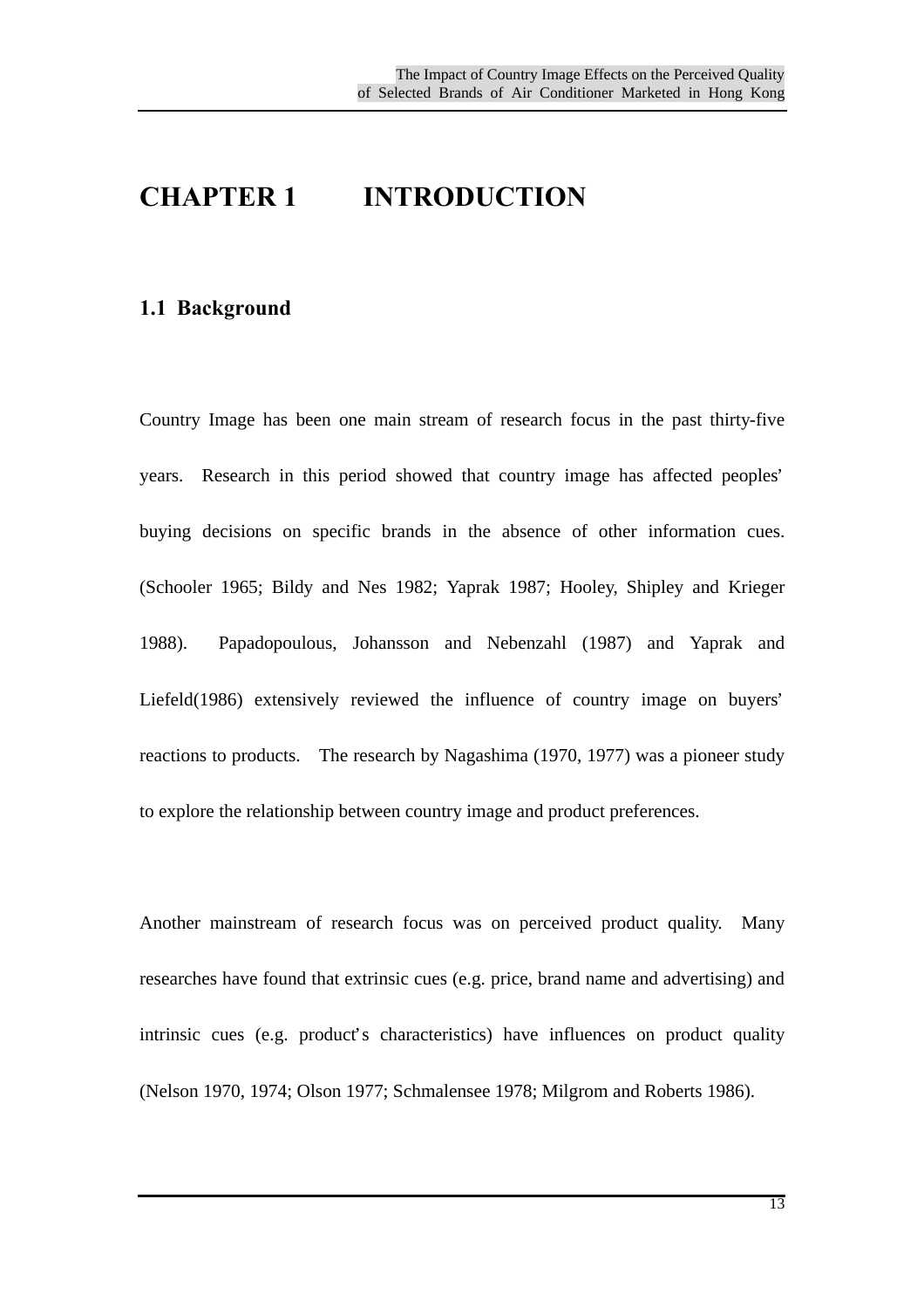# CHAPTER 1 INTRODUCTION

## 1.1 Background

Country Image has been one main stream of research focus in the past thirty-five years. Research in this period showed that country image has affected peoples' buying decisions on specific brands in the absence of other information cues. (Schooler 1965; Bildy and Nes 1982; Yaprak 1987; Hooley, Shipley and Krieger 1988). Papadopoulous, Johansson and Nebenzahl (1987) and Yaprak and Liefeld(1986) extensively reviewed the influence of country image on buyers' reactions to products. The research by Nagashima (1970, 1977) was a pioneer study to explore the relationship between country image and product preferences.

Another mainstream of research focus was on perceived product quality. Many researches have found that extrinsic cues (e.g. price, brand name and advertising) and intrinsic cues (e.g. product's characteristics) have influences on product quality (Nelson 1970, 1974; Olson 1977; Schmalensee 1978; Milgrom and Roberts 1986).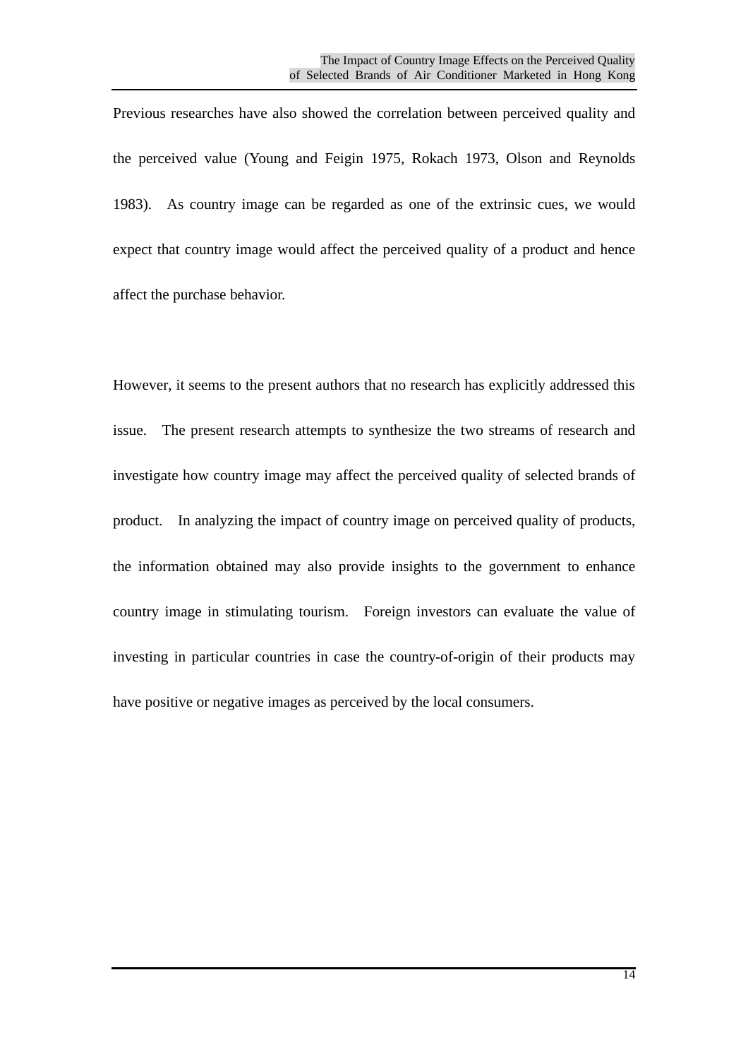Previous researches have also showed the correlation between perceived quality and the perceived value (Young and Feigin 1975, Rokach 1973, Olson and Reynolds 1983). As country image can be regarded as one of the extrinsic cues, we would expect that country image would affect the perceived quality of a product and hence affect the purchase behavior.

However, it seems to the present authors that no research has explicitly addressed this issue. The present research attempts to synthesize the two streams of research and investigate how country image may affect the perceived quality of selected brands of product. In analyzing the impact of country image on perceived quality of products, the information obtained may also provide insights to the government to enhance country image in stimulating tourism. Foreign investors can evaluate the value of investing in particular countries in case the country-of-origin of their products may have positive or negative images as perceived by the local consumers.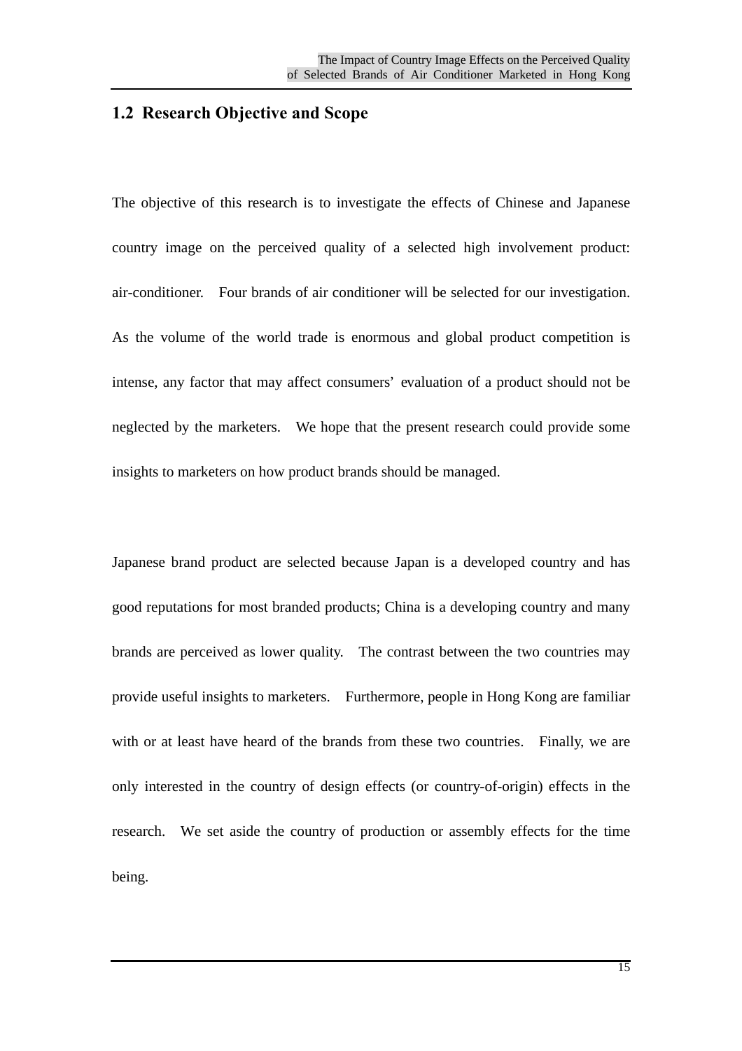## 1.2 Research Objective and Scope

The objective of this research is to investigate the effects of Chinese and Japanese country image on the perceived quality of a selected high involvement product: air-conditioner. Four brands of air conditioner will be selected for our investigation. As the volume of the world trade is enormous and global product competition is intense, any factor that may affect consumers' evaluation of a product should not be neglected by the marketers. We hope that the present research could provide some insights to marketers on how product brands should be managed.

Japanese brand product are selected because Japan is a developed country and has good reputations for most branded products; China is a developing country and many brands are perceived as lower quality. The contrast between the two countries may provide useful insights to marketers. Furthermore, people in Hong Kong are familiar with or at least have heard of the brands from these two countries. Finally, we are only interested in the country of design effects (or country-of-origin) effects in the research. We set aside the country of production or assembly effects for the time being.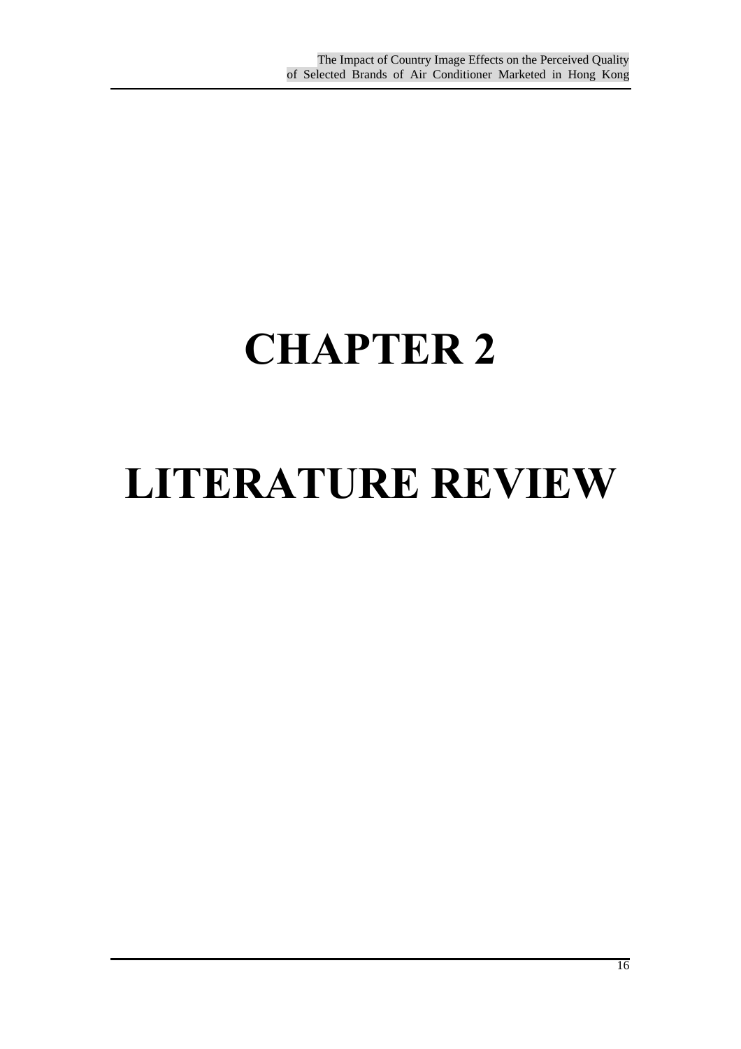# CHAPTER 2

# LITERATURE REVIEW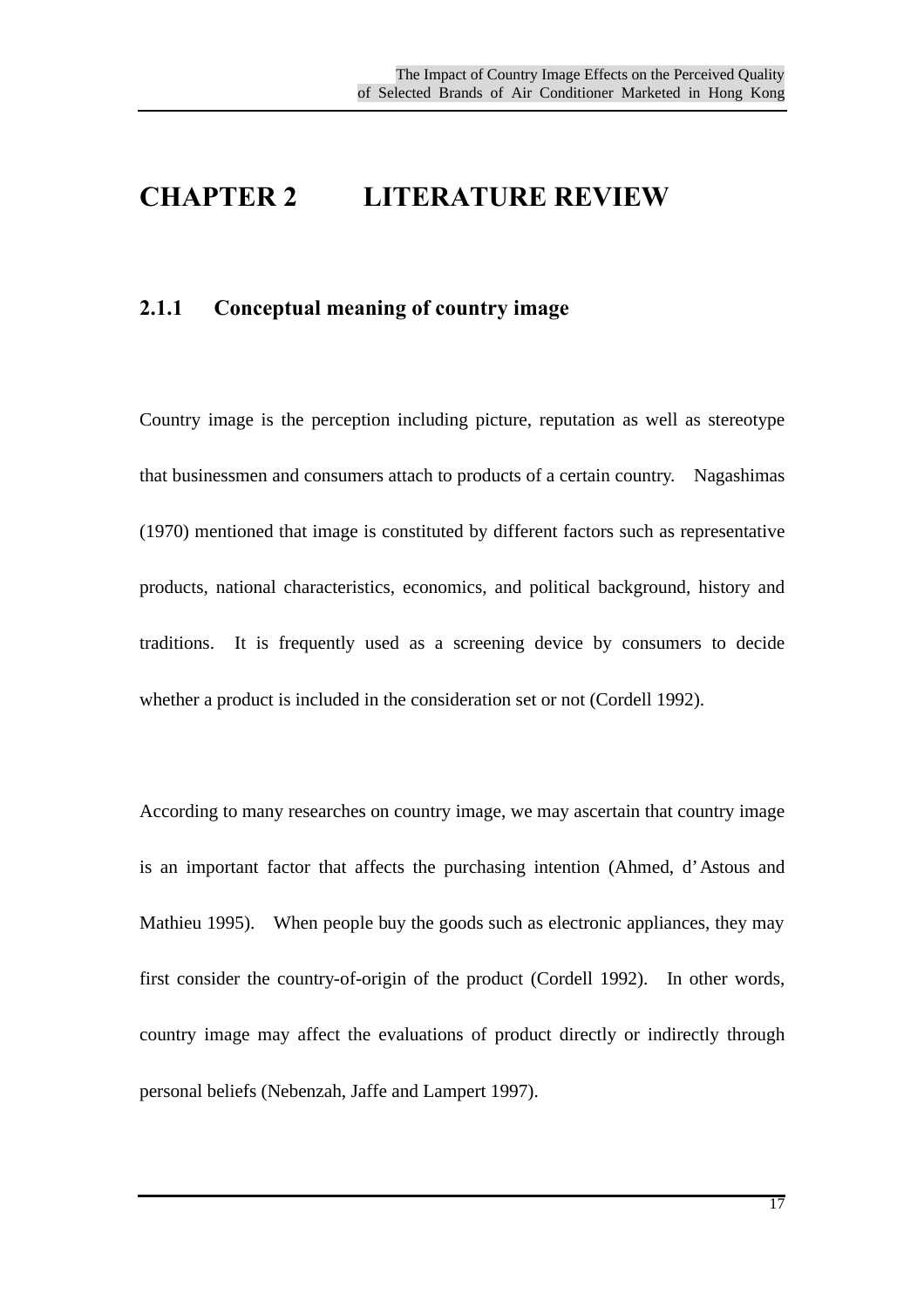# CHAPTER 2 LITERATURE REVIEW

### 2.1.1 Conceptual meaning of country image

Country image is the perception including picture, reputation as well as stereotype that businessmen and consumers attach to products of a certain country. Nagashimas (1970) mentioned that image is constituted by different factors such as representative products, national characteristics, economics, and political background, history and traditions. It is frequently used as a screening device by consumers to decide whether a product is included in the consideration set or not (Cordell 1992).

According to many researches on country image, we may ascertain that country image is an important factor that affects the purchasing intention (Ahmed, d'Astous and Mathieu 1995). When people buy the goods such as electronic appliances, they may first consider the country-of-origin of the product (Cordell 1992). In other words, country image may affect the evaluations of product directly or indirectly through personal beliefs (Nebenzah, Jaffe and Lampert 1997).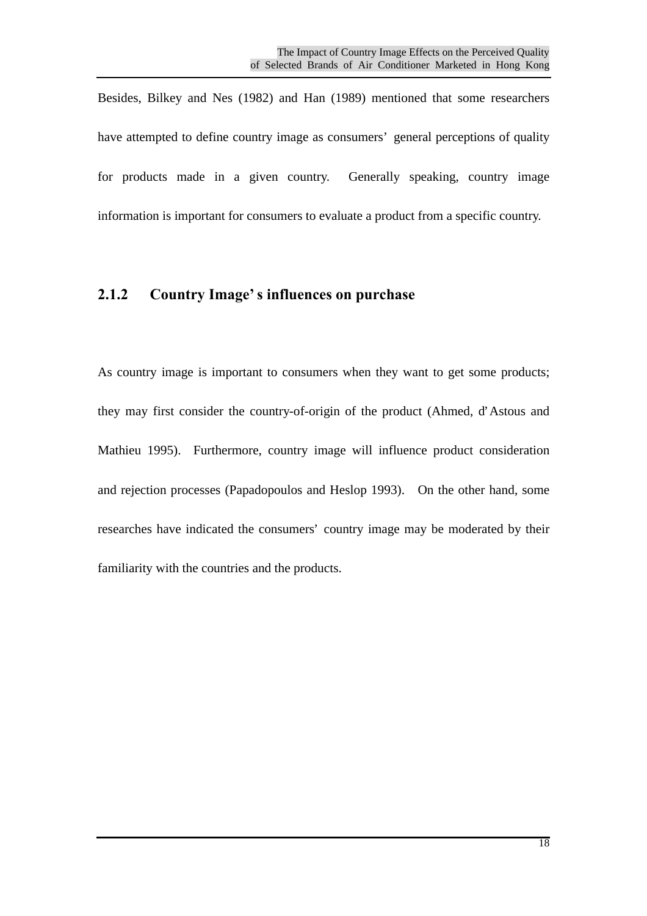Besides, Bilkey and Nes (1982) and Han (1989) mentioned that some researchers have attempted to define country image as consumers' general perceptions of quality for products made in a given country. Generally speaking, country image information is important for consumers to evaluate a product from a specific country.

### 2.1.2 Country Image's influences on purchase

As country image is important to consumers when they want to get some products; they may first consider the country-of-origin of the product (Ahmed, d'Astous and Mathieu 1995). Furthermore, country image will influence product consideration and rejection processes (Papadopoulos and Heslop 1993). On the other hand, some researches have indicated the consumers' country image may be moderated by their familiarity with the countries and the products.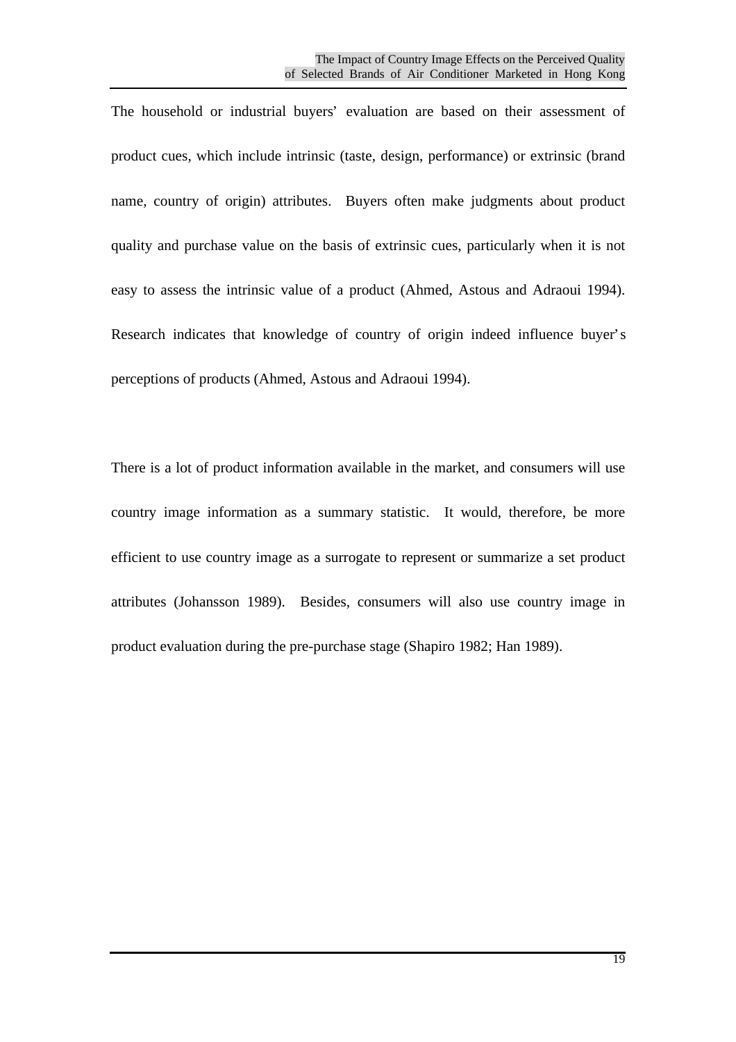The household or industrial buyers' evaluation are based on their assessment of product cues, which include intrinsic (taste, design, performance) or extrinsic (brand name, country of origin) attributes. Buyers often make judgments about product quality and purchase value on the basis of extrinsic cues, particularly when it is not easy to assess the intrinsic value of a product (Ahmed, Astous and Adraoui 1994). Research indicates that knowledge of country of origin indeed influence buyer's perceptions of products (Ahmed, Astous and Adraoui 1994).

There is a lot of product information available in the market, and consumers will use country image information as a summary statistic. It would, therefore, be more efficient to use country image as a surrogate to represent or summarize a set product attributes (Johansson 1989). Besides, consumers will also use country image in product evaluation during the pre-purchase stage (Shapiro 1982; Han 1989).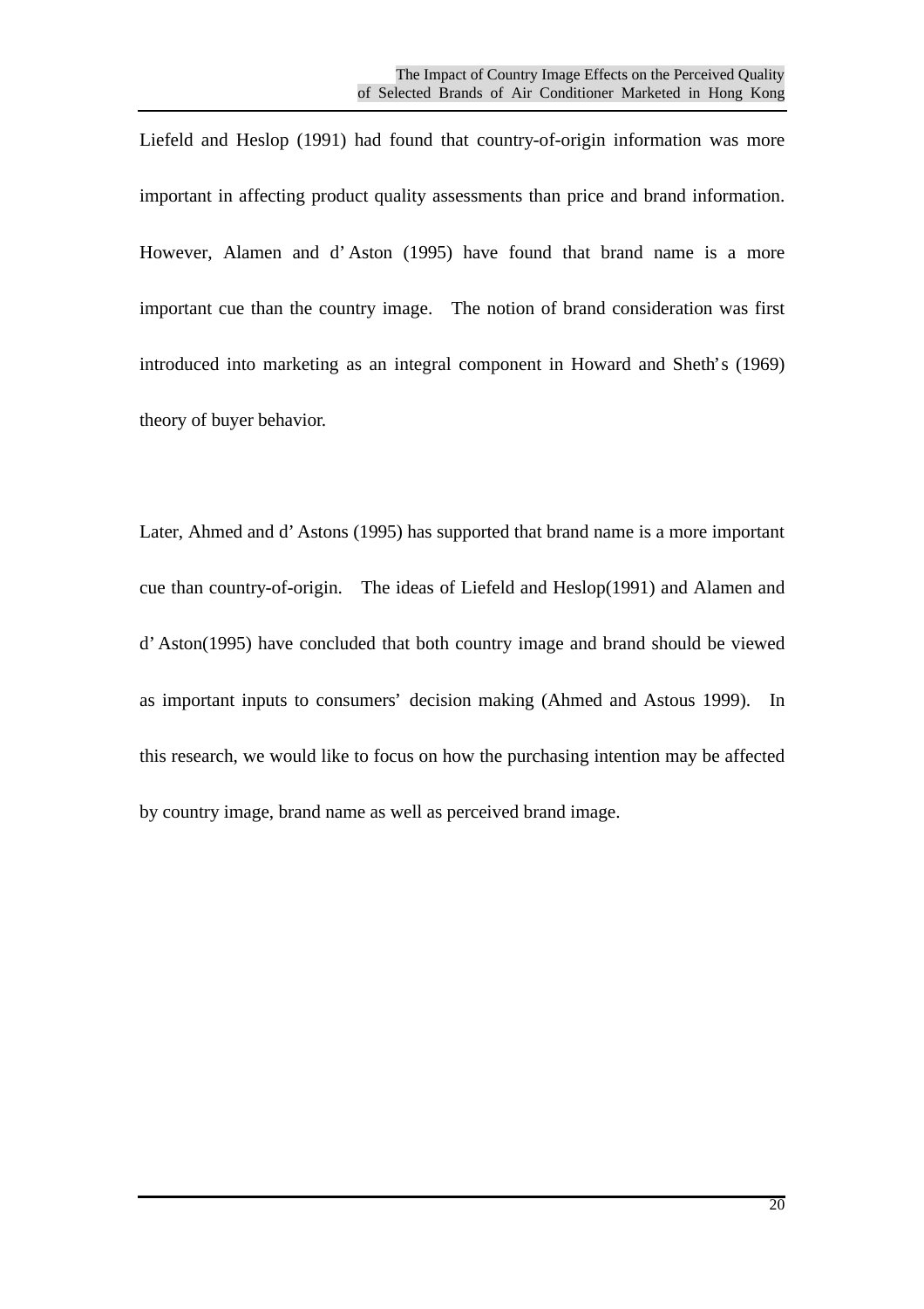Liefeld and Heslop (1991) had found that country-of-origin information was more important in affecting product quality assessments than price and brand information. However, Alamen and d' Aston (1995) have found that brand name is a more important cue than the country image. The notion of brand consideration was first introduced into marketing as an integral component in Howard and Sheth's (1969) theory of buyer behavior.

Later, Ahmed and d' Astons (1995) has supported that brand name is a more important cue than country-of-origin. The ideas of Liefeld and Heslop(1991) and Alamen and d' Aston(1995) have concluded that both country image and brand should be viewed as important inputs to consumers' decision making (Ahmed and Astous 1999). In this research, we would like to focus on how the purchasing intention may be affected by country image, brand name as well as perceived brand image.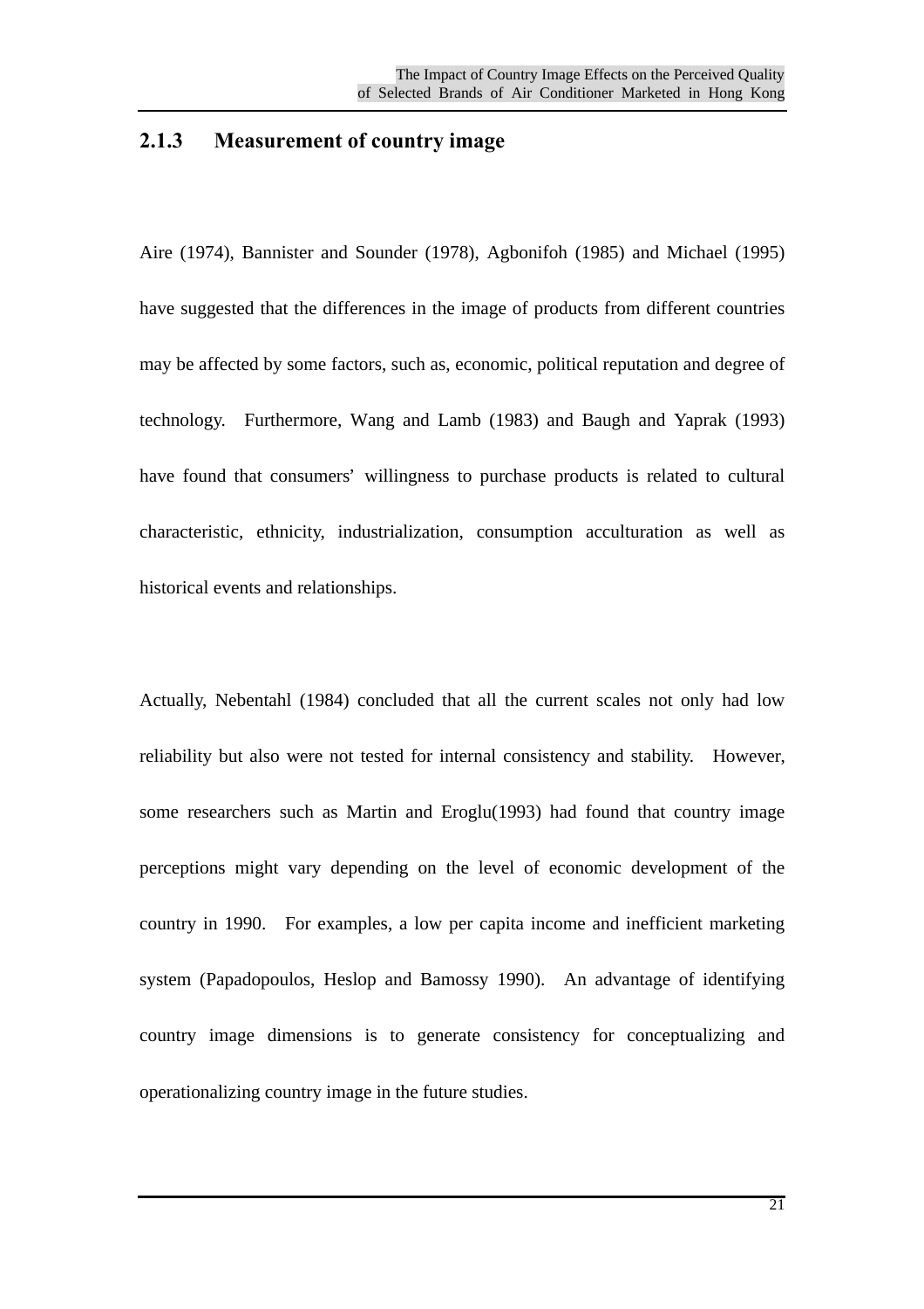### 2.1.3 Measurement of country image

Aire (1974), Bannister and Sounder (1978), Agbonifoh (1985) and Michael (1995) have suggested that the differences in the image of products from different countries may be affected by some factors, such as, economic, political reputation and degree of technology. Furthermore, Wang and Lamb (1983) and Baugh and Yaprak (1993) have found that consumers' willingness to purchase products is related to cultural characteristic, ethnicity, industrialization, consumption acculturation as well as historical events and relationships.

Actually, Nebentahl (1984) concluded that all the current scales not only had low reliability but also were not tested for internal consistency and stability. However, some researchers such as Martin and Eroglu(1993) had found that country image perceptions might vary depending on the level of economic development of the country in 1990. For examples, a low per capita income and inefficient marketing system (Papadopoulos, Heslop and Bamossy 1990). An advantage of identifying country image dimensions is to generate consistency for conceptualizing and operationalizing country image in the future studies.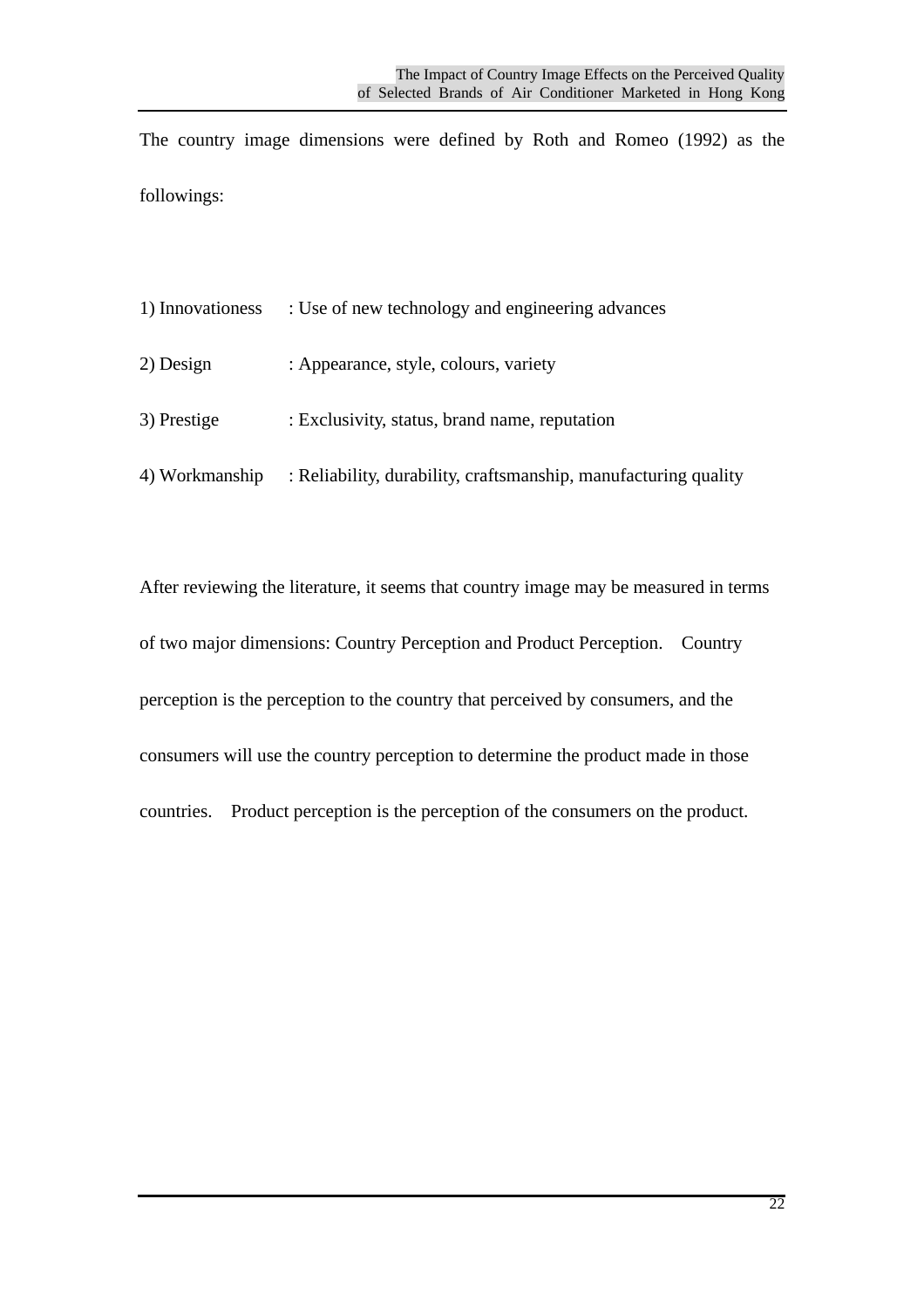The country image dimensions were defined by Roth and Romeo (1992) as the followings:

1) Innovationess : Use of new technology and engineering advances

2) Design : Appearance, style, colours, variety

3) Prestige : Exclusivity, status, brand name, reputation

4) Workmanship : Reliability, durability, craftsmanship, manufacturing quality

After reviewing the literature, it seems that country image may be measured in terms of two major dimensions: Country Perception and Product Perception. Country perception is the perception to the country that perceived by consumers, and the consumers will use the country perception to determine the product made in those countries. Product perception is the perception of the consumers on the product.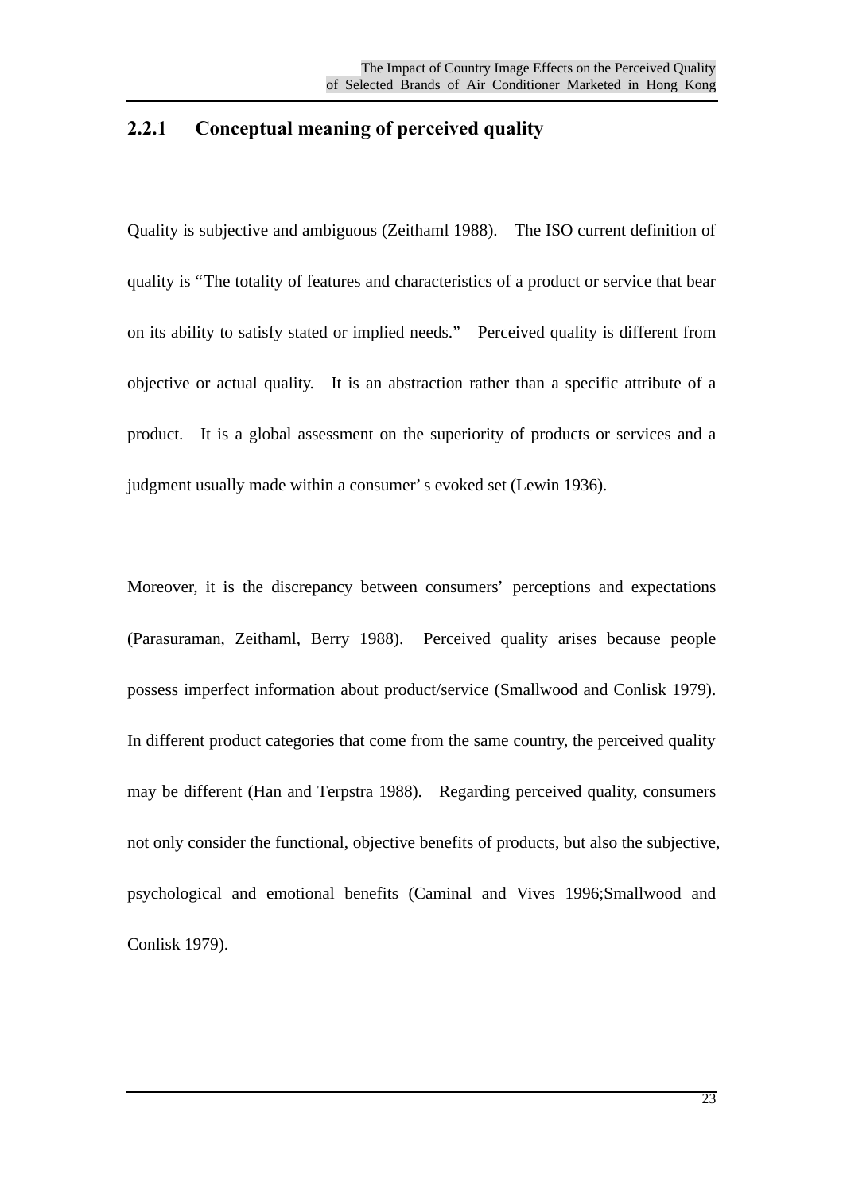### 2.2.1 Conceptual meaning of perceived quality

Quality is subjective and ambiguous (Zeithaml 1988). The ISO current definition of quality is "The totality of features and characteristics of a product or service that bear on its ability to satisfy stated or implied needs." Perceived quality is different from objective or actual quality. It is an abstraction rather than a specific attribute of a product. It is a global assessment on the superiority of products or services and a judgment usually made within a consumer' s evoked set (Lewin 1936).

Moreover, it is the discrepancy between consumers' perceptions and expectations (Parasuraman, Zeithaml, Berry 1988). Perceived quality arises because people possess imperfect information about product/service (Smallwood and Conlisk 1979). In different product categories that come from the same country, the perceived quality may be different (Han and Terpstra 1988). Regarding perceived quality, consumers not only consider the functional, objective benefits of products, but also the subjective, psychological and emotional benefits (Caminal and Vives 1996;Smallwood and Conlisk 1979).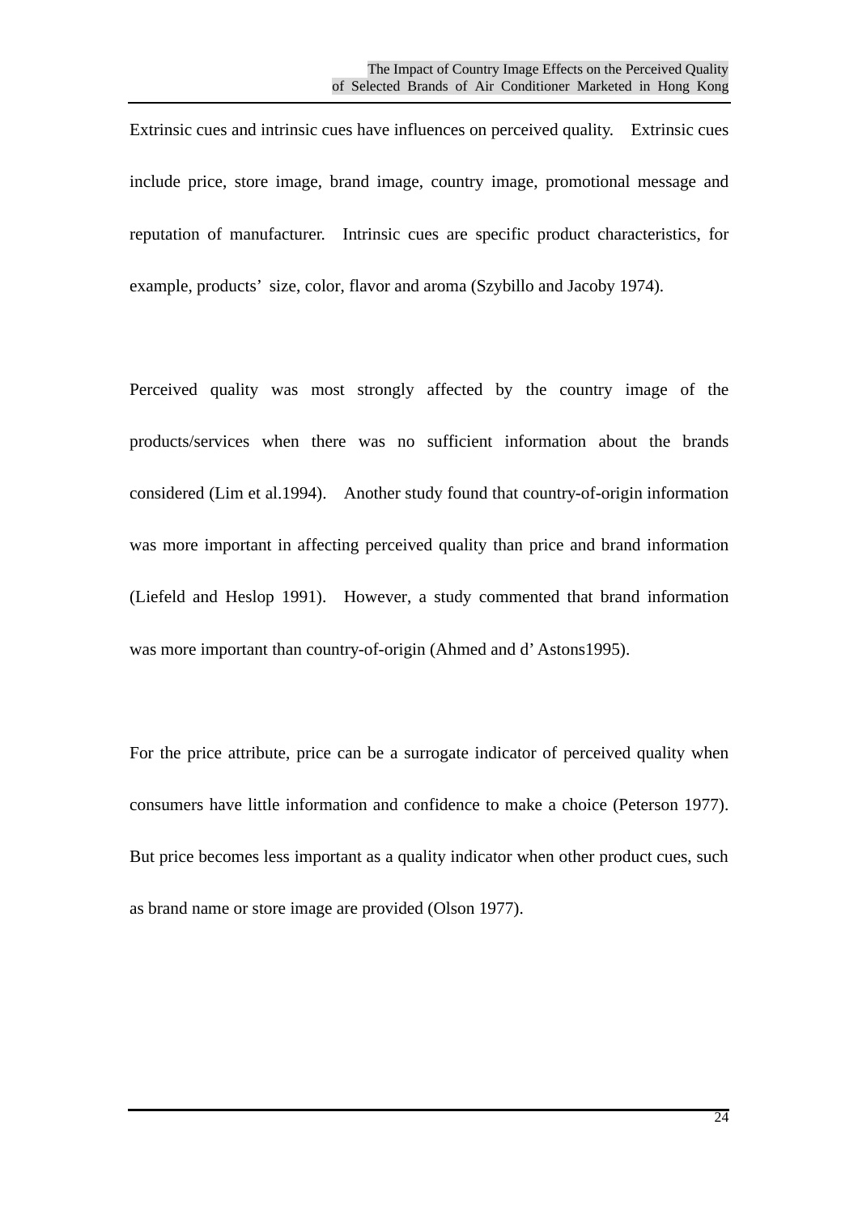Extrinsic cues and intrinsic cues have influences on perceived quality. Extrinsic cues include price, store image, brand image, country image, promotional message and reputation of manufacturer. Intrinsic cues are specific product characteristics, for example, products' size, color, flavor and aroma (Szybillo and Jacoby 1974).

Perceived quality was most strongly affected by the country image of the products/services when there was no sufficient information about the brands considered (Lim et al.1994). Another study found that country-of-origin information was more important in affecting perceived quality than price and brand information (Liefeld and Heslop 1991). However, a study commented that brand information was more important than country-of-origin (Ahmed and d'Astons1995).

For the price attribute, price can be a surrogate indicator of perceived quality when consumers have little information and confidence to make a choice (Peterson 1977). But price becomes less important as a quality indicator when other product cues, such as brand name or store image are provided (Olson 1977).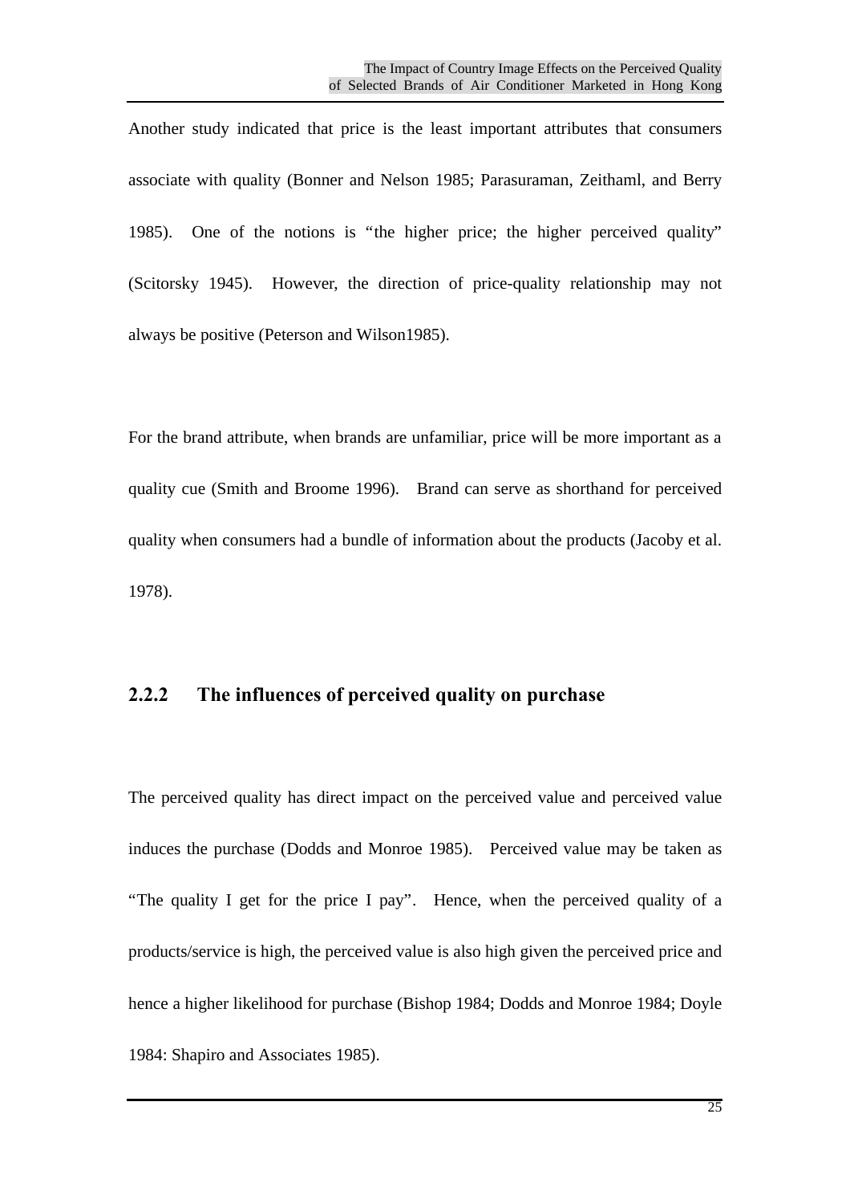Another study indicated that price is the least important attributes that consumers associate with quality (Bonner and Nelson 1985; Parasuraman, Zeithaml, and Berry 1985). One of the notions is “the higher price; the higher perceived quality” (Scitorsky 1945). However, the direction of price-quality relationship may not always be positive (Peterson and Wilson1985).

For the brand attribute, when brands are unfamiliar, price will be more important as a quality cue (Smith and Broome 1996). Brand can serve as shorthand for perceived quality when consumers had a bundle of information about the products (Jacoby et al. 1978).

### 2.2.2 The influences of perceived quality on purchase

The perceived quality has direct impact on the perceived value and perceived value induces the purchase (Dodds and Monroe 1985). Perceived value may be taken as “The quality I get for the price I pay”. Hence, when the perceived quality of a products/service is high, the perceived value is also high given the perceived price and hence a higher likelihood for purchase (Bishop 1984; Dodds and Monroe 1984; Doyle 1984: Shapiro and Associates 1985).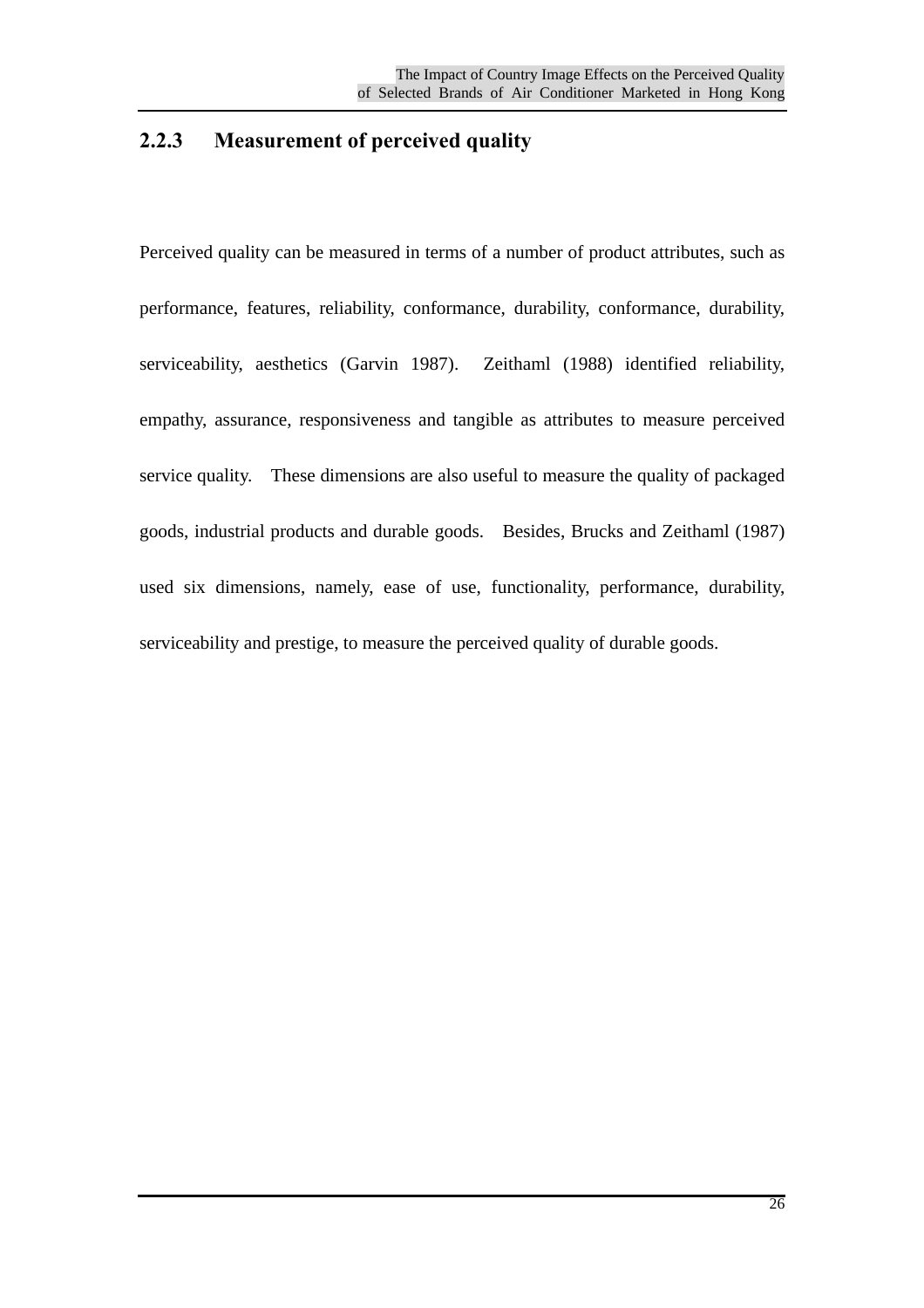### 2.2.3 Measurement of perceived quality

Perceived quality can be measured in terms of a number of product attributes, such as performance, features, reliability, conformance, durability, conformance, durability, serviceability, aesthetics (Garvin 1987). Zeithaml (1988) identified reliability, empathy, assurance, responsiveness and tangible as attributes to measure perceived service quality. These dimensions are also useful to measure the quality of packaged goods, industrial products and durable goods. Besides, Brucks and Zeithaml (1987) used six dimensions, namely, ease of use, functionality, performance, durability, serviceability and prestige, to measure the perceived quality of durable goods.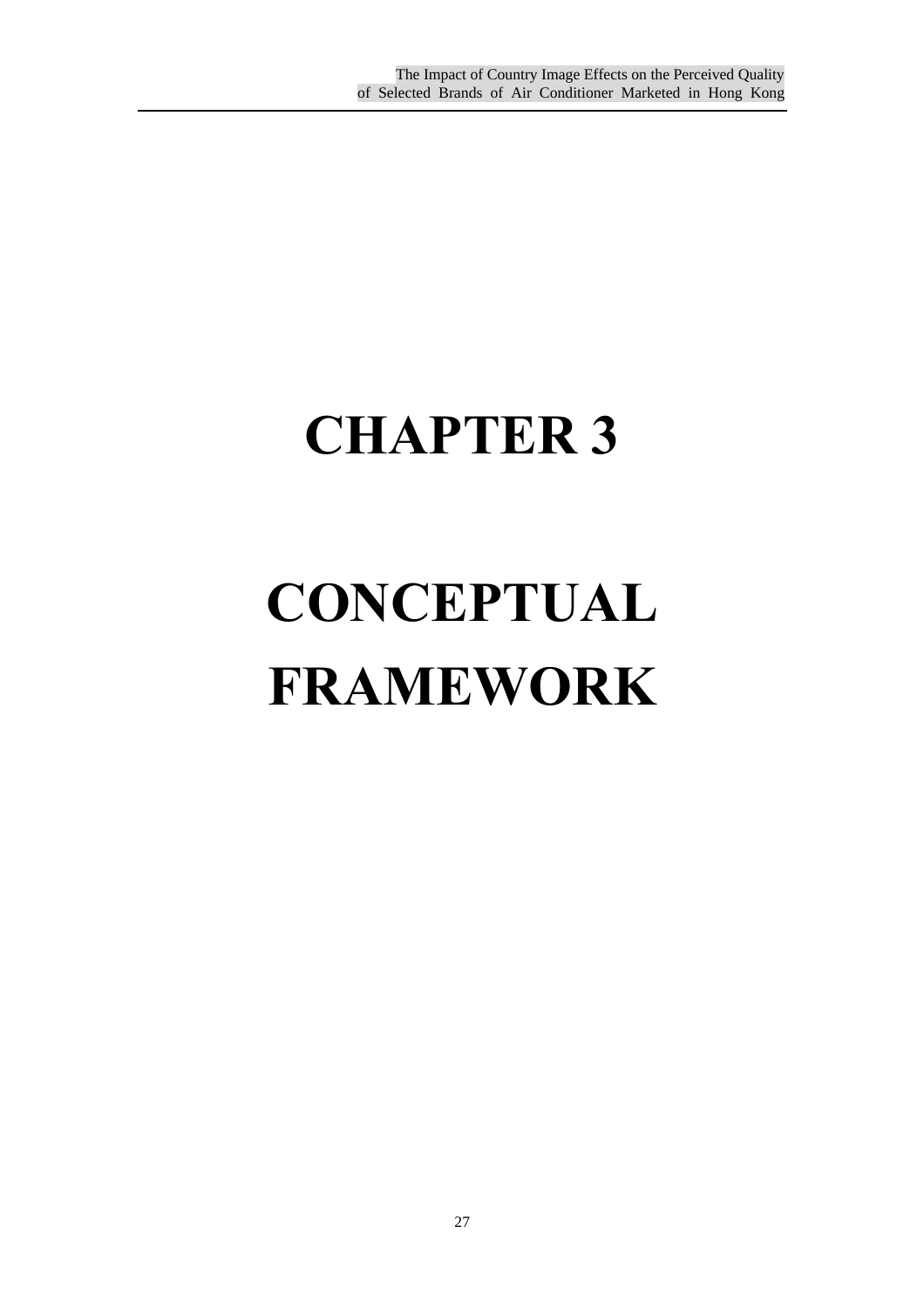# CHAPTER 3

# CONCEPTUAL FRAMEWORK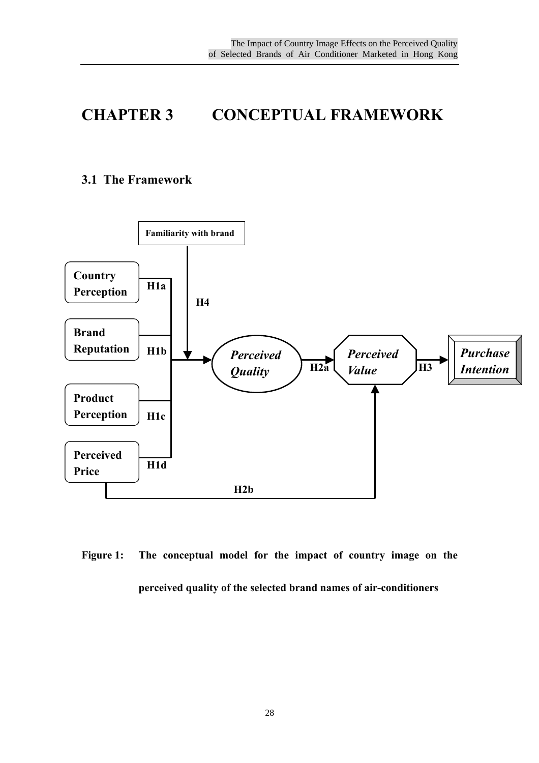# CHAPTER 3 CONCEPTUAL FRAMEWORK

## 3.1 The Framework

Familiarity with brand

Country Perception

Brand Reputation

Product Perception

Perceived Price

H1a

H1b

H1c

H1d

H4

*Perceived Quality*

H2a

*Perceived Value*

H3

*Purchase Intention*

H2b

**Figure 1: The conceptual model for the impact of country image on the perceived quality of the selected brand names of air-conditioners**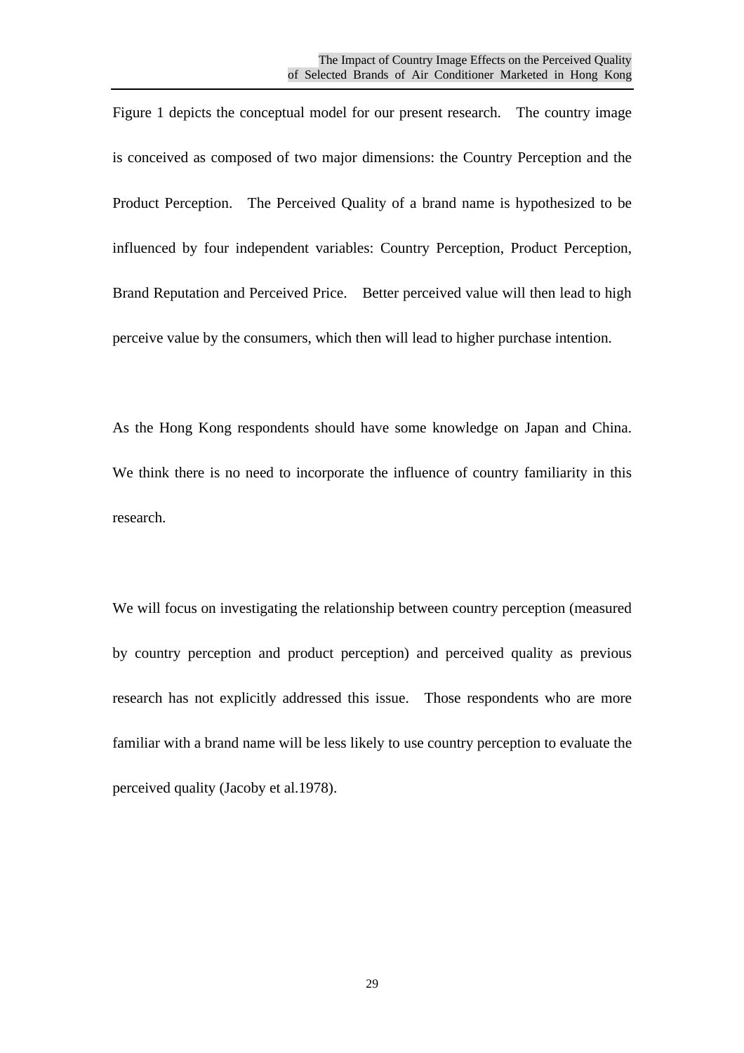Figure 1 depicts the conceptual model for our present research. The country image is conceived as composed of two major dimensions: the Country Perception and the Product Perception. The Perceived Quality of a brand name is hypothesized to be influenced by four independent variables: Country Perception, Product Perception, Brand Reputation and Perceived Price. Better perceived value will then lead to high perceive value by the consumers, which then will lead to higher purchase intention.

As the Hong Kong respondents should have some knowledge on Japan and China. We think there is no need to incorporate the influence of country familiarity in this research.

We will focus on investigating the relationship between country perception (measured by country perception and product perception) and perceived quality as previous research has not explicitly addressed this issue. Those respondents who are more familiar with a brand name will be less likely to use country perception to evaluate the perceived quality (Jacoby et al.1978).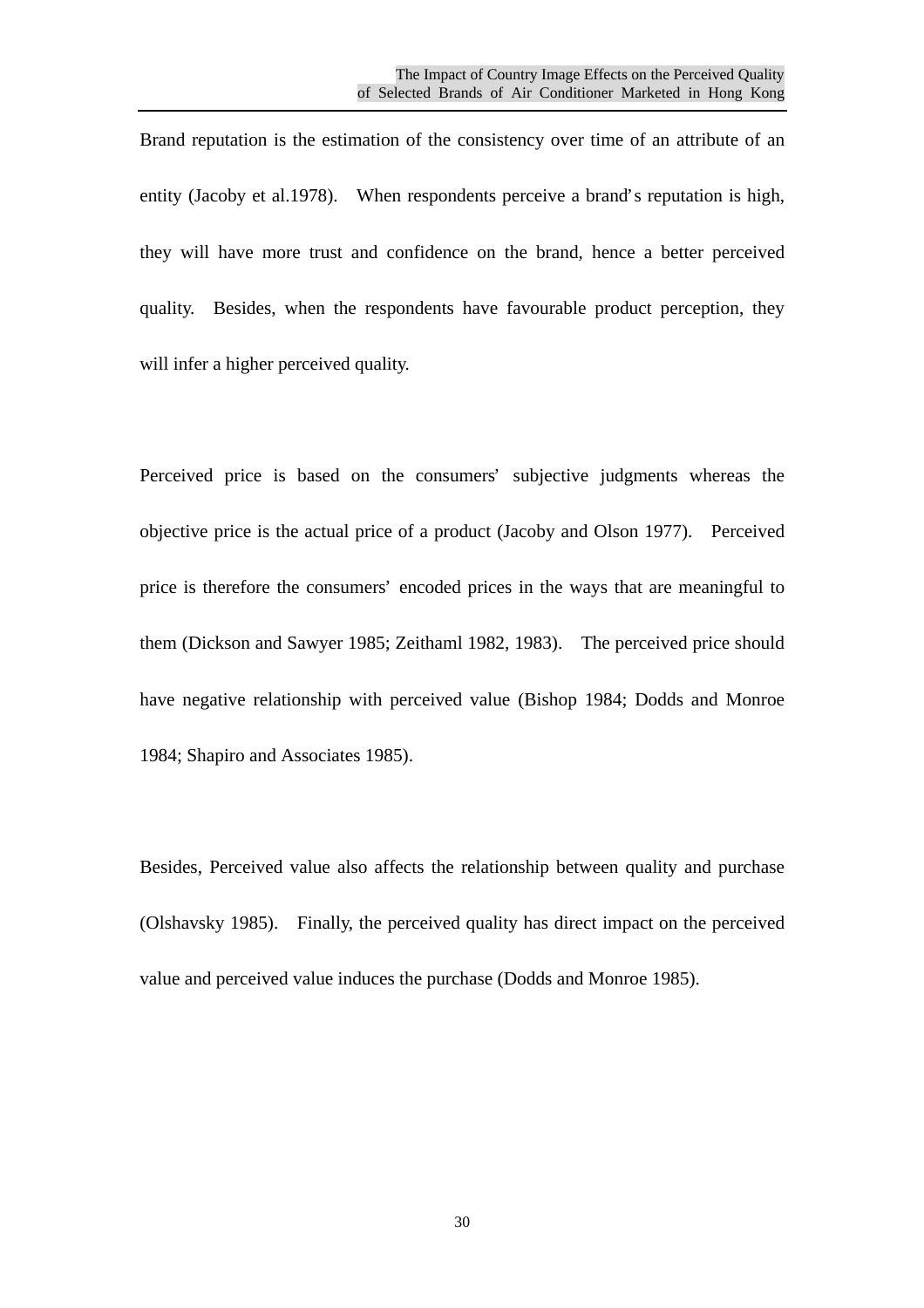Brand reputation is the estimation of the consistency over time of an attribute of an entity (Jacoby et al.1978). When respondents perceive a brand's reputation is high, they will have more trust and confidence on the brand, hence a better perceived quality. Besides, when the respondents have favourable product perception, they will infer a higher perceived quality.

Perceived price is based on the consumers' subjective judgments whereas the objective price is the actual price of a product (Jacoby and Olson 1977). Perceived price is therefore the consumers' encoded prices in the ways that are meaningful to them (Dickson and Sawyer 1985; Zeithaml 1982, 1983). The perceived price should have negative relationship with perceived value (Bishop 1984; Dodds and Monroe 1984; Shapiro and Associates 1985).

Besides, Perceived value also affects the relationship between quality and purchase (Olshavsky 1985). Finally, the perceived quality has direct impact on the perceived value and perceived value induces the purchase (Dodds and Monroe 1985).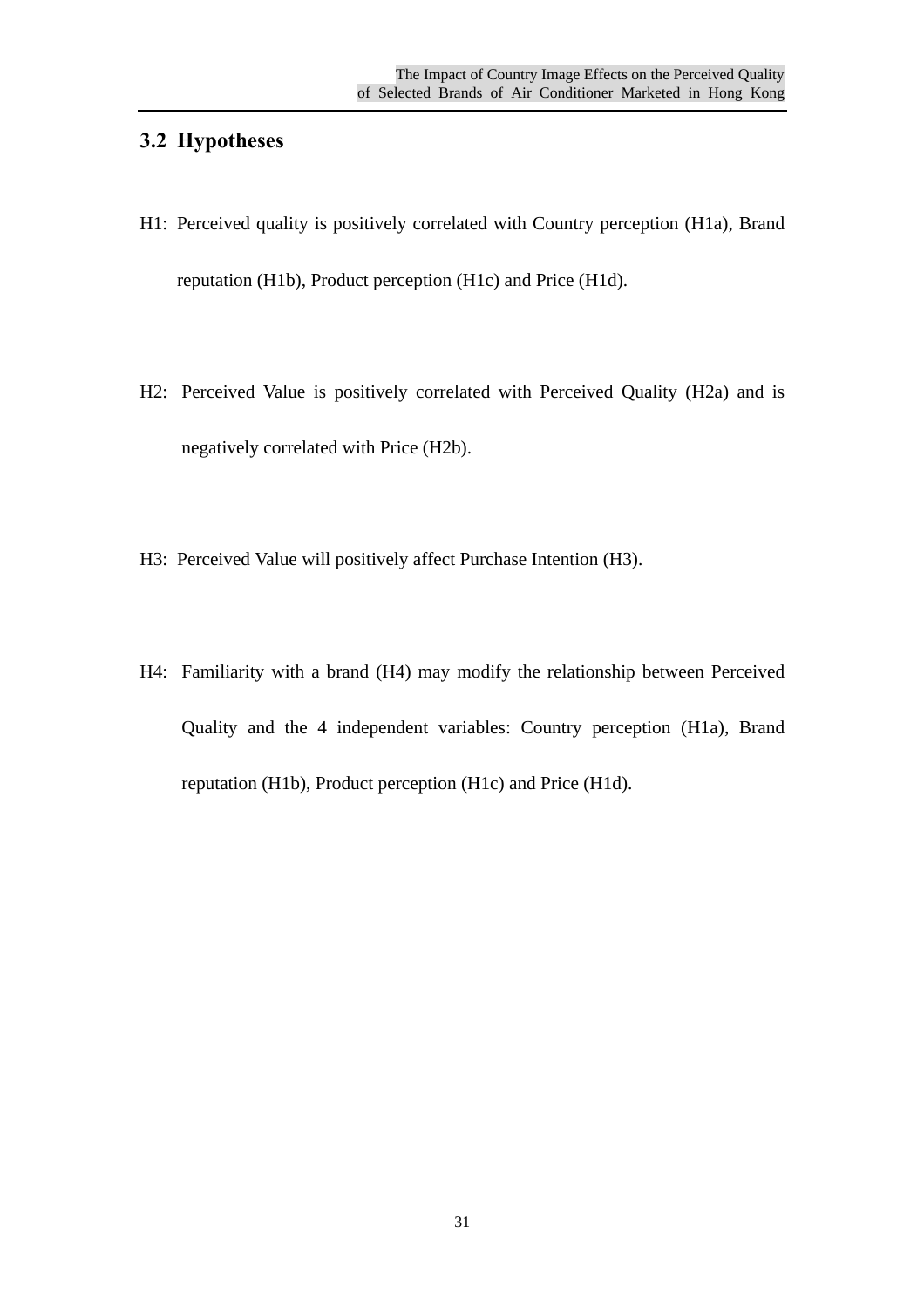## 3.2 Hypotheses

H1: Perceived quality is positively correlated with Country perception (H1a), Brand reputation (H1b), Product perception (H1c) and Price (H1d).

H2: Perceived Value is positively correlated with Perceived Quality (H2a) and is negatively correlated with Price (H2b).

H3: Perceived Value will positively affect Purchase Intention (H3).

H4: Familiarity with a brand (H4) may modify the relationship between Perceived Quality and the 4 independent variables: Country perception (H1a), Brand reputation (H1b), Product perception (H1c) and Price (H1d).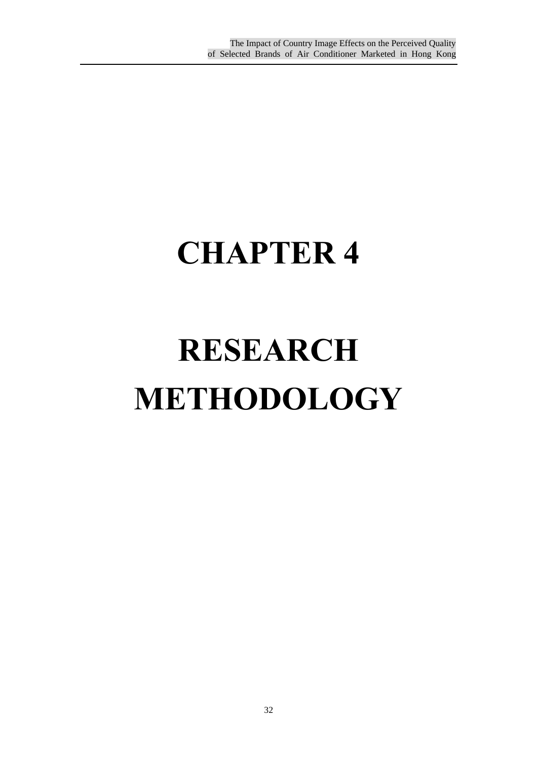# CHAPTER 4

# RESEARCH METHODOLOGY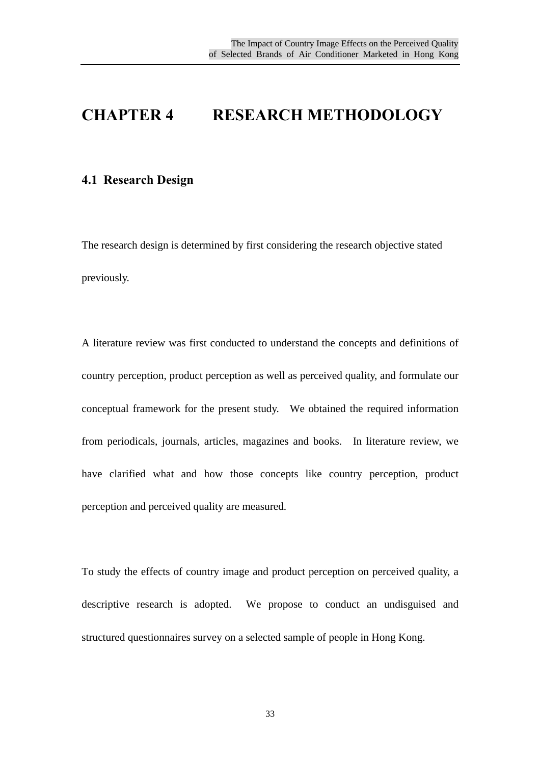# CHAPTER 4 RESEARCH METHODOLOGY

## 4.1 Research Design

The research design is determined by first considering the research objective stated previously.

A literature review was first conducted to understand the concepts and definitions of country perception, product perception as well as perceived quality, and formulate our conceptual framework for the present study. We obtained the required information from periodicals, journals, articles, magazines and books. In literature review, we have clarified what and how those concepts like country perception, product perception and perceived quality are measured.

To study the effects of country image and product perception on perceived quality, a descriptive research is adopted. We propose to conduct an undisguised and structured questionnaires survey on a selected sample of people in Hong Kong.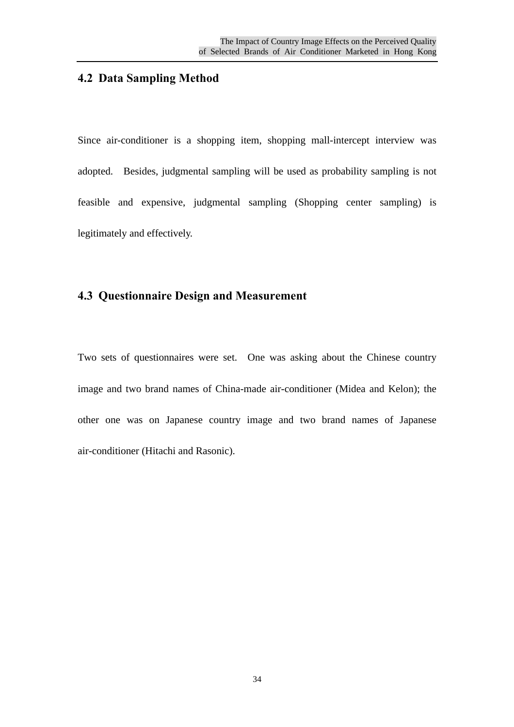## 4.2 Data Sampling Method

Since air-conditioner is a shopping item, shopping mall-intercept interview was adopted. Besides, judgmental sampling will be used as probability sampling is not feasible and expensive, judgmental sampling (Shopping center sampling) is legitimately and effectively.

## 4.3 Questionnaire Design and Measurement

Two sets of questionnaires were set. One was asking about the Chinese country image and two brand names of China-made air-conditioner (Midea and Kelon); the other one was on Japanese country image and two brand names of Japanese air-conditioner (Hitachi and Rasonic).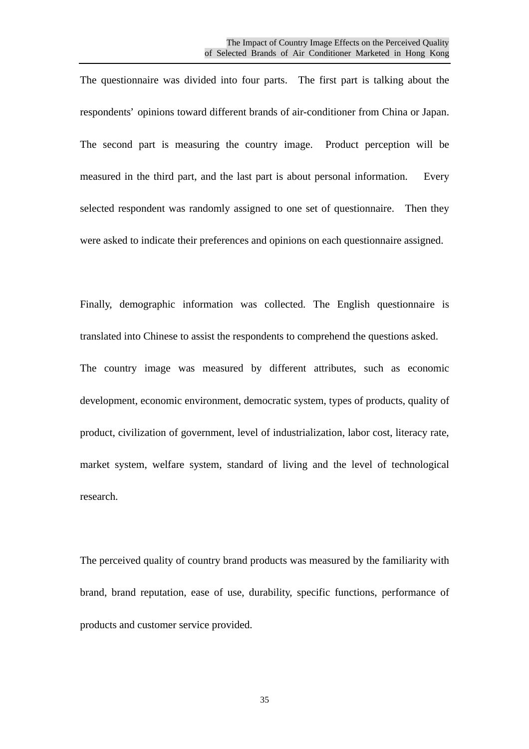The questionnaire was divided into four parts. The first part is talking about the respondents' opinions toward different brands of air-conditioner from China or Japan. The second part is measuring the country image. Product perception will be measured in the third part, and the last part is about personal information. Every selected respondent was randomly assigned to one set of questionnaire. Then they were asked to indicate their preferences and opinions on each questionnaire assigned.

Finally, demographic information was collected. The English questionnaire is translated into Chinese to assist the respondents to comprehend the questions asked. The country image was measured by different attributes, such as economic development, economic environment, democratic system, types of products, quality of product, civilization of government, level of industrialization, labor cost, literacy rate, market system, welfare system, standard of living and the level of technological research.

The perceived quality of country brand products was measured by the familiarity with brand, brand reputation, ease of use, durability, specific functions, performance of products and customer service provided.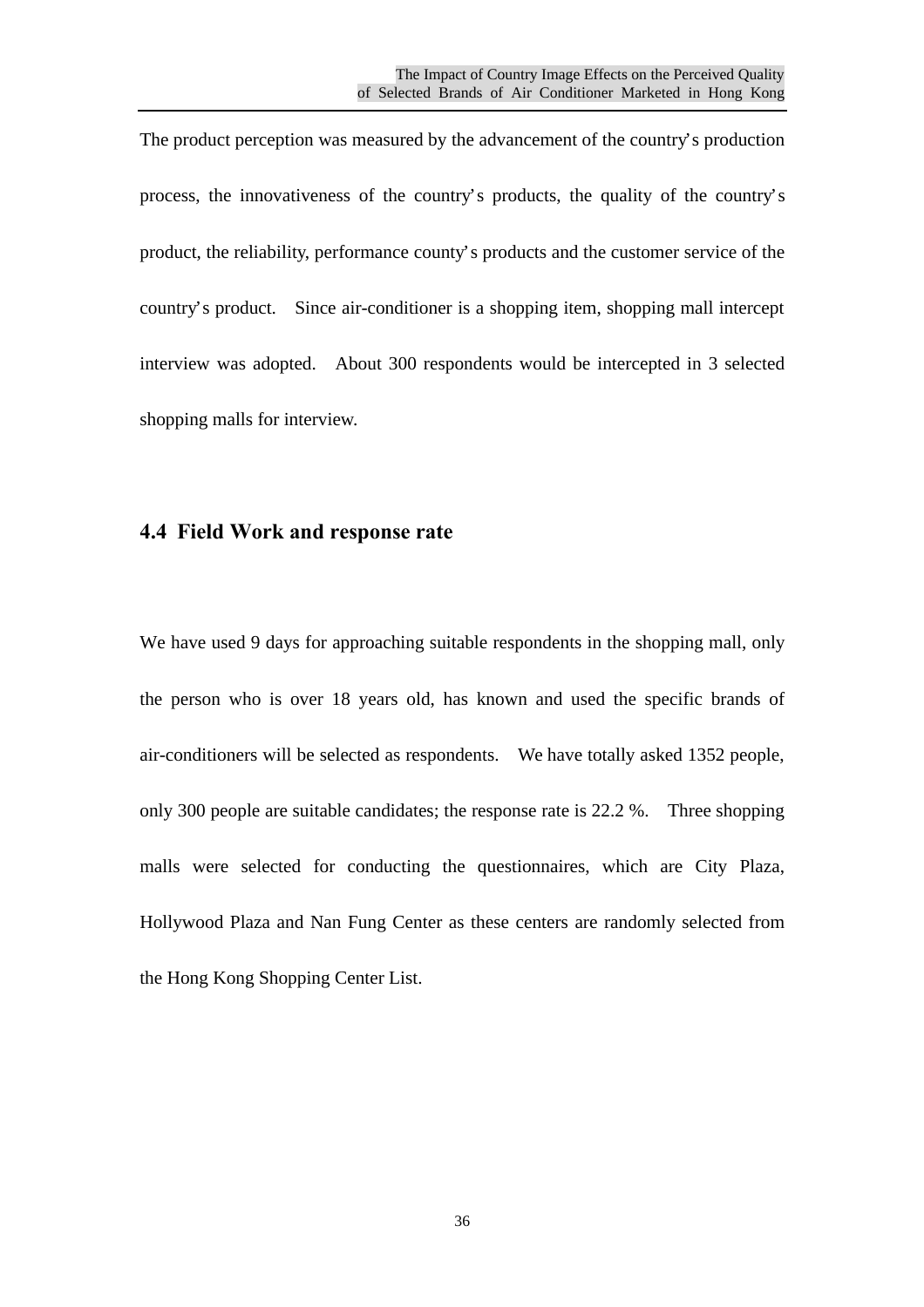The product perception was measured by the advancement of the country's production process, the innovativeness of the country's products, the quality of the country's product, the reliability, performance county's products and the customer service of the country's product. Since air-conditioner is a shopping item, shopping mall intercept interview was adopted. About 300 respondents would be intercepted in 3 selected shopping malls for interview.

## 4.4 Field Work and response rate

We have used 9 days for approaching suitable respondents in the shopping mall, only the person who is over 18 years old, has known and used the specific brands of air-conditioners will be selected as respondents. We have totally asked 1352 people, only 300 people are suitable candidates; the response rate is 22.2 %. Three shopping malls were selected for conducting the questionnaires, which are City Plaza, Hollywood Plaza and Nan Fung Center as these centers are randomly selected from the Hong Kong Shopping Center List.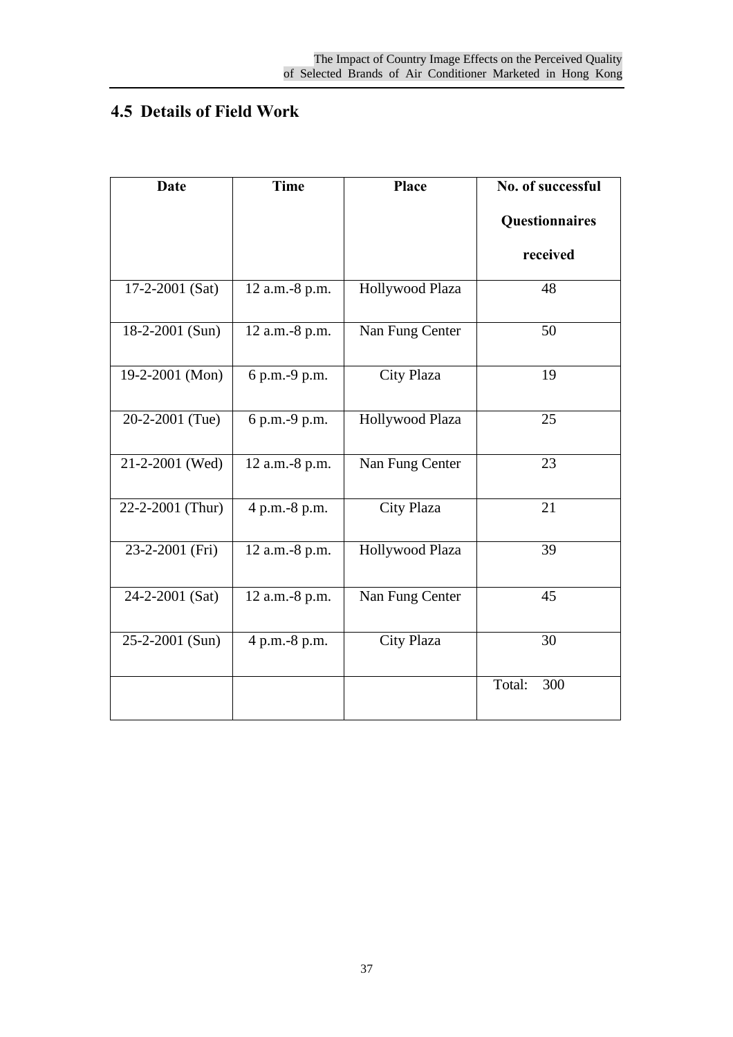## 4.5 Details of Field Work

| Date | Time | Place | No. of successful Questionnaires received |
|---|---|---|---|
| 17-2-2001 (Sat) | 12 a.m.-8 p.m. | Hollywood Plaza | 48 |
| 18-2-2001 (Sun) | 12 a.m.-8 p.m. | Nan Fung Center | 50 |
| 19-2-2001 (Mon) | 6 p.m.-9 p.m. | City Plaza | 19 |
| 20-2-2001 (Tue) | 6 p.m.-9 p.m. | Hollywood Plaza | 25 |
| 21-2-2001 (Wed) | 12 a.m.-8 p.m. | Nan Fung Center | 23 |
| 22-2-2001 (Thur) | 4 p.m.-8 p.m. | City Plaza | 21 |
| 23-2-2001 (Fri) | 12 a.m.-8 p.m. | Hollywood Plaza | 39 |
| 24-2-2001 (Sat) | 12 a.m.-8 p.m. | Nan Fung Center | 45 |
| 25-2-2001 (Sun) | 4 p.m.-8 p.m. | City Plaza | 30 |
| | | | Total: 300 |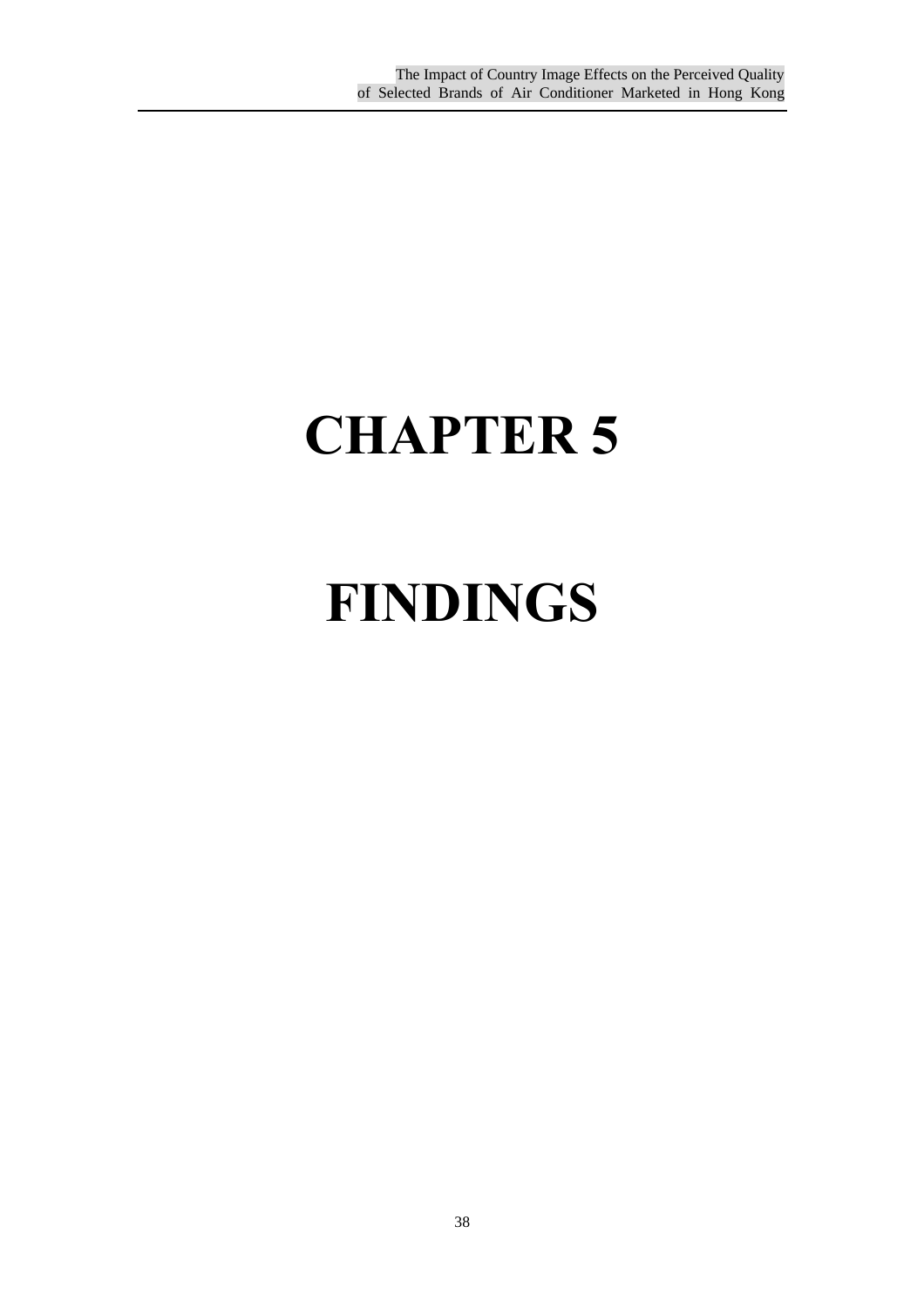# CHAPTER 5

# FINDINGS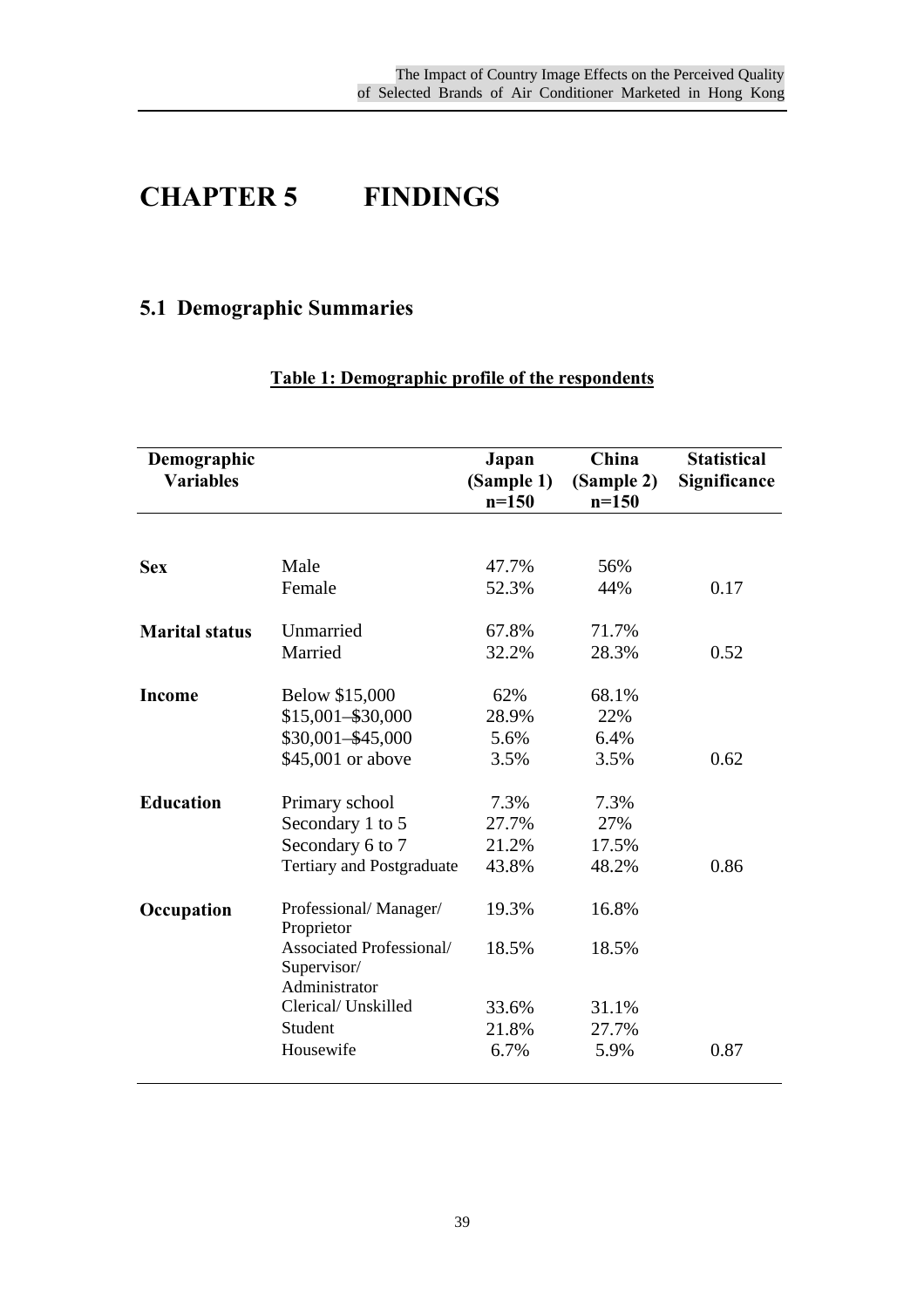# CHAPTER 5 FINDINGS

## 5.1 Demographic Summaries

**Table 1: Demographic profile of the respondents**

| Demographic Variables | | Japan (Sample 1) n=150 | China (Sample 2) n=150 | Statistical Significance |
|---|---|---|---|---|
| **Sex** | Male | 47.7% | 56% | |
| | Female | 52.3% | 44% | 0.17 |
| **Marital status** | Unmarried | 67.8% | 71.7% | |
| | Married | 32.2% | 28.3% | 0.52 |
| **Income** | Below $15,000 | 62% | 68.1% | |
| | $15,001–$30,000 | 28.9% | 22% | |
| | $30,001–$45,000 | 5.6% | 6.4% | |
| | $45,001 or above | 3.5% | 3.5% | 0.62 |
| **Education** | Primary school | 7.3% | 7.3% | |
| | Secondary 1 to 5 | 27.7% | 27% | |
| | Secondary 6 to 7 | 21.2% | 17.5% | |
| | Tertiary and Postgraduate | 43.8% | 48.2% | 0.86 |
| **Occupation** | Professional/ Manager/ Proprietor | 19.3% | 16.8% | |
| | Associated Professional/ Supervisor/ Administrator | 18.5% | 18.5% | |
| | Clerical/ Unskilled | 33.6% | 31.1% | |
| | Student | 21.8% | 27.7% | |
| | Housewife | 6.7% | 5.9% | 0.87 |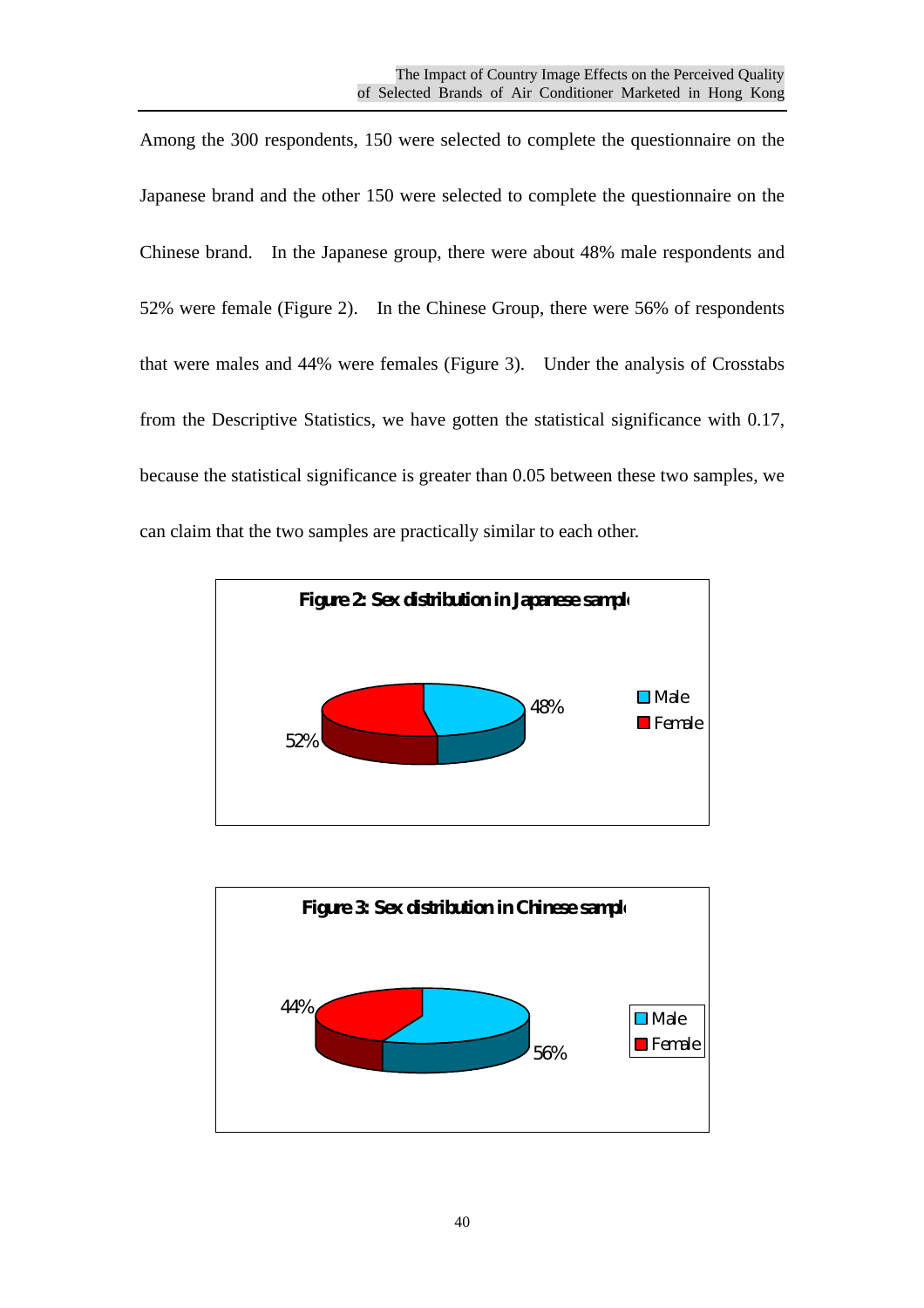Among the 300 respondents, 150 were selected to complete the questionnaire on the Japanese brand and the other 150 were selected to complete the questionnaire on the Chinese brand. In the Japanese group, there were about 48% male respondents and 52% were female (Figure 2). In the Chinese Group, there were 56% of respondents that were males and 44% were females (Figure 3). Under the analysis of Crosstabs from the Descriptive Statistics, we have gotten the statistical significance with 0.17, because the statistical significance is greater than 0.05 between these two samples, we can claim that the two samples are practically similar to each other.

**Figure 2: Sex distribution in Japanese sample**

| Sex | Percentage |
|---|---|
| Male | 48% |
| Female | 52% |

**Figure 3: Sex distribution in Chinese sample**

| Sex | Percentage |
|---|---|
| Male | 56% |
| Female | 44% |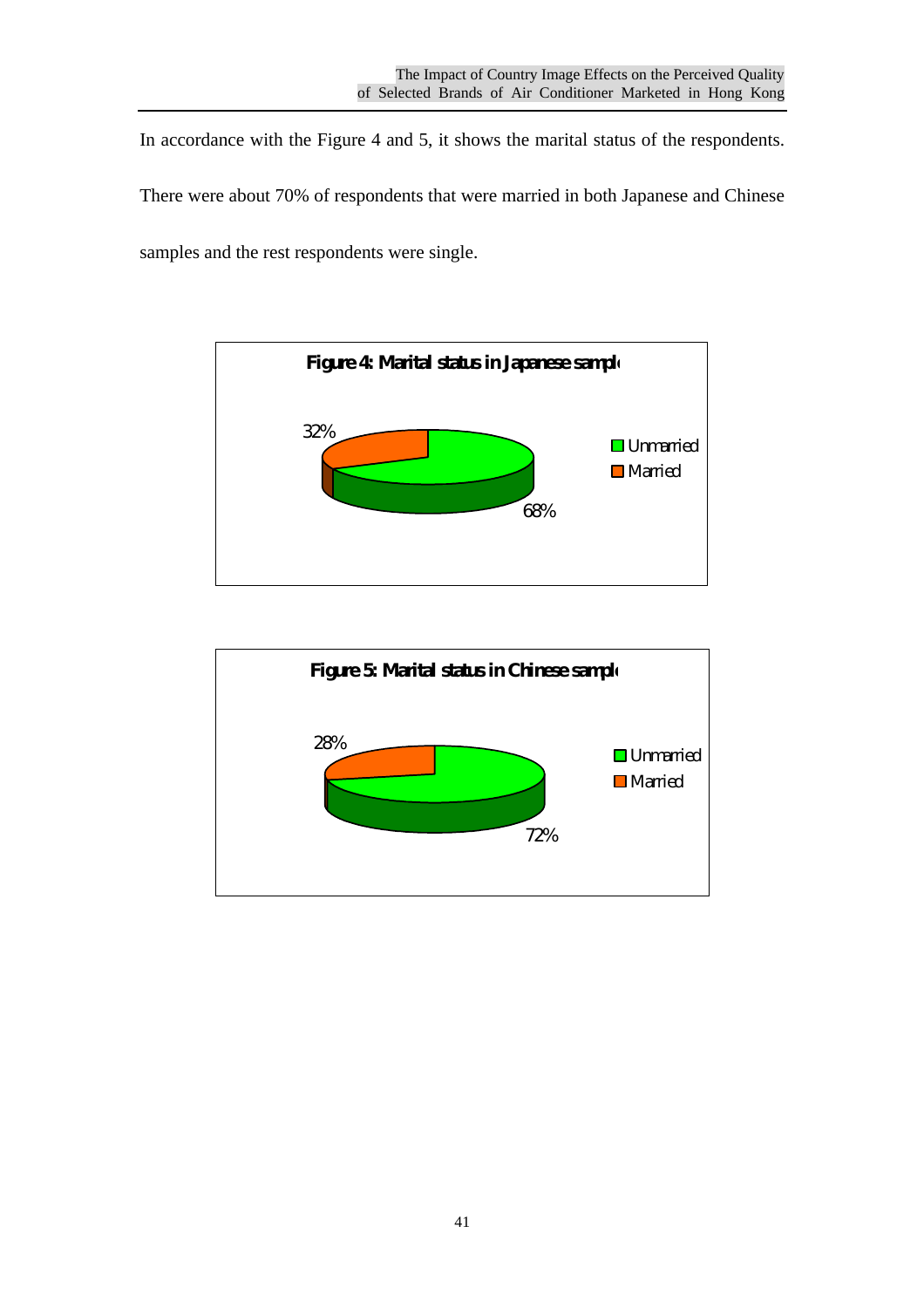In accordance with the Figure 4 and 5, it shows the marital status of the respondents. There were about 70% of respondents that were married in both Japanese and Chinese samples and the rest respondents were single.

**Figure 4: Marital status in Japanese sample**

| Marital status | Percentage |
|---|---|
| Unmarried | 68% |
| Married | 32% |

**Figure 5: Marital status in Chinese sample**

| Marital status | Percentage |
|---|---|
| Unmarried | 72% |
| Married | 28% |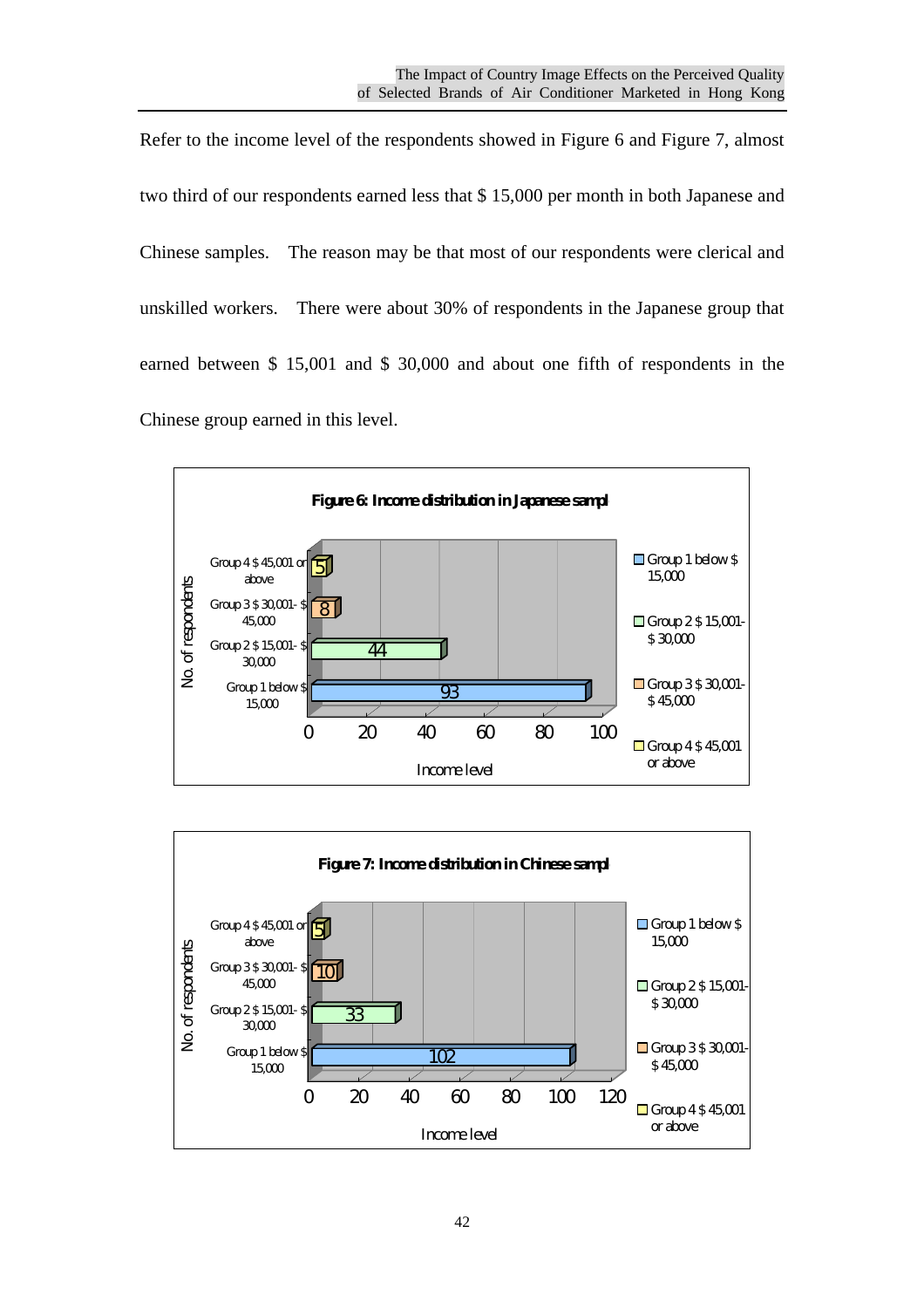Refer to the income level of the respondents showed in Figure 6 and Figure 7, almost two third of our respondents earned less that $ 15,000 per month in both Japanese and Chinese samples. The reason may be that most of our respondents were clerical and unskilled workers. There were about 30% of respondents in the Japanese group that earned between $ 15,001 and $ 30,000 and about one fifth of respondents in the Chinese group earned in this level.

**Figure 6: Income distribution in Japanese sampl**

| Income level | No. of respondents |
|---|---|
| Group 1 below $ 15,000 | 93 |
| Group 2 $ 15,001- $ 30,000 | 44 |
| Group 3 $ 30,001- $ 45,000 | 8 |
| Group 4 $ 45,001 or above | 5 |

**Figure 7: Income distribution in Chinese sampl**

| Income level | No. of respondents |
|---|---|
| Group 1 below $ 15,000 | 102 |
| Group 2 $ 15,001- $ 30,000 | 33 |
| Group 3 $ 30,001- $ 45,000 | 10 |
| Group 4 $ 45,001 or above | 5 |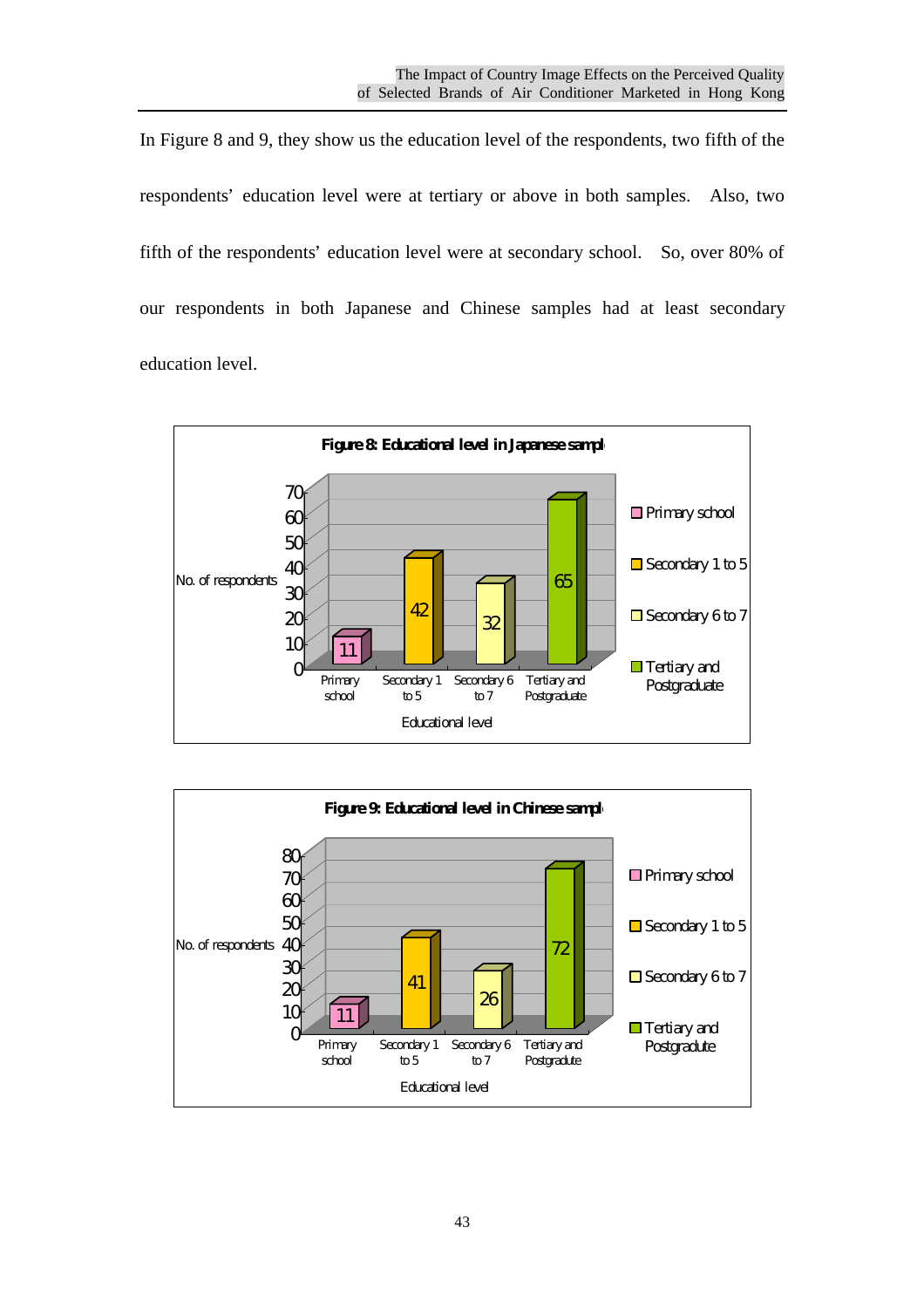In Figure 8 and 9, they show us the education level of the respondents, two fifth of the respondents' education level were at tertiary or above in both samples. Also, two fifth of the respondents' education level were at secondary school. So, over 80% of our respondents in both Japanese and Chinese samples had at least secondary education level.

**Figure 8: Educational level in Japanese sampl**

| Educational level | No. of respondents |
|---|---|
| Primary school | 11 |
| Secondary 1 to 5 | 42 |
| Secondary 6 to 7 | 32 |
| Tertiary and Postgraduate | 65 |

**Figure 9: Educational level in Chinese sampl**

| Educational level | No. of respondents |
|---|---|
| Primary school | 11 |
| Secondary 1 to 5 | 41 |
| Secondary 6 to 7 | 26 |
| Tertiary and Postgradute | 72 |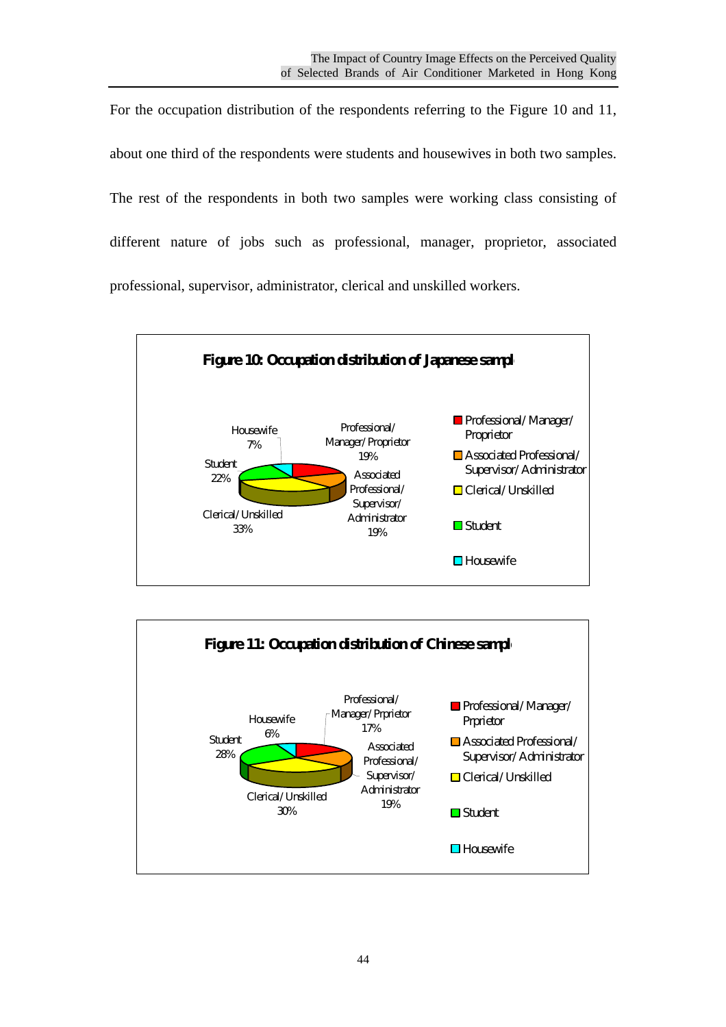For the occupation distribution of the respondents referring to the Figure 10 and 11, about one third of the respondents were students and housewives in both two samples. The rest of the respondents in both two samples were working class consisting of different nature of jobs such as professional, manager, proprietor, associated professional, supervisor, administrator, clerical and unskilled workers.

**Figure 10: Occupation distribution of Japanese sampl**

| Occupation | Percentage |
|---|---|
| Professional/ Manager/ Proprietor | 19% |
| Associated Professional/ Supervisor/ Administrator | 19% |
| Clerical/ Unskilled | 33% |
| Student | 22% |
| Housewife | 7% |

**Figure 11: Occupation distribution of Chinese sampl**

| Occupation | Percentage |
|---|---|
| Professional/ Manager/ Prprietor | 17% |
| Associated Professional/ Supervisor/ Administrator | 19% |
| Clerical/ Unskilled | 30% |
| Student | 28% |
| Housewife | 6% |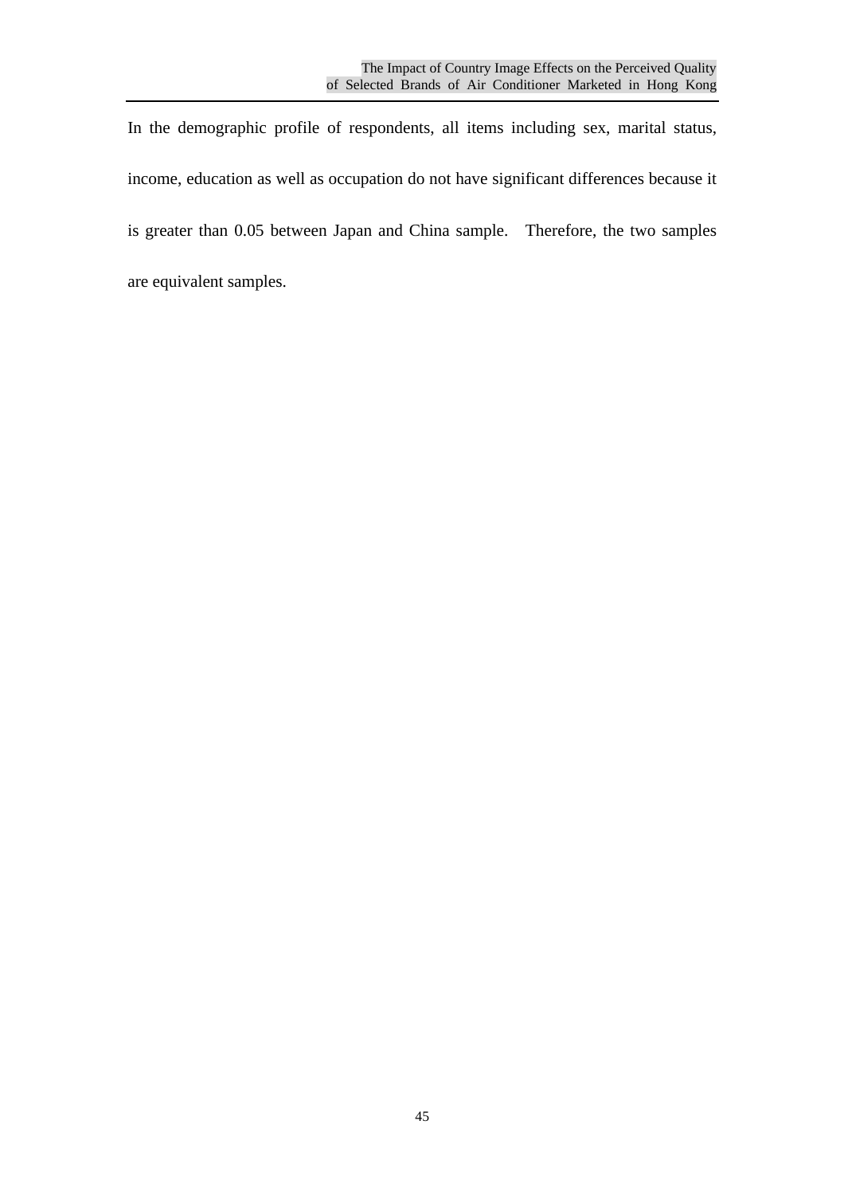In the demographic profile of respondents, all items including sex, marital status, income, education as well as occupation do not have significant differences because it is greater than 0.05 between Japan and China sample. Therefore, the two samples are equivalent samples.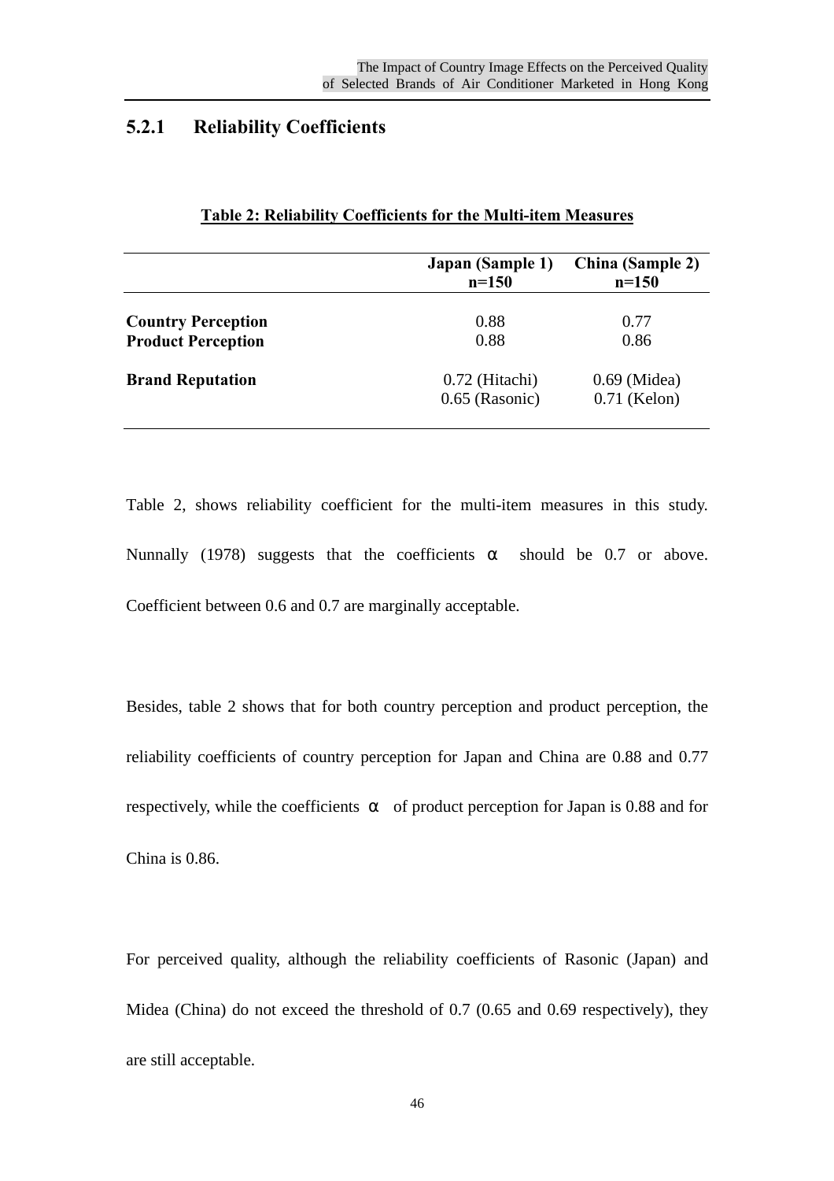### 5.2.1 Reliability Coefficients

**Table 2: Reliability Coefficients for the Multi-item Measures**

| | **Japan (Sample 1) n=150** | **China (Sample 2) n=150** |
|---|---|---|
| **Country Perception** | 0.88 | 0.77 |
| **Product Perception** | 0.88 | 0.86 |
| **Brand Reputation** | 0.72 (Hitachi) | 0.69 (Midea) |
| | 0.65 (Rasonic) | 0.71 (Kelon) |

Table 2, shows reliability coefficient for the multi-item measures in this study. Nunnally (1978) suggests that the coefficients $\alpha$ should be 0.7 or above. Coefficient between 0.6 and 0.7 are marginally acceptable.

Besides, table 2 shows that for both country perception and product perception, the reliability coefficients of country perception for Japan and China are 0.88 and 0.77 respectively, while the coefficients $\alpha$ of product perception for Japan is 0.88 and for China is 0.86.

For perceived quality, although the reliability coefficients of Rasonic (Japan) and Midea (China) do not exceed the threshold of 0.7 (0.65 and 0.69 respectively), they are still acceptable.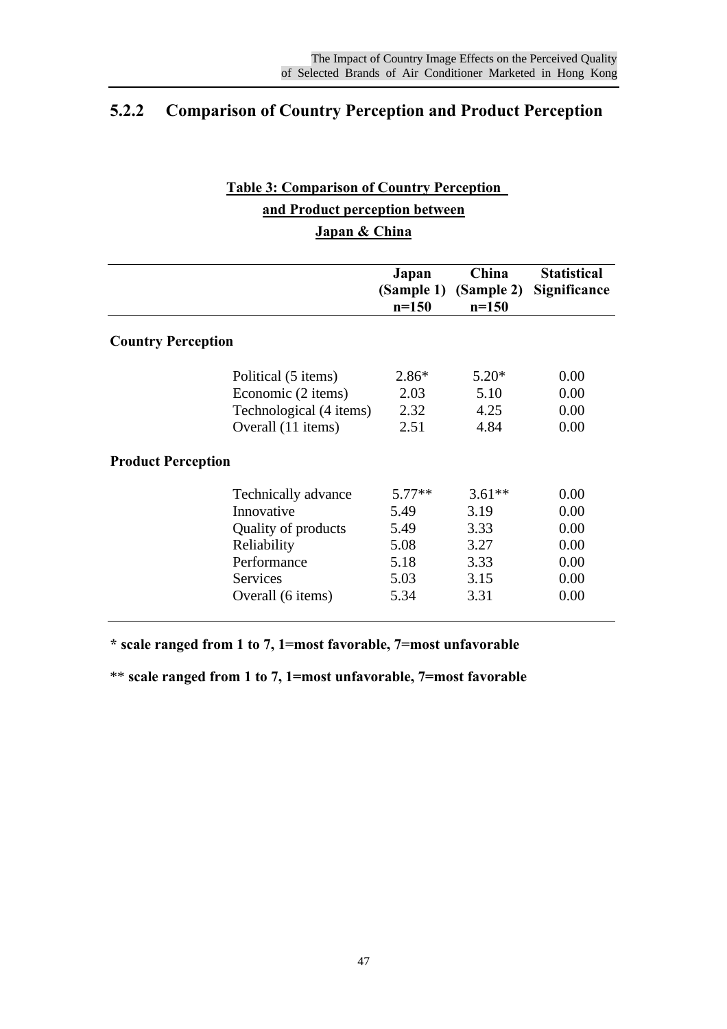## 5.2.2 Comparison of Country Perception and Product Perception

**Table 3: Comparison of Country Perception and Product perception between Japan & China**

| | | Japan (Sample 1) n=150 | China (Sample 2) n=150 | Statistical Significance |
|---|---|---|---|---|
| **Country Perception** | | | | |
| | Political (5 items) | 2.86* | 5.20* | 0.00 |
| | Economic (2 items) | 2.03 | 5.10 | 0.00 |
| | Technological (4 items) | 2.32 | 4.25 | 0.00 |
| | Overall (11 items) | 2.51 | 4.84 | 0.00 |
| **Product Perception** | | | | |
| | Technically advance | 5.77** | 3.61** | 0.00 |
| | Innovative | 5.49 | 3.19 | 0.00 |
| | Quality of products | 5.49 | 3.33 | 0.00 |
| | Reliability | 5.08 | 3.27 | 0.00 |
| | Performance | 5.18 | 3.33 | 0.00 |
| | Services | 5.03 | 3.15 | 0.00 |
| | Overall (6 items) | 5.34 | 3.31 | 0.00 |

**\* scale ranged from 1 to 7, 1=most favorable, 7=most unfavorable**

\*\* **scale ranged from 1 to 7, 1=most unfavorable, 7=most favorable**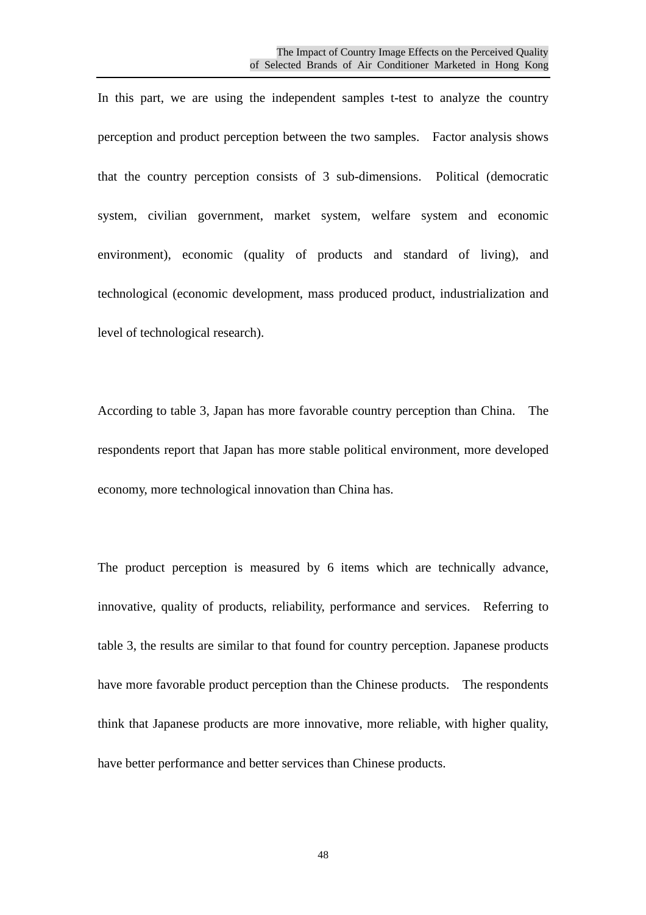In this part, we are using the independent samples t-test to analyze the country perception and product perception between the two samples. Factor analysis shows that the country perception consists of 3 sub-dimensions. Political (democratic system, civilian government, market system, welfare system and economic environment), economic (quality of products and standard of living), and technological (economic development, mass produced product, industrialization and level of technological research).

According to table 3, Japan has more favorable country perception than China. The respondents report that Japan has more stable political environment, more developed economy, more technological innovation than China has.

The product perception is measured by 6 items which are technically advance, innovative, quality of products, reliability, performance and services. Referring to table 3, the results are similar to that found for country perception. Japanese products have more favorable product perception than the Chinese products. The respondents think that Japanese products are more innovative, more reliable, with higher quality, have better performance and better services than Chinese products.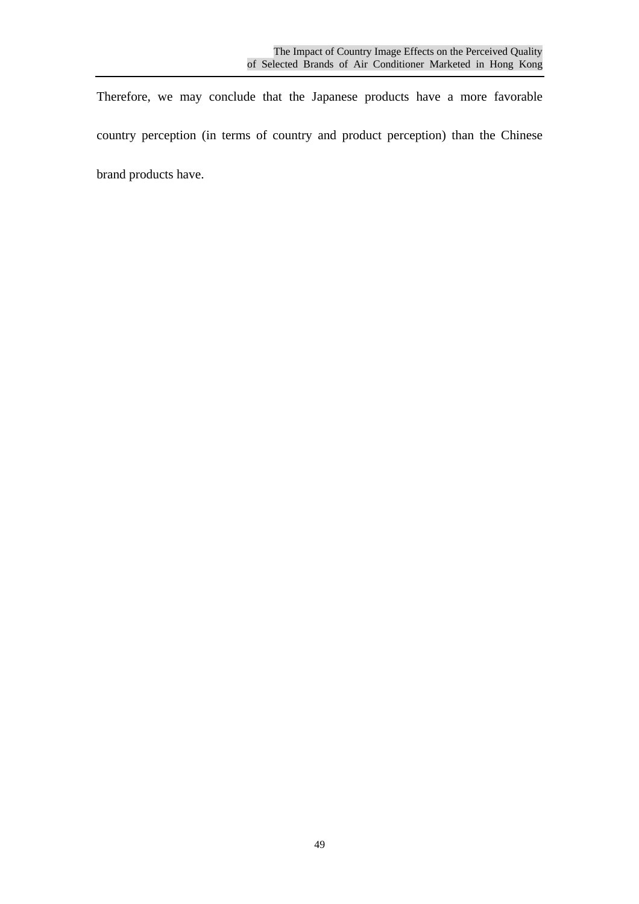Therefore, we may conclude that the Japanese products have a more favorable country perception (in terms of country and product perception) than the Chinese brand products have.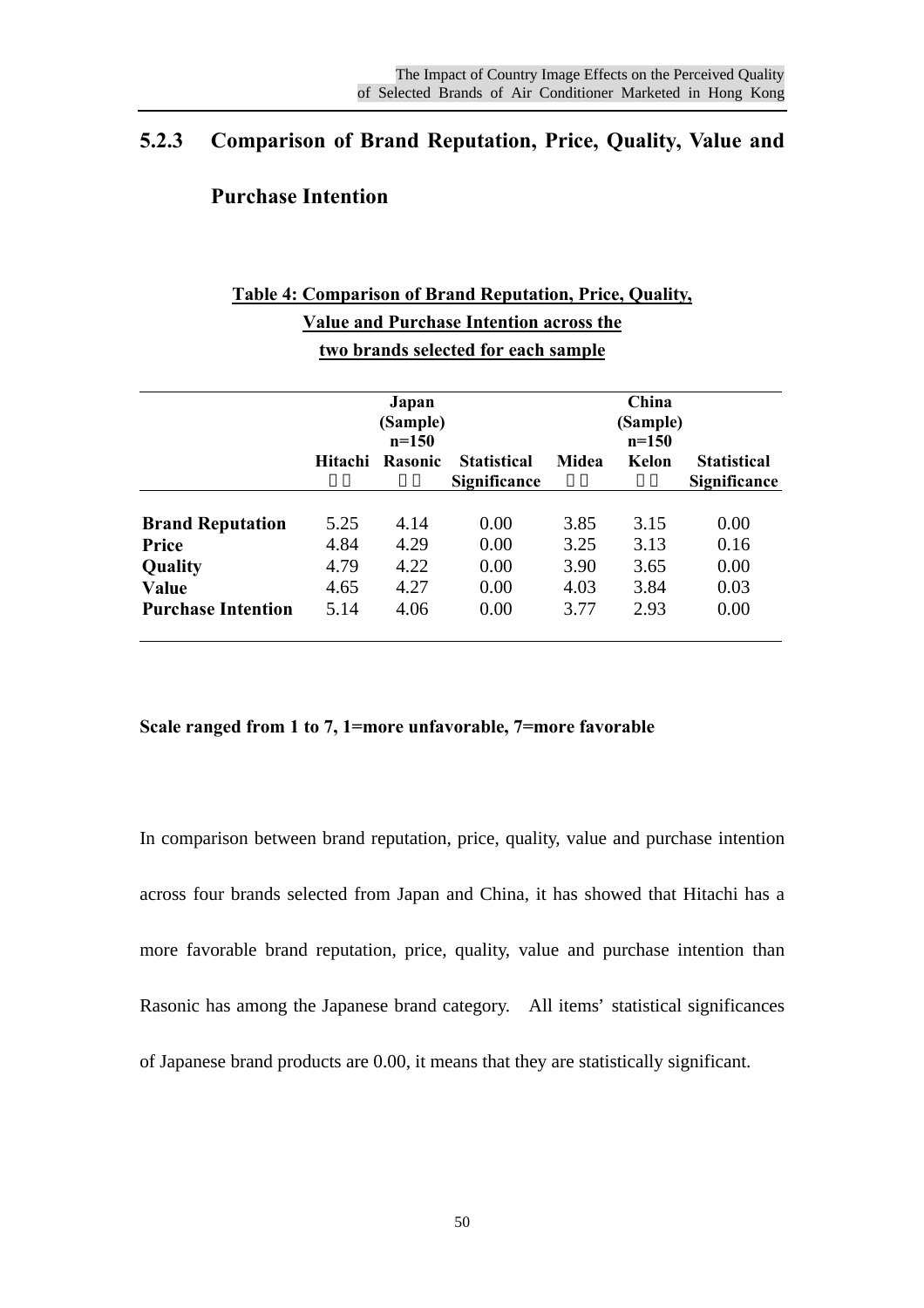### 5.2.3 Comparison of Brand Reputation, Price, Quality, Value and Purchase Intention

**Table 4: Comparison of Brand Reputation, Price, Quality, Value and Purchase Intention across the two brands selected for each sample**

| | Japan (Sample) n=150 | | | China (Sample) n=150 | | |
|---|---|---|---|---|---|---|
| | Hitachi | Rasonic | Statistical Significance | Midea | Kelon | Statistical Significance |
| **Brand Reputation** | 5.25 | 4.14 | 0.00 | 3.85 | 3.15 | 0.00 |
| **Price** | 4.84 | 4.29 | 0.00 | 3.25 | 3.13 | 0.16 |
| **Quality** | 4.79 | 4.22 | 0.00 | 3.90 | 3.65 | 0.00 |
| **Value** | 4.65 | 4.27 | 0.00 | 4.03 | 3.84 | 0.03 |
| **Purchase Intention** | 5.14 | 4.06 | 0.00 | 3.77 | 2.93 | 0.00 |

**Scale ranged from 1 to 7, 1=more unfavorable, 7=more favorable**

In comparison between brand reputation, price, quality, value and purchase intention across four brands selected from Japan and China, it has showed that Hitachi has a more favorable brand reputation, price, quality, value and purchase intention than Rasonic has among the Japanese brand category. All items' statistical significances of Japanese brand products are 0.00, it means that they are statistically significant.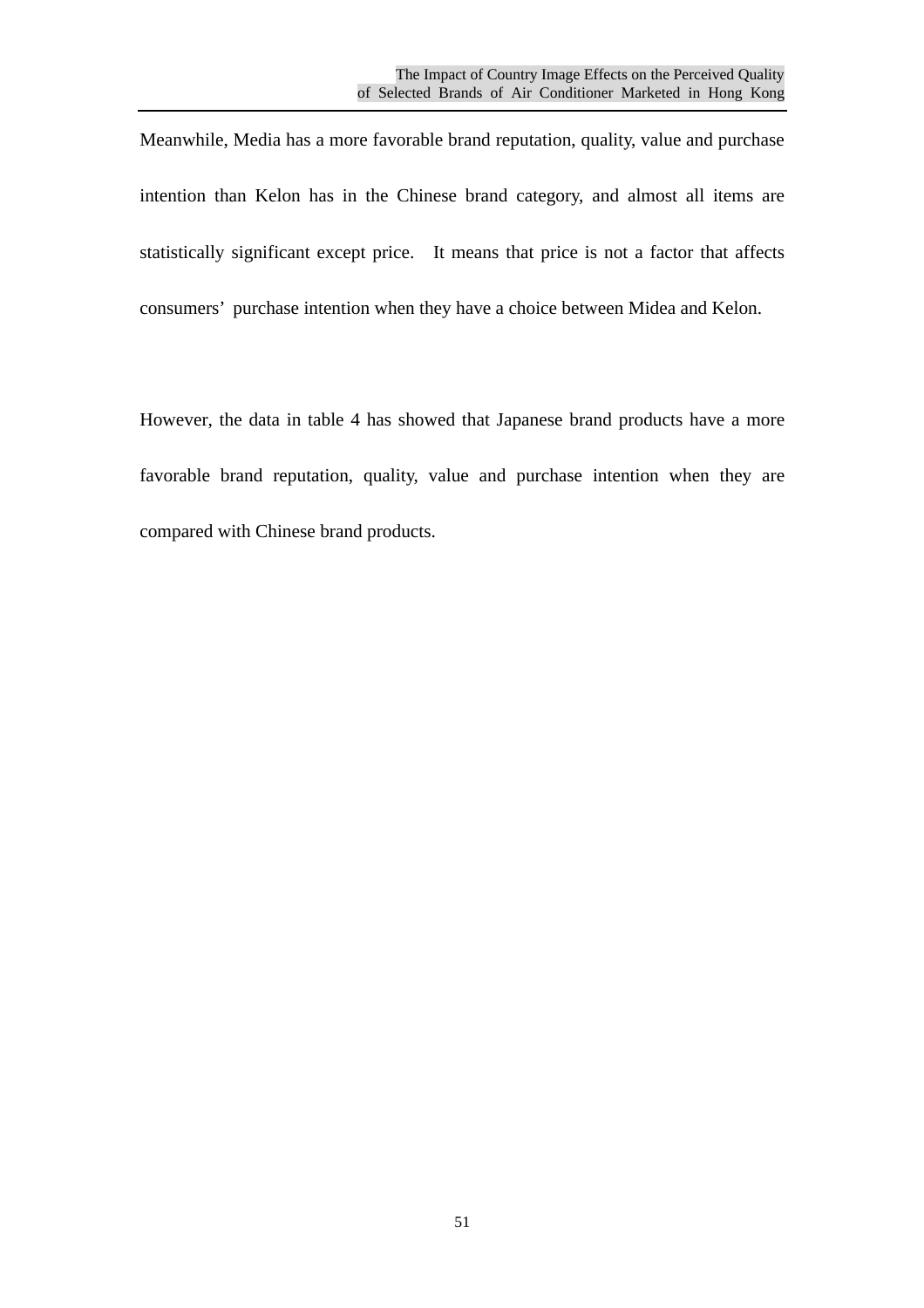Meanwhile, Media has a more favorable brand reputation, quality, value and purchase intention than Kelon has in the Chinese brand category, and almost all items are statistically significant except price. It means that price is not a factor that affects consumers' purchase intention when they have a choice between Midea and Kelon.

However, the data in table 4 has showed that Japanese brand products have a more favorable brand reputation, quality, value and purchase intention when they are compared with Chinese brand products.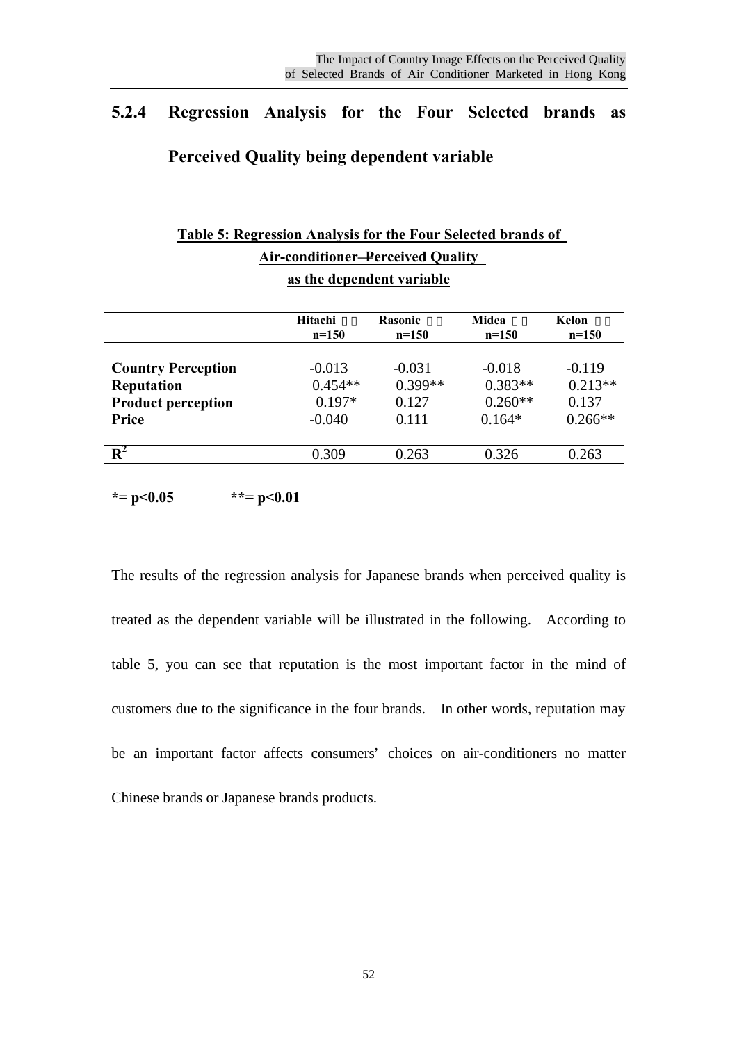### 5.2.4 Regression Analysis for the Four Selected brands as Perceived Quality being dependent variable

**Table 5: Regression Analysis for the Four Selected brands of Air-conditioner–Perceived Quality as the dependent variable**

| | Hitachi n=150 | Rasonic n=150 | Midea n=150 | Kelon n=150 |
|---|---|---|---|---|
| **Country Perception** | -0.013 | -0.031 | -0.018 | -0.119 |
| **Reputation** | 0.454** | 0.399** | 0.383** | 0.213** |
| **Product perception** | 0.197* | 0.127 | 0.260** | 0.137 |
| **Price** | -0.040 | 0.111 | 0.164* | 0.266** |
| **$R^2$** | 0.309 | 0.263 | 0.326 | 0.263 |

***= p<0.05 **= p<0.01**

The results of the regression analysis for Japanese brands when perceived quality is treated as the dependent variable will be illustrated in the following. According to table 5, you can see that reputation is the most important factor in the mind of customers due to the significance in the four brands. In other words, reputation may be an important factor affects consumers' choices on air-conditioners no matter Chinese brands or Japanese brands products.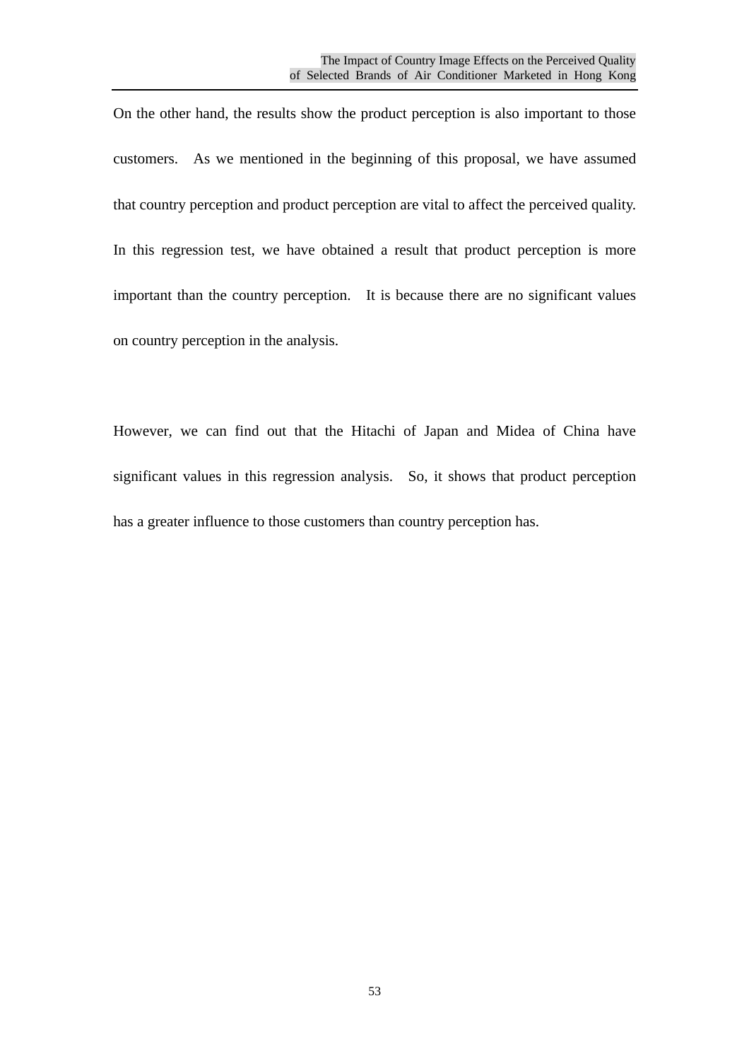On the other hand, the results show the product perception is also important to those customers. As we mentioned in the beginning of this proposal, we have assumed that country perception and product perception are vital to affect the perceived quality. In this regression test, we have obtained a result that product perception is more important than the country perception. It is because there are no significant values on country perception in the analysis.

However, we can find out that the Hitachi of Japan and Midea of China have significant values in this regression analysis. So, it shows that product perception has a greater influence to those customers than country perception has.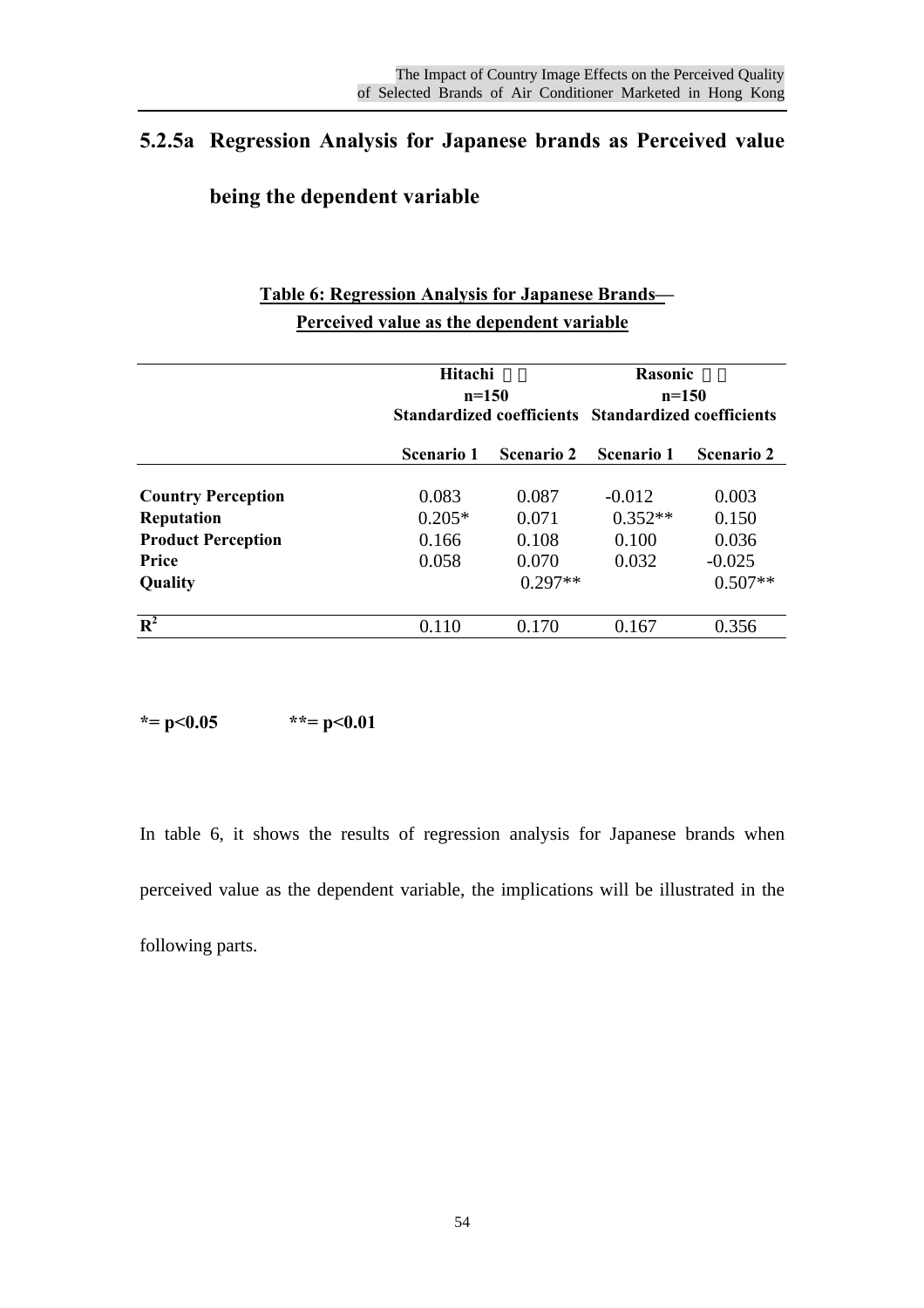### 5.2.5a Regression Analysis for Japanese brands as Perceived value being the dependent variable

**Table 6: Regression Analysis for Japanese Brands— Perceived value as the dependent variable**

| | Hitachi n=150 Standardized coefficients | | Rasonic n=150 Standardized coefficients | |
|---|---|---|---|---|
| | **Scenario 1** | **Scenario 2** | **Scenario 1** | **Scenario 2** |
| **Country Perception** | 0.083 | 0.087 | -0.012 | 0.003 |
| **Reputation** | 0.205* | 0.071 | 0.352** | 0.150 |
| **Product Perception** | 0.166 | 0.108 | 0.100 | 0.036 |
| **Price** | 0.058 | 0.070 | 0.032 | -0.025 |
| **Quality** | | 0.297** | | 0.507** |
| $R^2$ | 0.110 | 0.170 | 0.167 | 0.356 |

***= p<0.05 **= p<0.01**

In table 6, it shows the results of regression analysis for Japanese brands when perceived value as the dependent variable, the implications will be illustrated in the following parts.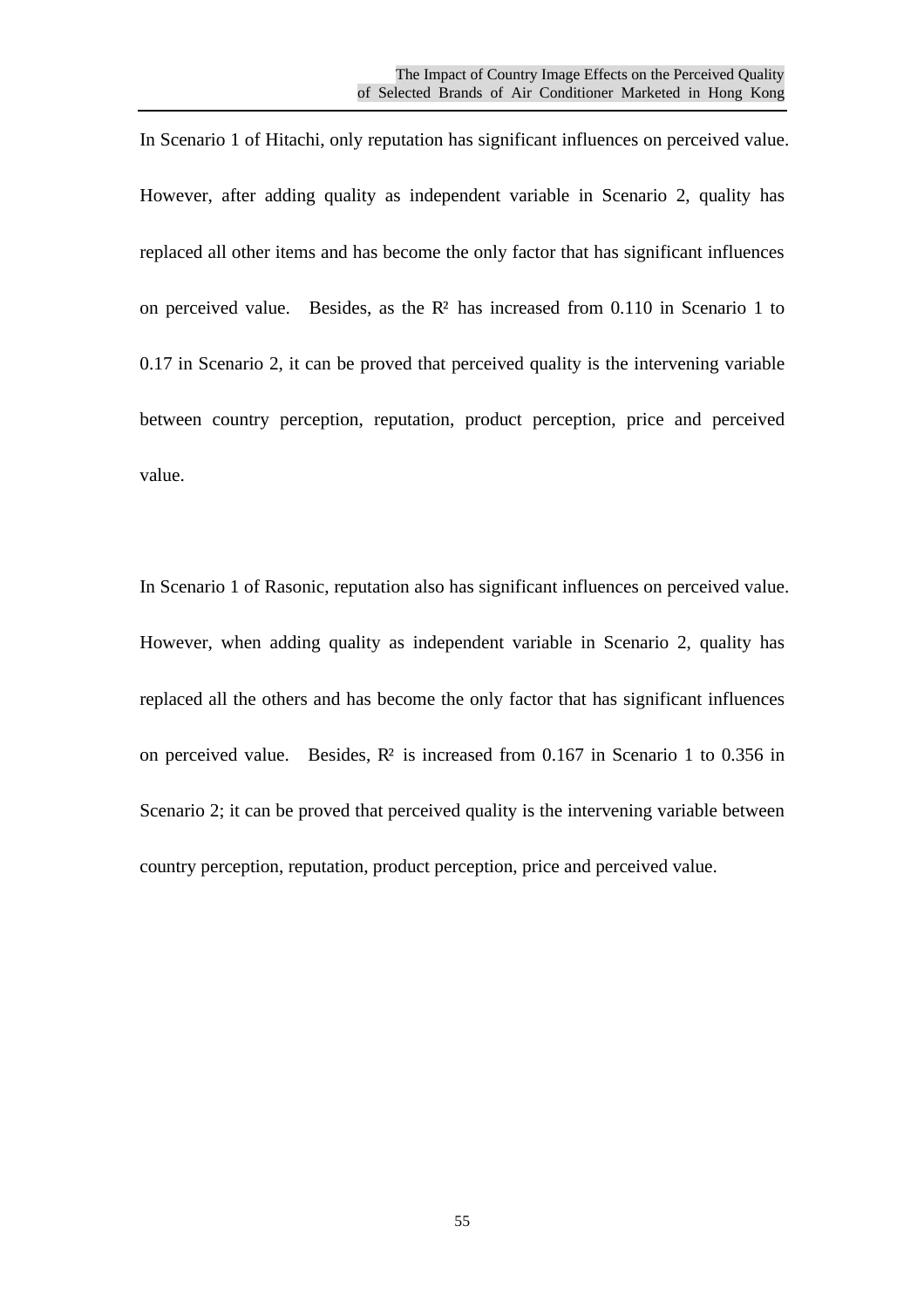In Scenario 1 of Hitachi, only reputation has significant influences on perceived value. However, after adding quality as independent variable in Scenario 2, quality has replaced all other items and has become the only factor that has significant influences on perceived value. Besides, as the $R^2$ has increased from 0.110 in Scenario 1 to 0.17 in Scenario 2, it can be proved that perceived quality is the intervening variable between country perception, reputation, product perception, price and perceived value.

In Scenario 1 of Rasonic, reputation also has significant influences on perceived value. However, when adding quality as independent variable in Scenario 2, quality has replaced all the others and has become the only factor that has significant influences on perceived value. Besides, $R^2$ is increased from 0.167 in Scenario 1 to 0.356 in Scenario 2; it can be proved that perceived quality is the intervening variable between country perception, reputation, product perception, price and perceived value.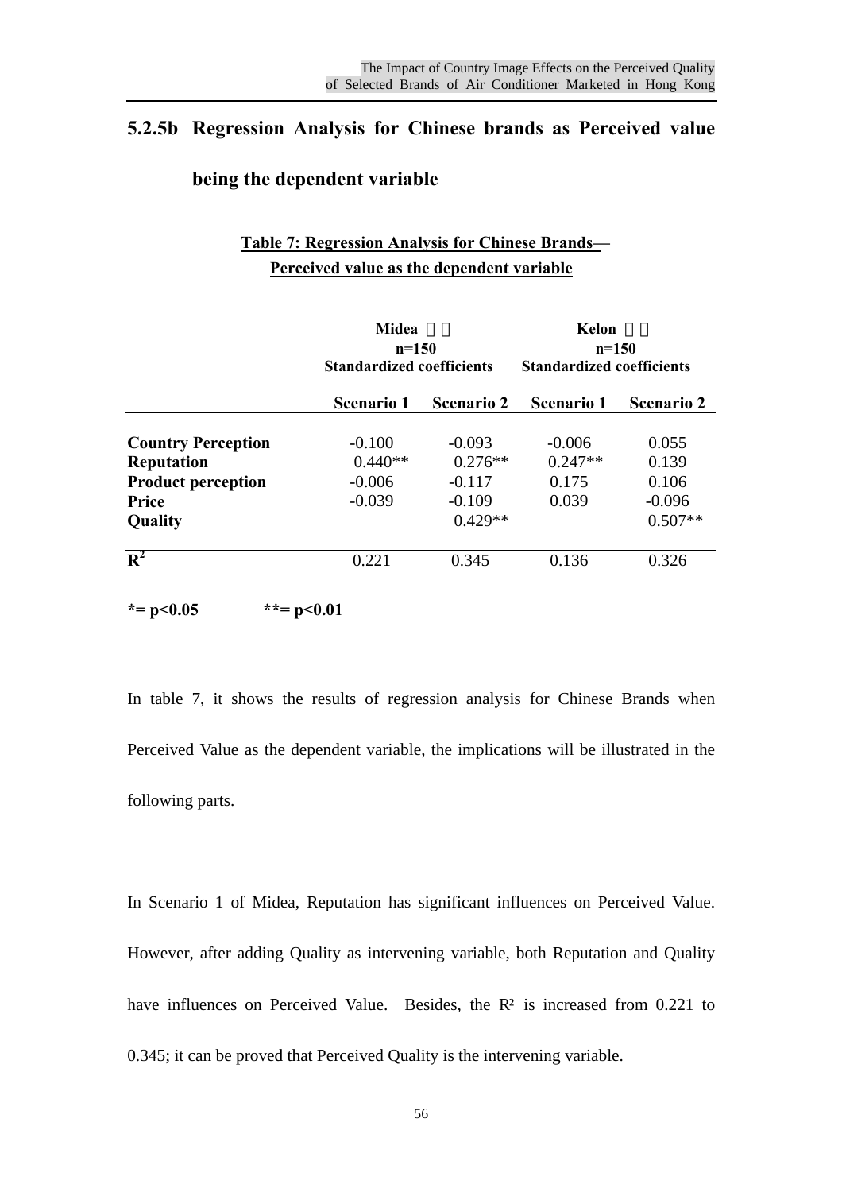### 5.2.5b Regression Analysis for Chinese brands as Perceived value being the dependent variable

**Table 7: Regression Analysis for Chinese Brands— Perceived value as the dependent variable**

| | Midea 美的 n=150 Standardized coefficients | | Kelon 科龍 n=150 Standardized coefficients | |
|---|---|---|---|---|
| | **Scenario 1** | **Scenario 2** | **Scenario 1** | **Scenario 2** |
| **Country Perception** | -0.100 | -0.093 | -0.006 | 0.055 |
| **Reputation** | 0.440** | 0.276** | 0.247** | 0.139 |
| **Product perception** | -0.006 | -0.117 | 0.175 | 0.106 |
| **Price** | -0.039 | -0.109 | 0.039 | -0.096 |
| **Quality** | | 0.429** | | 0.507** |
| **$R^2$** | 0.221 | 0.345 | 0.136 | 0.326 |

**$*= p<0.05$ &nbsp;&nbsp;&nbsp;&nbsp;&nbsp; $**= p<0.01$**

In table 7, it shows the results of regression analysis for Chinese Brands when Perceived Value as the dependent variable, the implications will be illustrated in the following parts.

In Scenario 1 of Midea, Reputation has significant influences on Perceived Value. However, after adding Quality as intervening variable, both Reputation and Quality have influences on Perceived Value. Besides, the $R^2$ is increased from 0.221 to 0.345; it can be proved that Perceived Quality is the intervening variable.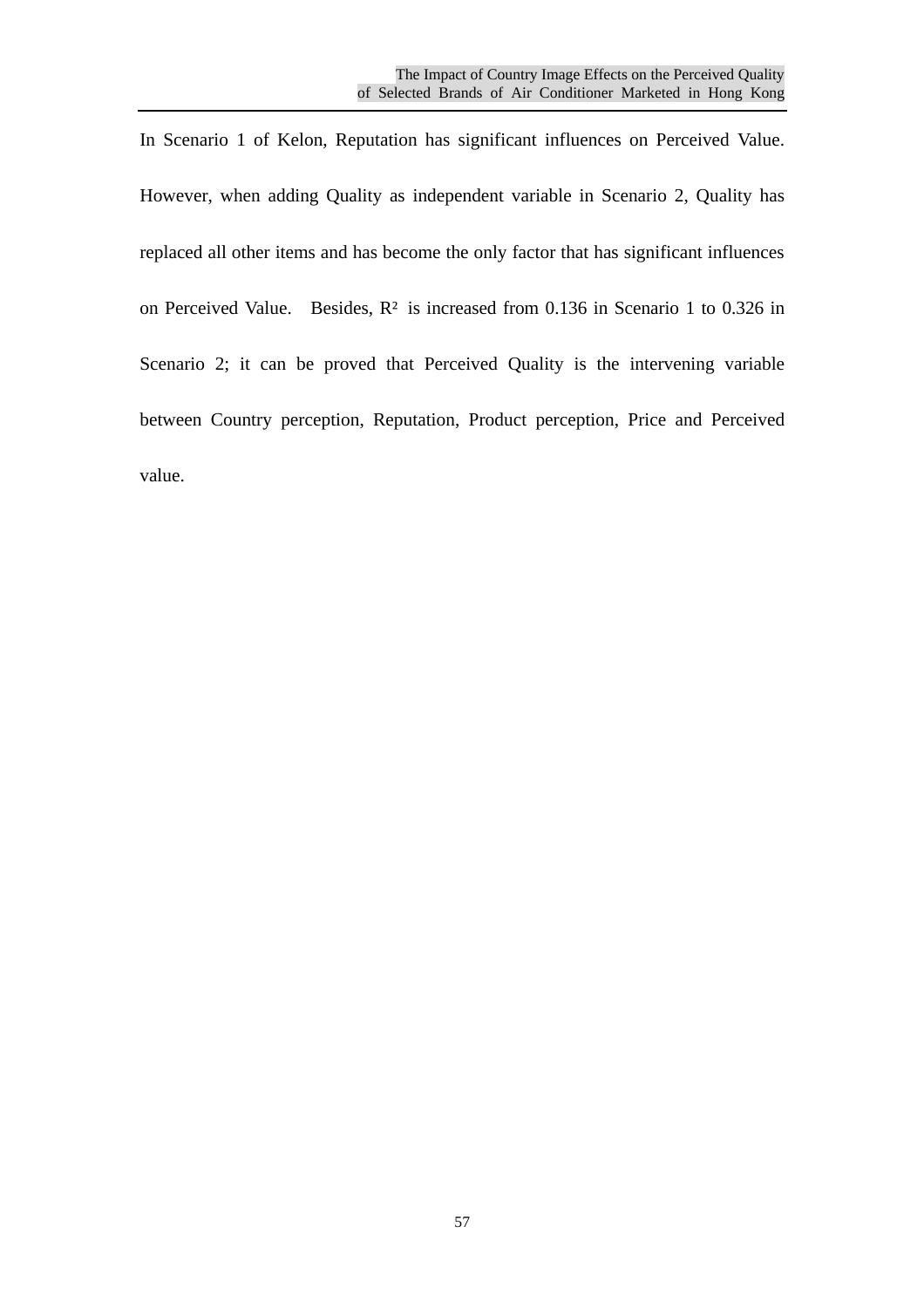In Scenario 1 of Kelon, Reputation has significant influences on Perceived Value. However, when adding Quality as independent variable in Scenario 2, Quality has replaced all other items and has become the only factor that has significant influences on Perceived Value. Besides, $R^2$ is increased from 0.136 in Scenario 1 to 0.326 in Scenario 2; it can be proved that Perceived Quality is the intervening variable between Country perception, Reputation, Product perception, Price and Perceived value.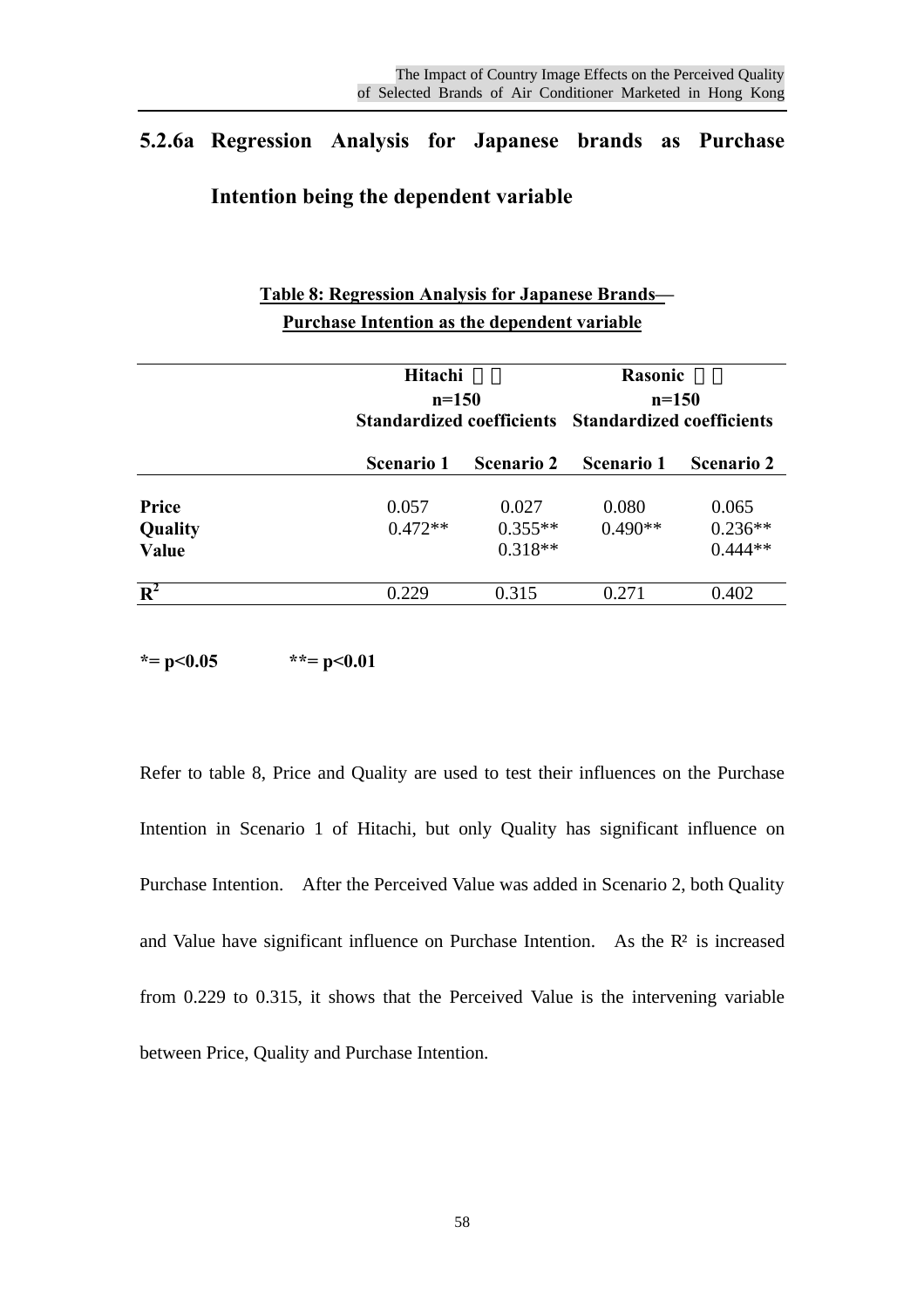### 5.2.6a Regression Analysis for Japanese brands as Purchase Intention being the dependent variable

**Table 8: Regression Analysis for Japanese Brands— Purchase Intention as the dependent variable**

| | Hitachi n=150 Standardized coefficients | | Rasonic n=150 Standardized coefficients | |
|---|---|---|---|---|
| | **Scenario 1** | **Scenario 2** | **Scenario 1** | **Scenario 2** |
| **Price** | 0.057 | 0.027 | 0.080 | 0.065 |
| **Quality** | 0.472** | 0.355** | 0.490** | 0.236** |
| **Value** | | 0.318** | | 0.444** |
| $\mathbf{R^2}$ | 0.229 | 0.315 | 0.271 | 0.402 |

**\*= p<0.05 \*\*= p<0.01**

Refer to table 8, Price and Quality are used to test their influences on the Purchase Intention in Scenario 1 of Hitachi, but only Quality has significant influence on Purchase Intention. After the Perceived Value was added in Scenario 2, both Quality and Value have significant influence on Purchase Intention. As the $R^2$ is increased from 0.229 to 0.315, it shows that the Perceived Value is the intervening variable between Price, Quality and Purchase Intention.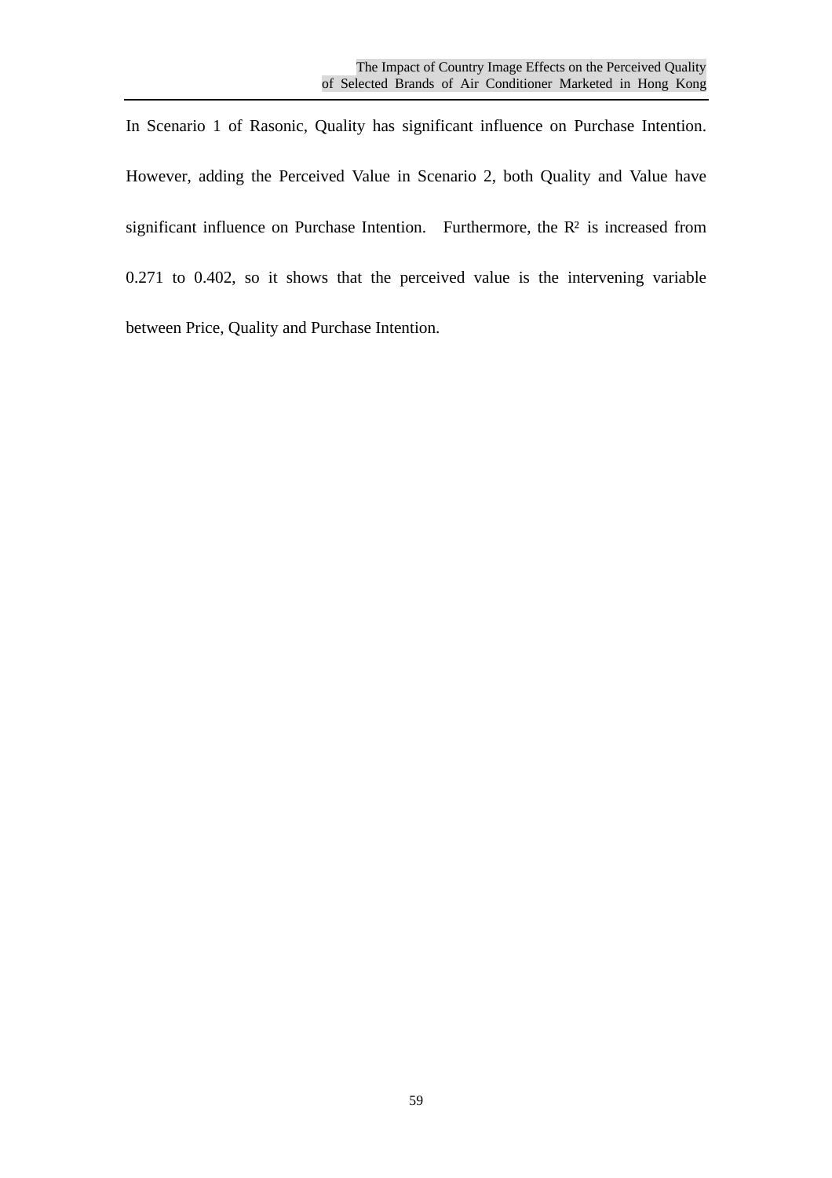In Scenario 1 of Rasonic, Quality has significant influence on Purchase Intention. However, adding the Perceived Value in Scenario 2, both Quality and Value have significant influence on Purchase Intention. Furthermore, the $R^2$ is increased from 0.271 to 0.402, so it shows that the perceived value is the intervening variable between Price, Quality and Purchase Intention.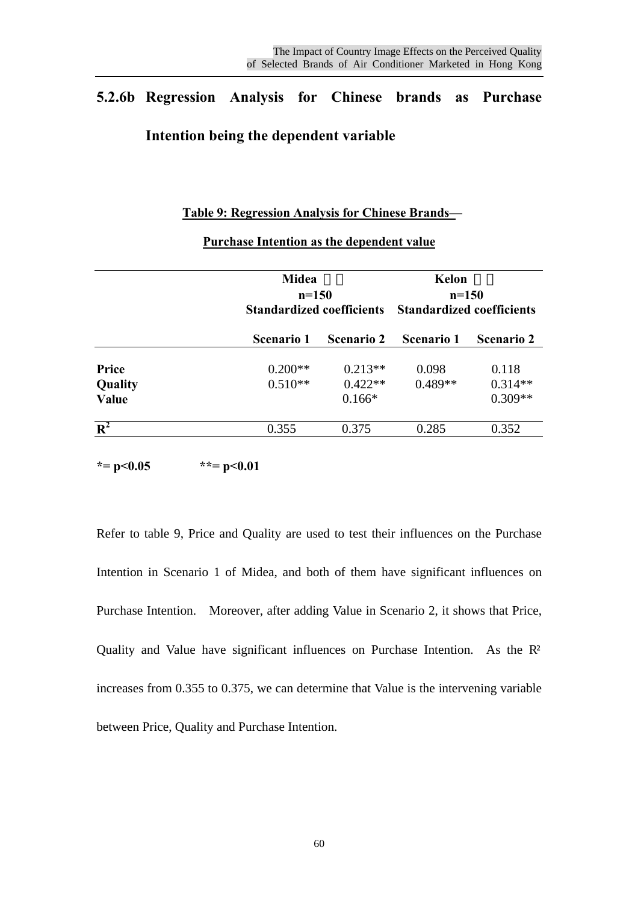## 5.2.6b Regression Analysis for Chinese brands as Purchase Intention being the dependent variable

**Table 9: Regression Analysis for Chinese Brands— Purchase Intention as the dependent value**

| | Midea n=150 Standardized coefficients | | Kelon n=150 Standardized coefficients | |
|---|---|---|---|---|
| | **Scenario 1** | **Scenario 2** | **Scenario 1** | **Scenario 2** |
| **Price** | 0.200** | 0.213** | 0.098 | 0.118 |
| **Quality** | 0.510** | 0.422** | 0.489** | 0.314** |
| **Value** | | 0.166* | | 0.309** |
| $R^2$ | 0.355 | 0.375 | 0.285 | 0.352 |

**$*$= $p<0.05$ &nbsp;&nbsp;&nbsp;&nbsp;&nbsp;&nbsp; $**$= $p<0.01$**

Refer to table 9, Price and Quality are used to test their influences on the Purchase Intention in Scenario 1 of Midea, and both of them have significant influences on Purchase Intention. Moreover, after adding Value in Scenario 2, it shows that Price, Quality and Value have significant influences on Purchase Intention. As the $R^2$ increases from 0.355 to 0.375, we can determine that Value is the intervening variable between Price, Quality and Purchase Intention.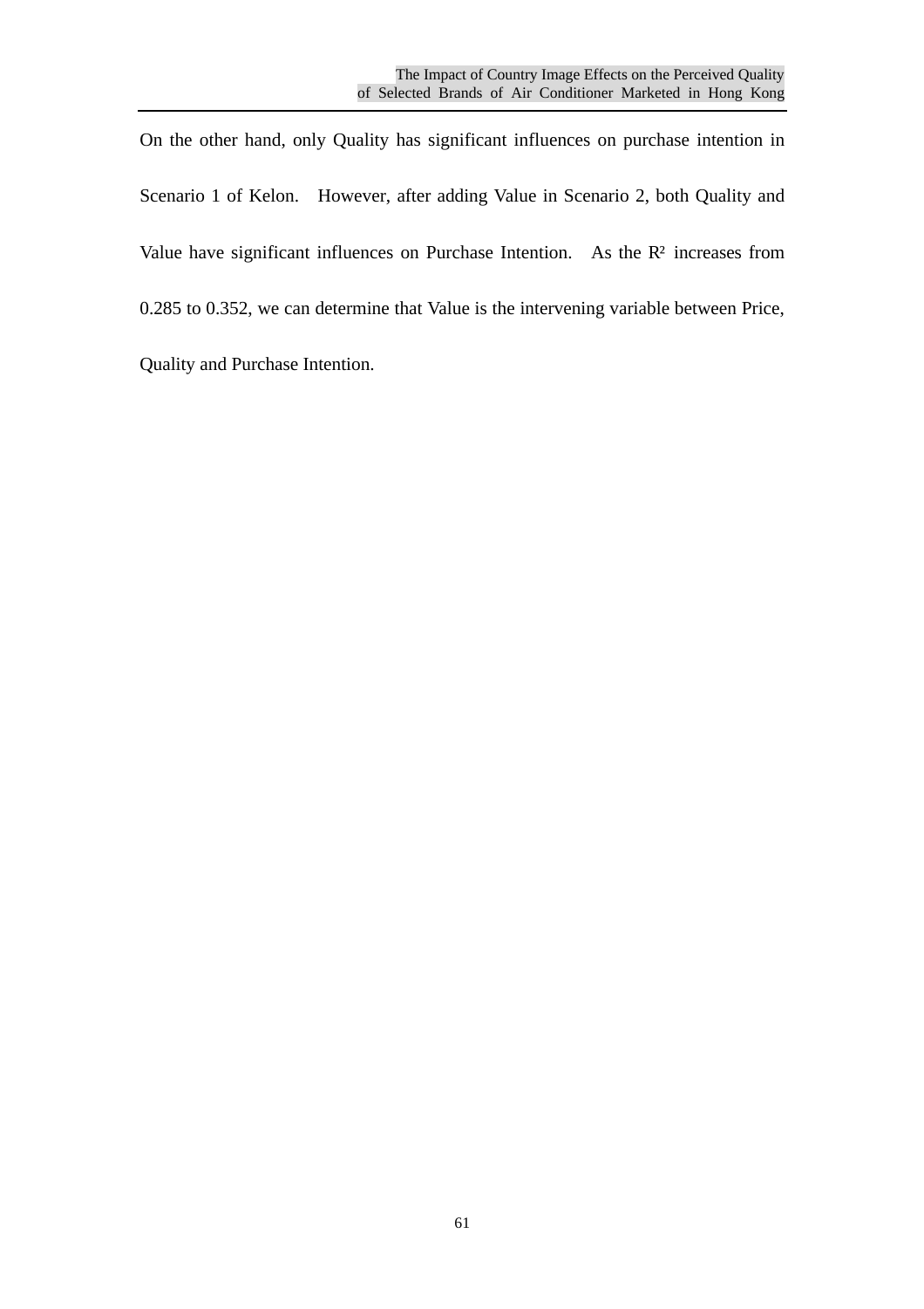On the other hand, only Quality has significant influences on purchase intention in Scenario 1 of Kelon. However, after adding Value in Scenario 2, both Quality and Value have significant influences on Purchase Intention. As the $R^2$ increases from 0.285 to 0.352, we can determine that Value is the intervening variable between Price, Quality and Purchase Intention.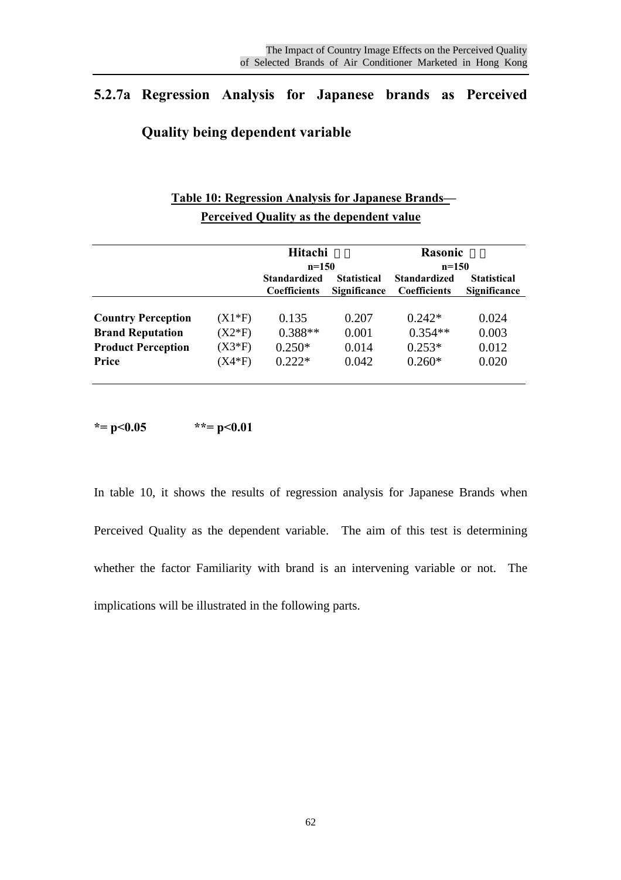## 5.2.7a Regression Analysis for Japanese brands as Perceived Quality being dependent variable

**Table 10: Regression Analysis for Japanese Brands— Perceived Quality as the dependent value**

| | | Hitachi n=150 | | Rasonic n=150 | |
|---|---|---|---|---|---|
| | | Standardized Coefficients | Statistical Significance | Standardized Coefficients | Statistical Significance |
| **Country Perception** | (X1*F) | 0.135 | 0.207 | 0.242* | 0.024 |
| **Brand Reputation** | (X2*F) | 0.388** | 0.001 | 0.354** | 0.003 |
| **Product Perception** | (X3*F) | 0.250* | 0.014 | 0.253* | 0.012 |
| **Price** | (X4*F) | 0.222* | 0.042 | 0.260* | 0.020 |

**\*= $p<0.05$ \*\*= $p<0.01$**

In table 10, it shows the results of regression analysis for Japanese Brands when Perceived Quality as the dependent variable. The aim of this test is determining whether the factor Familiarity with brand is an intervening variable or not. The implications will be illustrated in the following parts.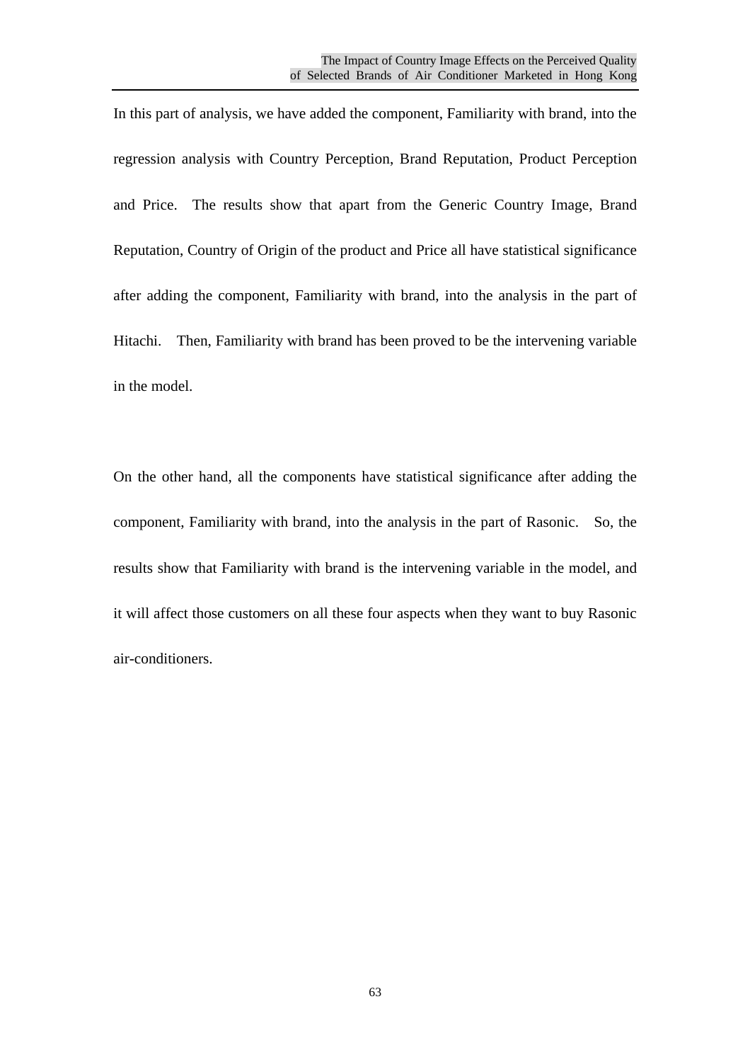In this part of analysis, we have added the component, Familiarity with brand, into the regression analysis with Country Perception, Brand Reputation, Product Perception and Price. The results show that apart from the Generic Country Image, Brand Reputation, Country of Origin of the product and Price all have statistical significance after adding the component, Familiarity with brand, into the analysis in the part of Hitachi. Then, Familiarity with brand has been proved to be the intervening variable in the model.

On the other hand, all the components have statistical significance after adding the component, Familiarity with brand, into the analysis in the part of Rasonic. So, the results show that Familiarity with brand is the intervening variable in the model, and it will affect those customers on all these four aspects when they want to buy Rasonic air-conditioners.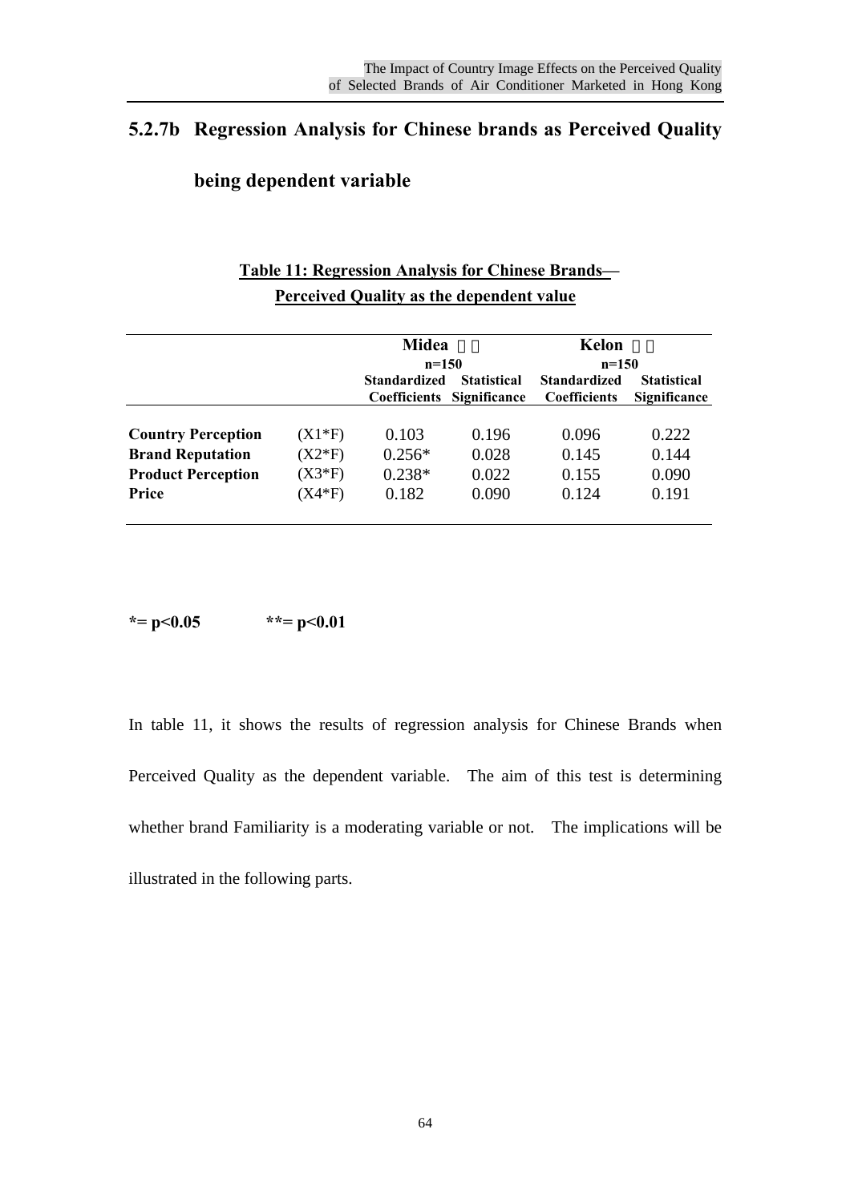## 5.2.7b Regression Analysis for Chinese brands as Perceived Quality being dependent variable

**Table 11: Regression Analysis for Chinese Brands— Perceived Quality as the dependent value**

| | | Midea □□ n=150 | | Kelon □□ n=150 | |
|---|---|---|---|---|---|
| | | Standardized Coefficients | Statistical Significance | Standardized Coefficients | Statistical Significance |
| **Country Perception** | (X1*F) | 0.103 | 0.196 | 0.096 | 0.222 |
| **Brand Reputation** | (X2*F) | 0.256* | 0.028 | 0.145 | 0.144 |
| **Product Perception** | (X3*F) | 0.238* | 0.022 | 0.155 | 0.090 |
| **Price** | (X4*F) | 0.182 | 0.090 | 0.124 | 0.191 |

**\*= p<0.05 \*\*= p<0.01**

In table 11, it shows the results of regression analysis for Chinese Brands when Perceived Quality as the dependent variable. The aim of this test is determining whether brand Familiarity is a moderating variable or not. The implications will be illustrated in the following parts.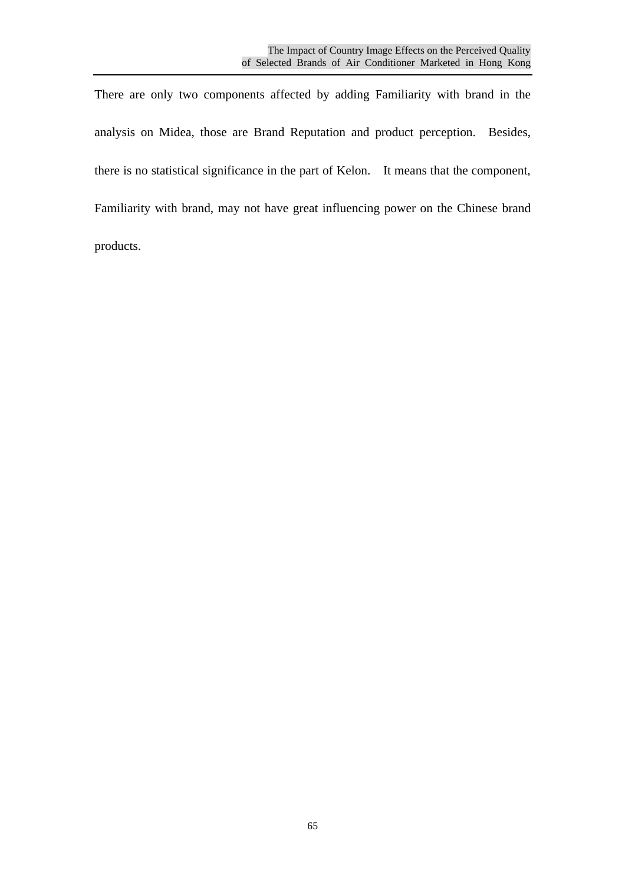There are only two components affected by adding Familiarity with brand in the analysis on Midea, those are Brand Reputation and product perception. Besides, there is no statistical significance in the part of Kelon. It means that the component, Familiarity with brand, may not have great influencing power on the Chinese brand products.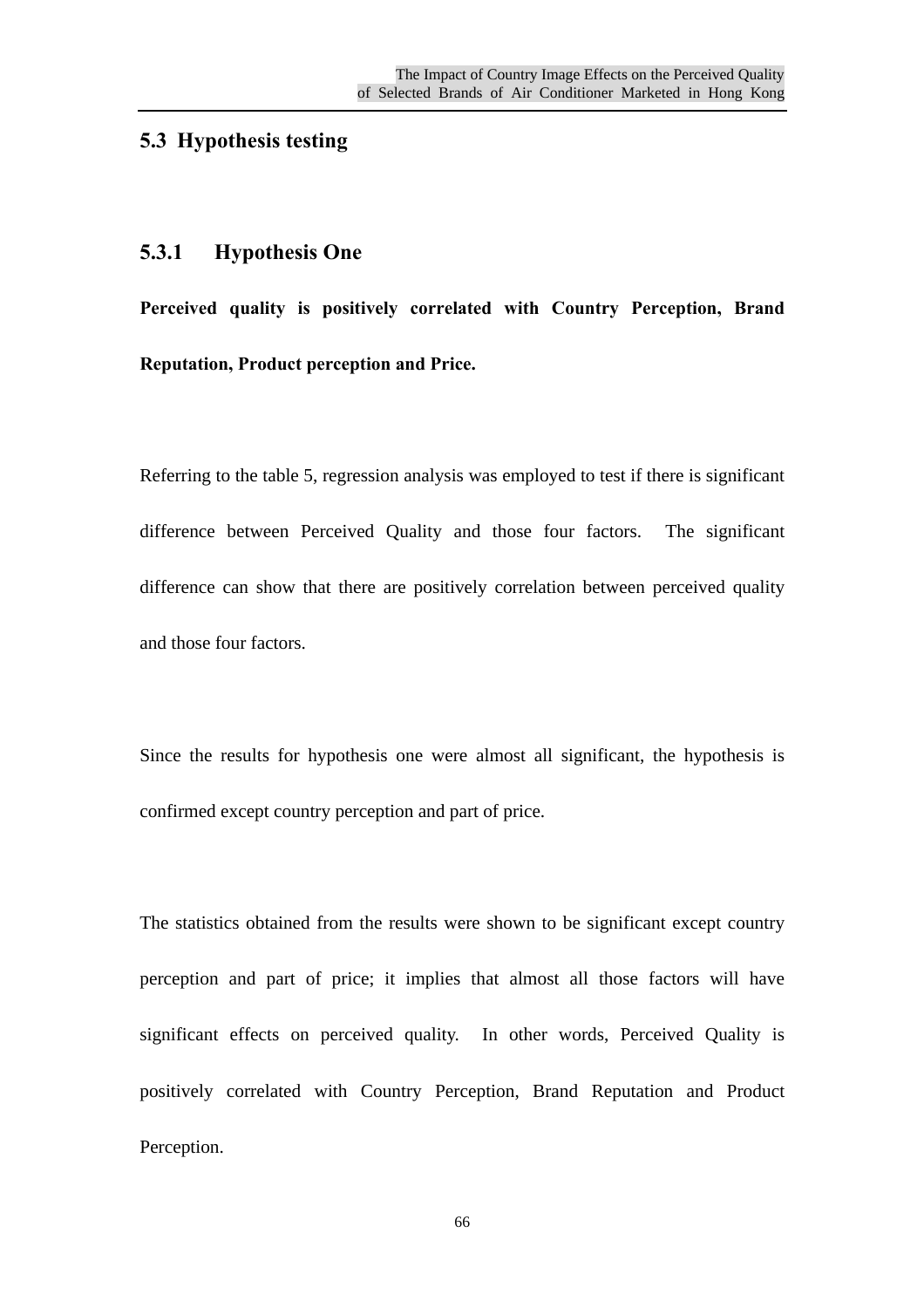## 5.3 Hypothesis testing

### 5.3.1 Hypothesis One

**Perceived quality is positively correlated with Country Perception, Brand Reputation, Product perception and Price.**

Referring to the table 5, regression analysis was employed to test if there is significant difference between Perceived Quality and those four factors. The significant difference can show that there are positively correlation between perceived quality and those four factors.

Since the results for hypothesis one were almost all significant, the hypothesis is confirmed except country perception and part of price.

The statistics obtained from the results were shown to be significant except country perception and part of price; it implies that almost all those factors will have significant effects on perceived quality. In other words, Perceived Quality is positively correlated with Country Perception, Brand Reputation and Product Perception.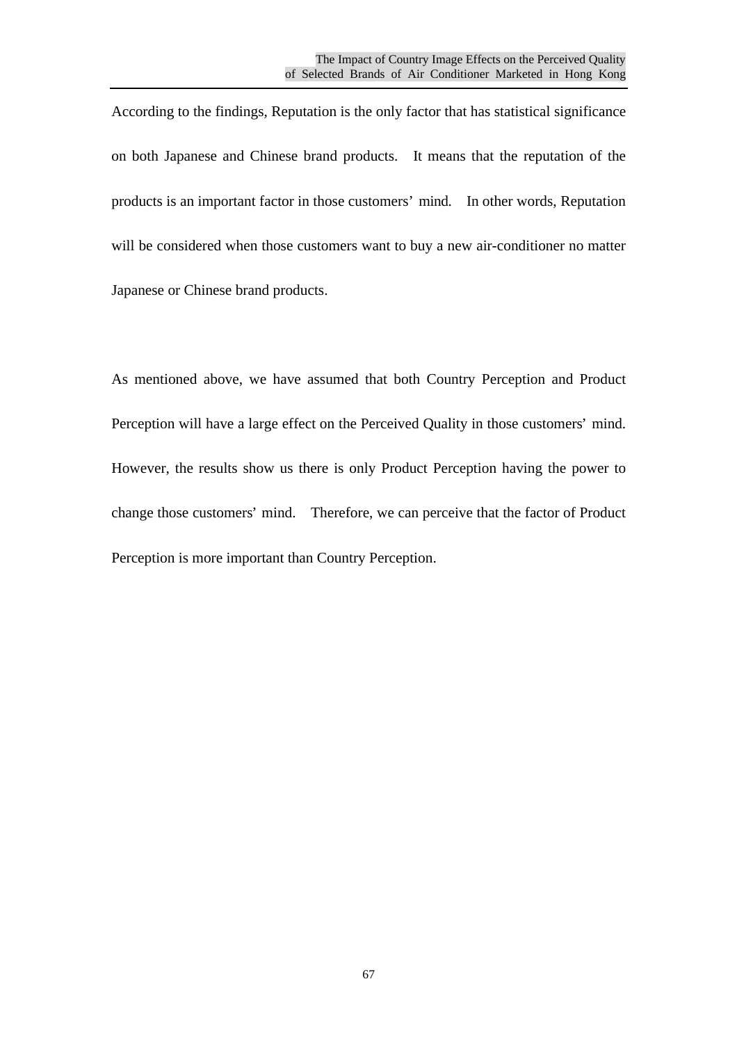According to the findings, Reputation is the only factor that has statistical significance on both Japanese and Chinese brand products. It means that the reputation of the products is an important factor in those customers' mind. In other words, Reputation will be considered when those customers want to buy a new air-conditioner no matter Japanese or Chinese brand products.

As mentioned above, we have assumed that both Country Perception and Product Perception will have a large effect on the Perceived Quality in those customers' mind. However, the results show us there is only Product Perception having the power to change those customers' mind. Therefore, we can perceive that the factor of Product Perception is more important than Country Perception.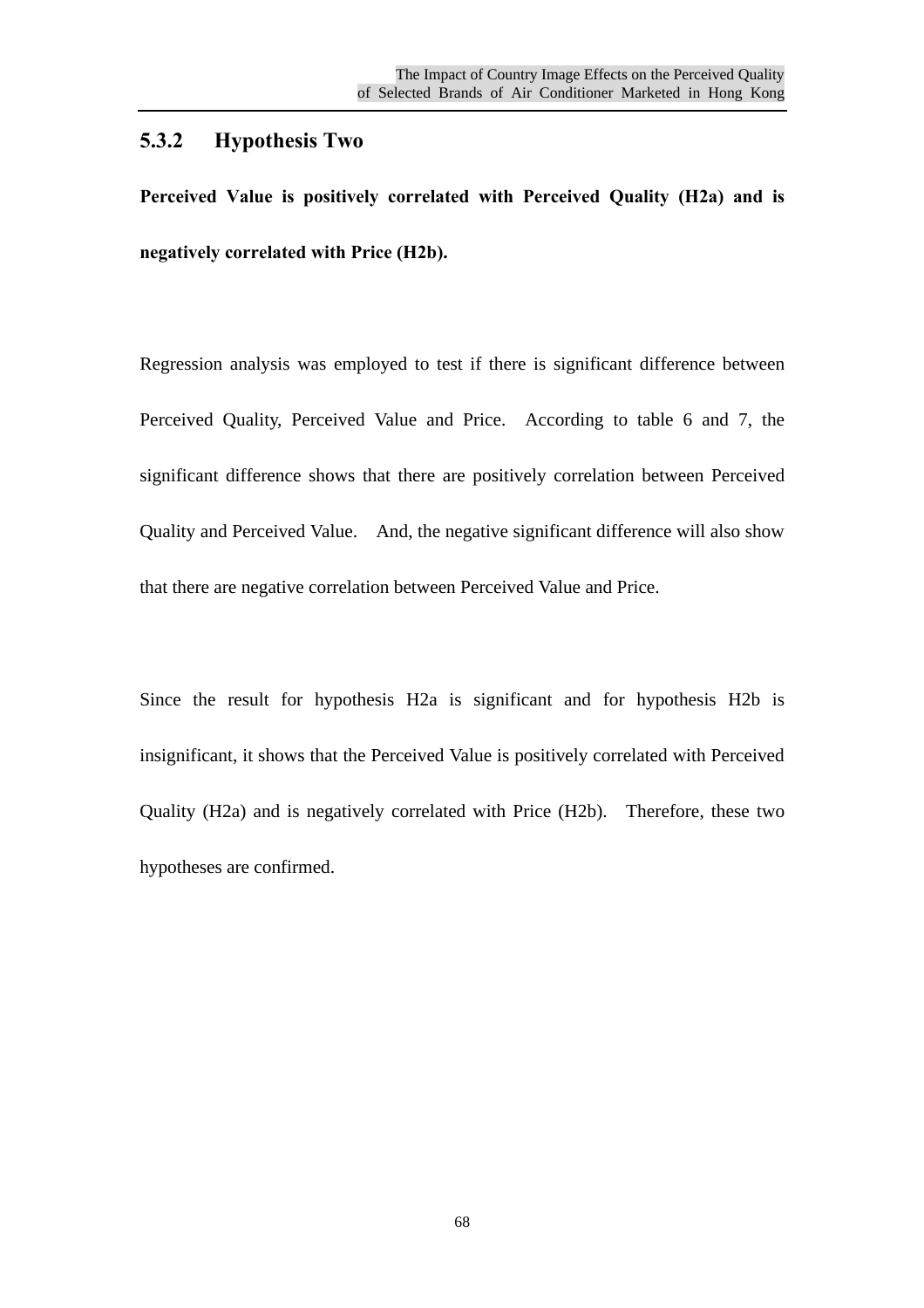### 5.3.2 Hypothesis Two

**Perceived Value is positively correlated with Perceived Quality (H2a) and is negatively correlated with Price (H2b).**

Regression analysis was employed to test if there is significant difference between Perceived Quality, Perceived Value and Price. According to table 6 and 7, the significant difference shows that there are positively correlation between Perceived Quality and Perceived Value. And, the negative significant difference will also show that there are negative correlation between Perceived Value and Price.

Since the result for hypothesis H2a is significant and for hypothesis H2b is insignificant, it shows that the Perceived Value is positively correlated with Perceived Quality (H2a) and is negatively correlated with Price (H2b). Therefore, these two hypotheses are confirmed.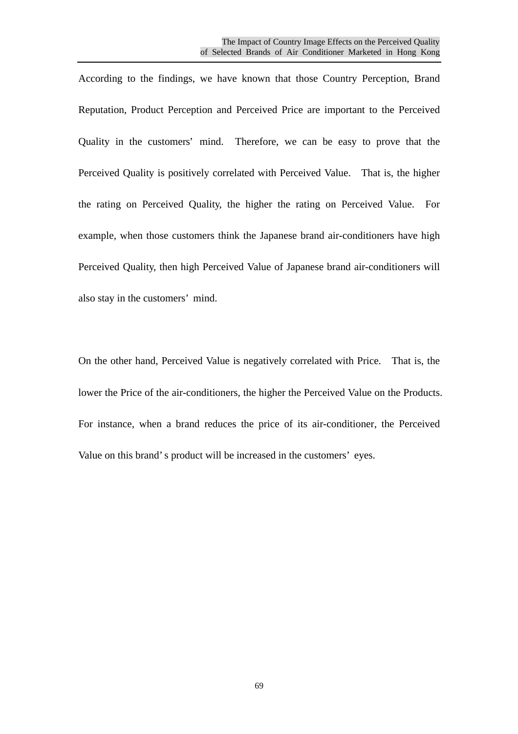According to the findings, we have known that those Country Perception, Brand Reputation, Product Perception and Perceived Price are important to the Perceived Quality in the customers' mind. Therefore, we can be easy to prove that the Perceived Quality is positively correlated with Perceived Value. That is, the higher the rating on Perceived Quality, the higher the rating on Perceived Value. For example, when those customers think the Japanese brand air-conditioners have high Perceived Quality, then high Perceived Value of Japanese brand air-conditioners will also stay in the customers' mind.

On the other hand, Perceived Value is negatively correlated with Price. That is, the lower the Price of the air-conditioners, the higher the Perceived Value on the Products. For instance, when a brand reduces the price of its air-conditioner, the Perceived Value on this brand's product will be increased in the customers' eyes.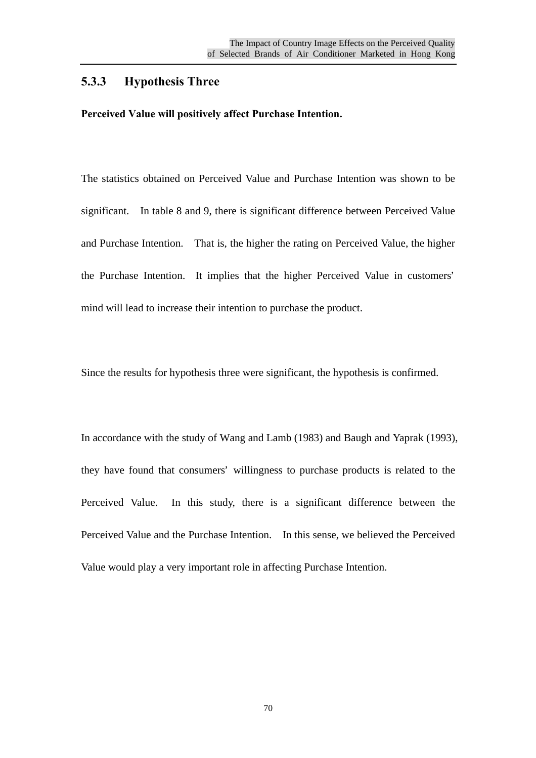### 5.3.3 Hypothesis Three

**Perceived Value will positively affect Purchase Intention.**

The statistics obtained on Perceived Value and Purchase Intention was shown to be significant. In table 8 and 9, there is significant difference between Perceived Value and Purchase Intention. That is, the higher the rating on Perceived Value, the higher the Purchase Intention. It implies that the higher Perceived Value in customers' mind will lead to increase their intention to purchase the product.

Since the results for hypothesis three were significant, the hypothesis is confirmed.

In accordance with the study of Wang and Lamb (1983) and Baugh and Yaprak (1993), they have found that consumers' willingness to purchase products is related to the Perceived Value. In this study, there is a significant difference between the Perceived Value and the Purchase Intention. In this sense, we believed the Perceived Value would play a very important role in affecting Purchase Intention.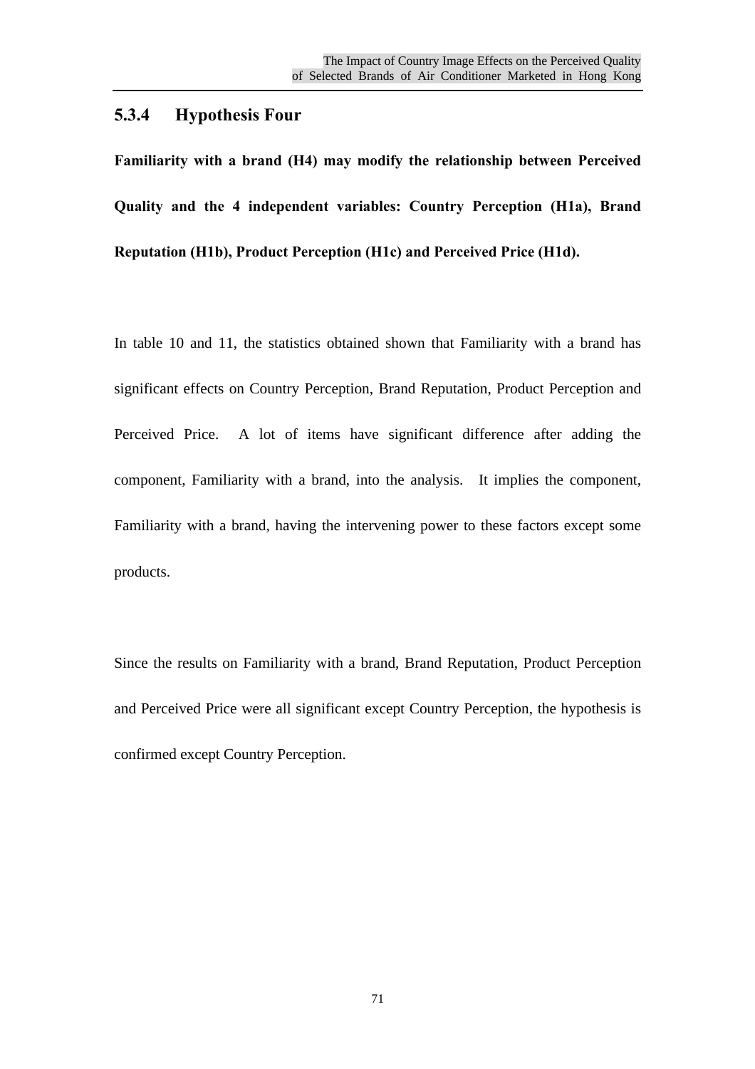### 5.3.4 Hypothesis Four

**Familiarity with a brand (H4) may modify the relationship between Perceived Quality and the 4 independent variables: Country Perception (H1a), Brand Reputation (H1b), Product Perception (H1c) and Perceived Price (H1d).**

In table 10 and 11, the statistics obtained shown that Familiarity with a brand has significant effects on Country Perception, Brand Reputation, Product Perception and Perceived Price. A lot of items have significant difference after adding the component, Familiarity with a brand, into the analysis. It implies the component, Familiarity with a brand, having the intervening power to these factors except some products.

Since the results on Familiarity with a brand, Brand Reputation, Product Perception and Perceived Price were all significant except Country Perception, the hypothesis is confirmed except Country Perception.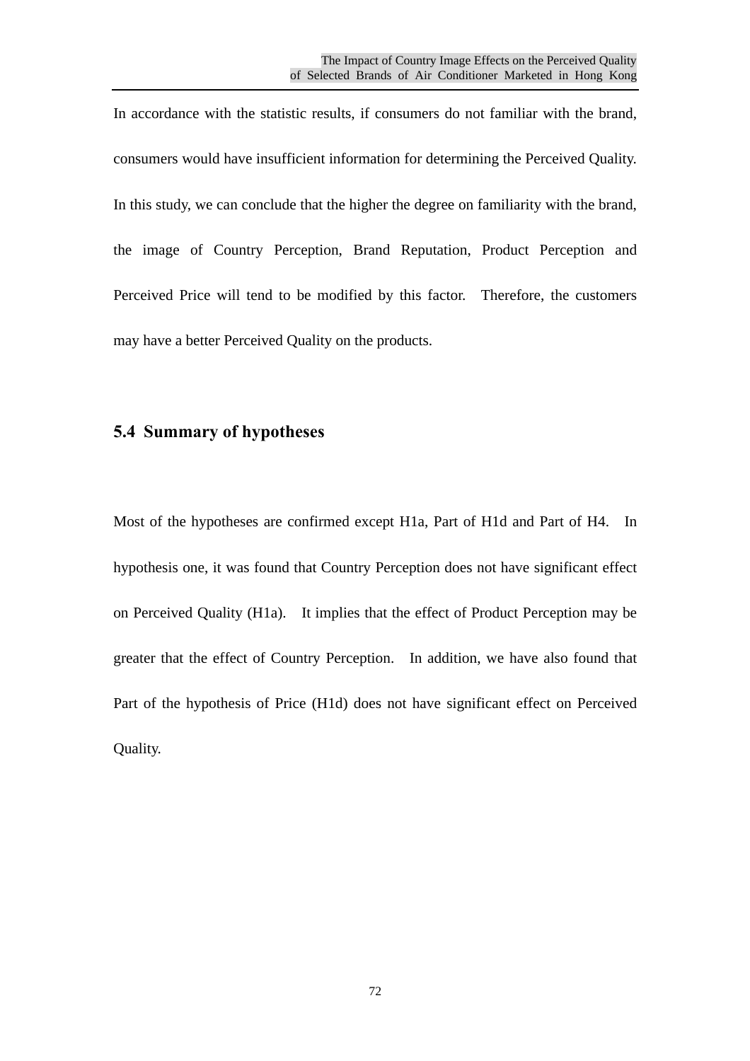In accordance with the statistic results, if consumers do not familiar with the brand, consumers would have insufficient information for determining the Perceived Quality. In this study, we can conclude that the higher the degree on familiarity with the brand, the image of Country Perception, Brand Reputation, Product Perception and Perceived Price will tend to be modified by this factor. Therefore, the customers may have a better Perceived Quality on the products.

## 5.4 Summary of hypotheses

Most of the hypotheses are confirmed except H1a, Part of H1d and Part of H4. In hypothesis one, it was found that Country Perception does not have significant effect on Perceived Quality (H1a). It implies that the effect of Product Perception may be greater that the effect of Country Perception. In addition, we have also found that Part of the hypothesis of Price (H1d) does not have significant effect on Perceived Quality.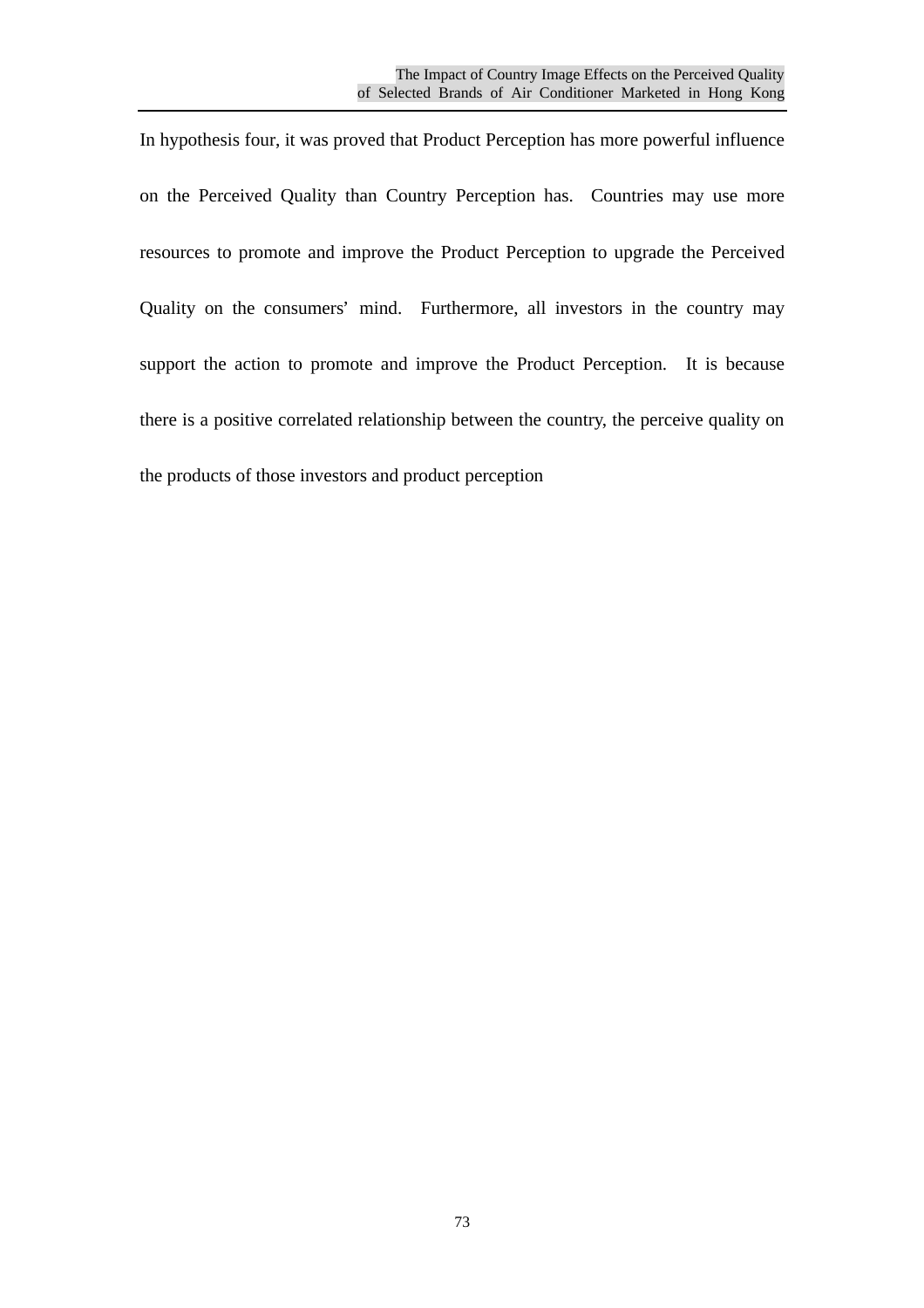In hypothesis four, it was proved that Product Perception has more powerful influence on the Perceived Quality than Country Perception has. Countries may use more resources to promote and improve the Product Perception to upgrade the Perceived Quality on the consumers' mind. Furthermore, all investors in the country may support the action to promote and improve the Product Perception. It is because there is a positive correlated relationship between the country, the perceive quality on the products of those investors and product perception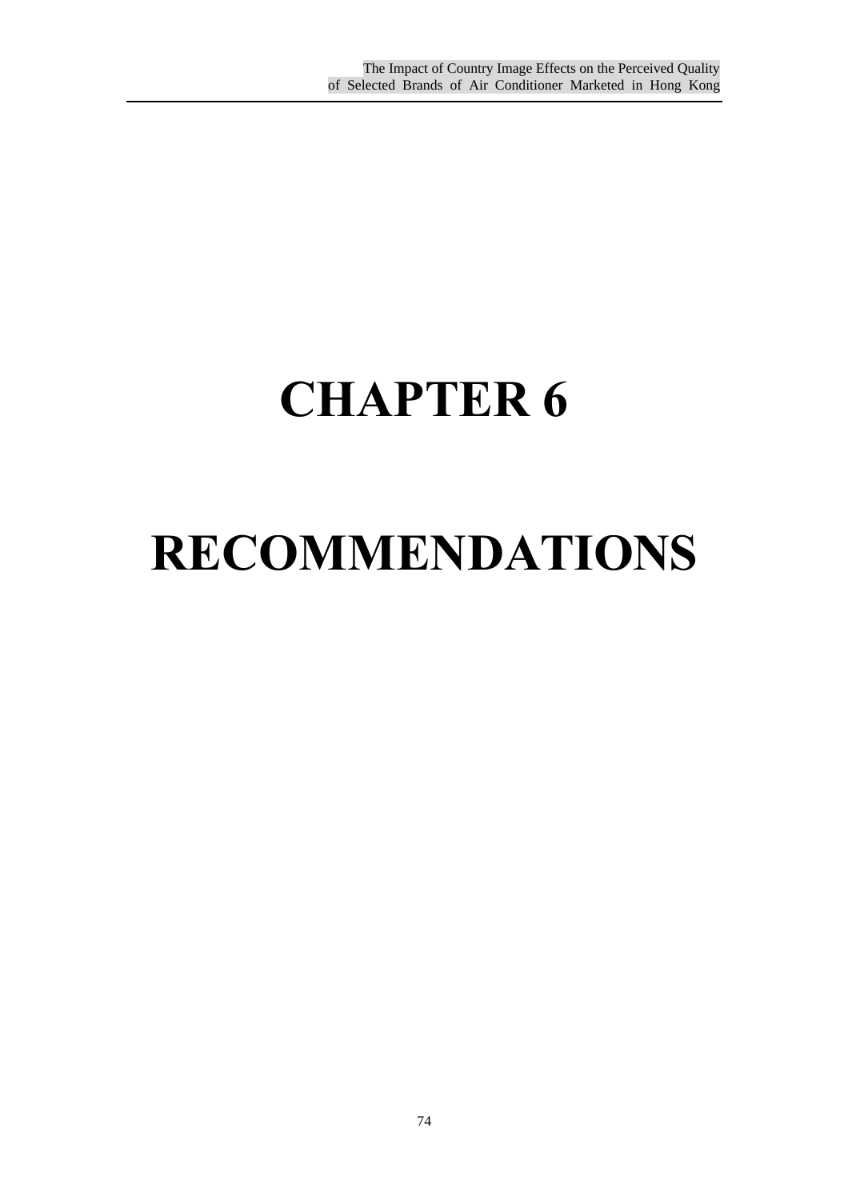# CHAPTER 6

# RECOMMENDATIONS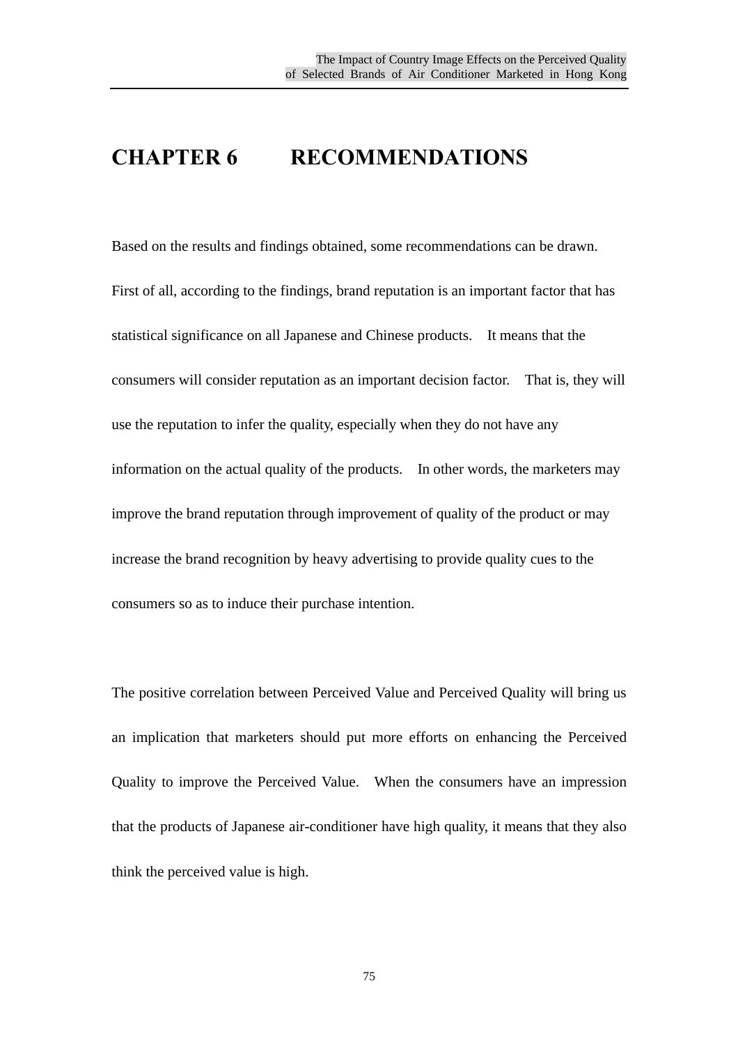# CHAPTER 6 RECOMMENDATIONS

Based on the results and findings obtained, some recommendations can be drawn. First of all, according to the findings, brand reputation is an important factor that has statistical significance on all Japanese and Chinese products. It means that the consumers will consider reputation as an important decision factor. That is, they will use the reputation to infer the quality, especially when they do not have any information on the actual quality of the products. In other words, the marketers may improve the brand reputation through improvement of quality of the product or may increase the brand recognition by heavy advertising to provide quality cues to the consumers so as to induce their purchase intention.

The positive correlation between Perceived Value and Perceived Quality will bring us an implication that marketers should put more efforts on enhancing the Perceived Quality to improve the Perceived Value. When the consumers have an impression that the products of Japanese air-conditioner have high quality, it means that they also think the perceived value is high.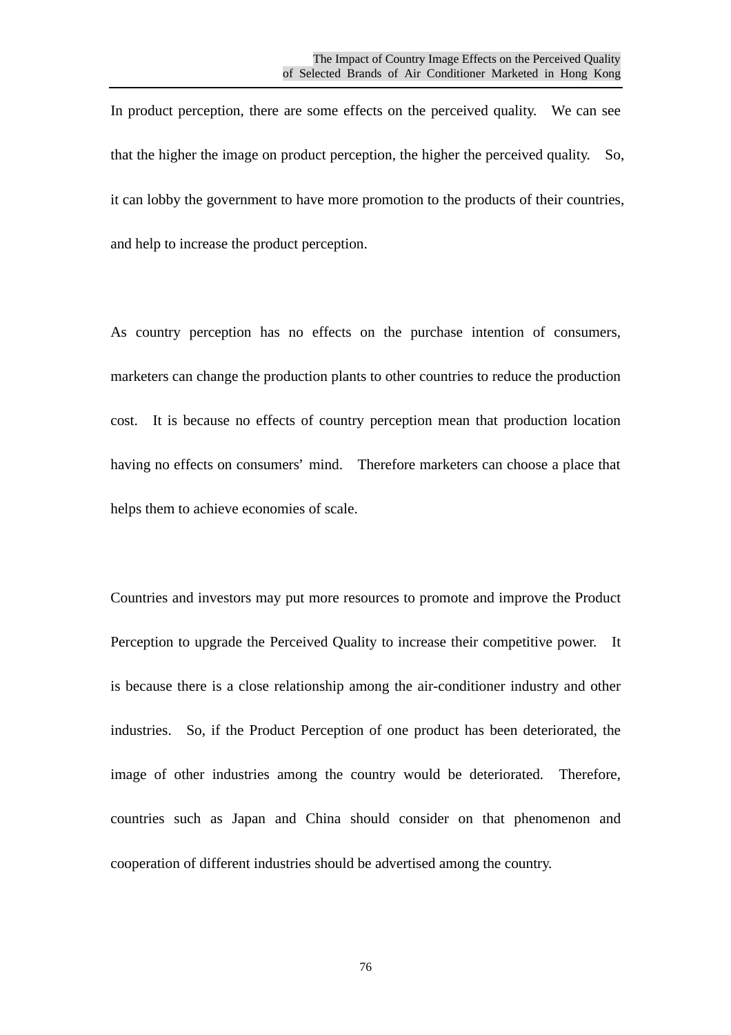In product perception, there are some effects on the perceived quality. We can see that the higher the image on product perception, the higher the perceived quality. So, it can lobby the government to have more promotion to the products of their countries, and help to increase the product perception.

As country perception has no effects on the purchase intention of consumers, marketers can change the production plants to other countries to reduce the production cost. It is because no effects of country perception mean that production location having no effects on consumers' mind. Therefore marketers can choose a place that helps them to achieve economies of scale.

Countries and investors may put more resources to promote and improve the Product Perception to upgrade the Perceived Quality to increase their competitive power. It is because there is a close relationship among the air-conditioner industry and other industries. So, if the Product Perception of one product has been deteriorated, the image of other industries among the country would be deteriorated. Therefore, countries such as Japan and China should consider on that phenomenon and cooperation of different industries should be advertised among the country.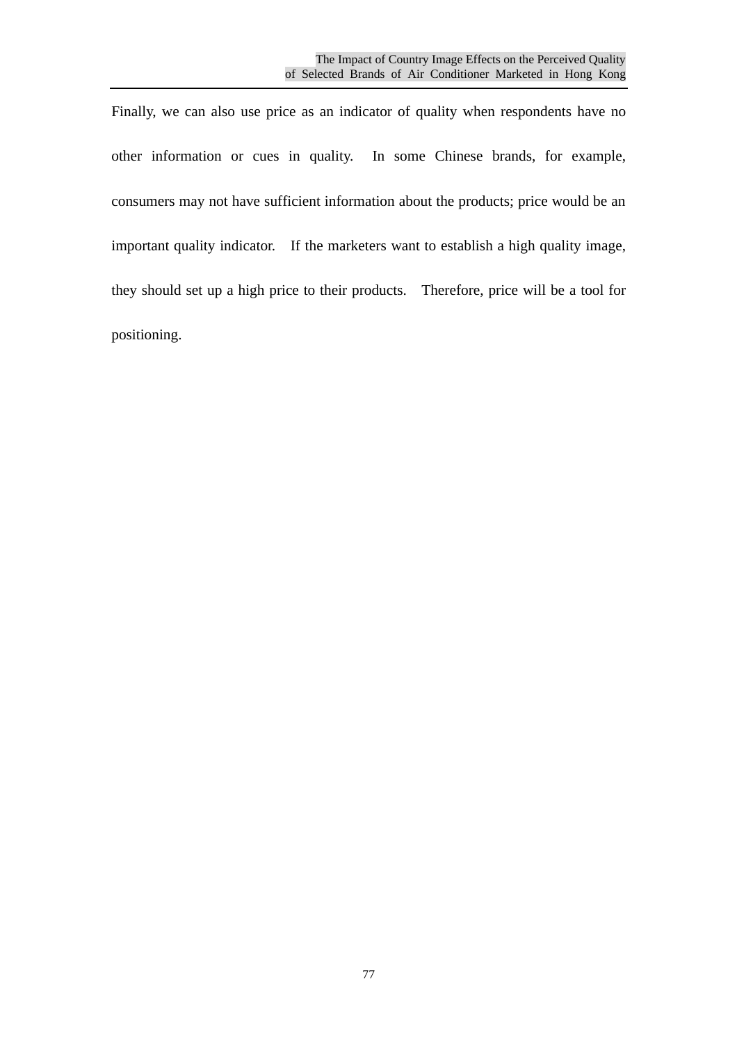Finally, we can also use price as an indicator of quality when respondents have no other information or cues in quality. In some Chinese brands, for example, consumers may not have sufficient information about the products; price would be an important quality indicator. If the marketers want to establish a high quality image, they should set up a high price to their products. Therefore, price will be a tool for positioning.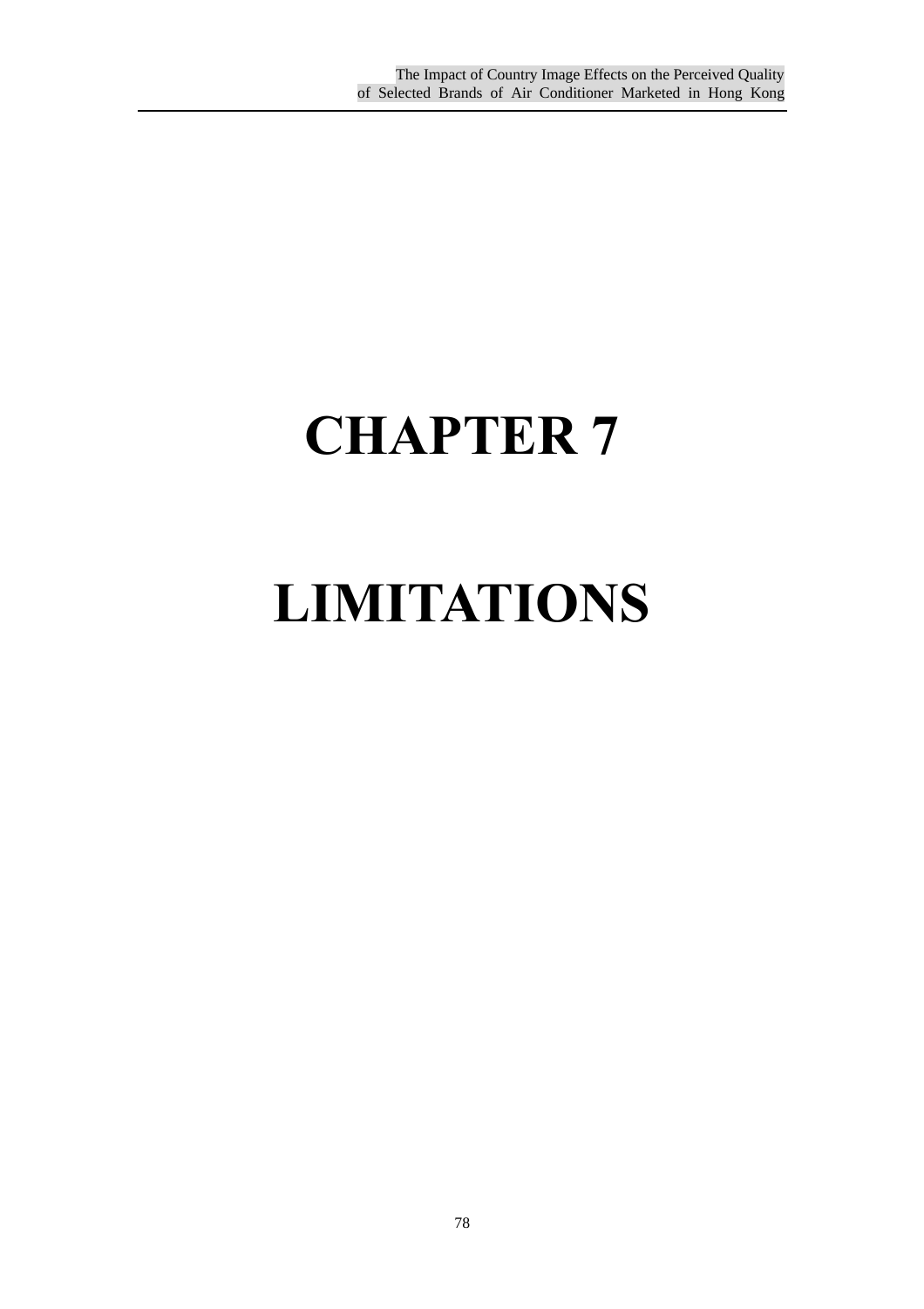# CHAPTER 7

# LIMITATIONS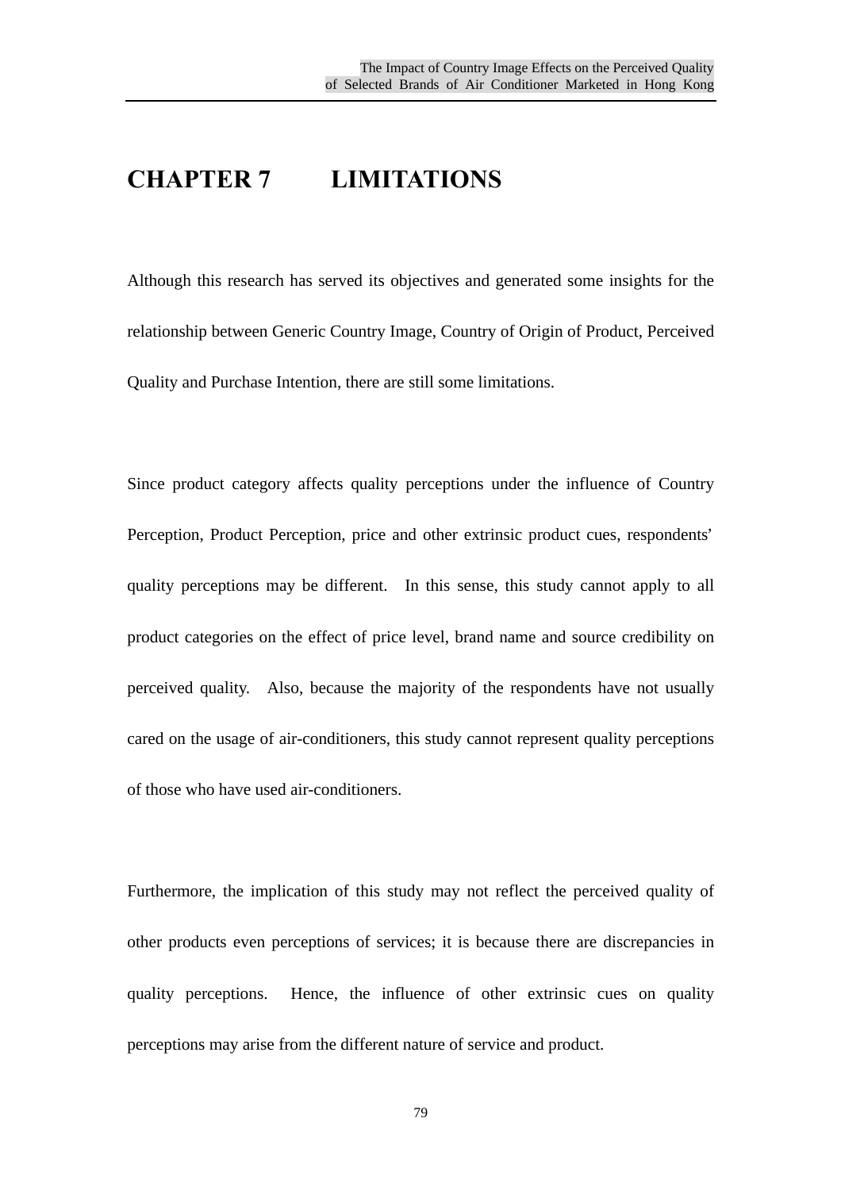# CHAPTER 7 LIMITATIONS

Although this research has served its objectives and generated some insights for the relationship between Generic Country Image, Country of Origin of Product, Perceived Quality and Purchase Intention, there are still some limitations.

Since product category affects quality perceptions under the influence of Country Perception, Product Perception, price and other extrinsic product cues, respondents' quality perceptions may be different. In this sense, this study cannot apply to all product categories on the effect of price level, brand name and source credibility on perceived quality. Also, because the majority of the respondents have not usually cared on the usage of air-conditioners, this study cannot represent quality perceptions of those who have used air-conditioners.

Furthermore, the implication of this study may not reflect the perceived quality of other products even perceptions of services; it is because there are discrepancies in quality perceptions. Hence, the influence of other extrinsic cues on quality perceptions may arise from the different nature of service and product.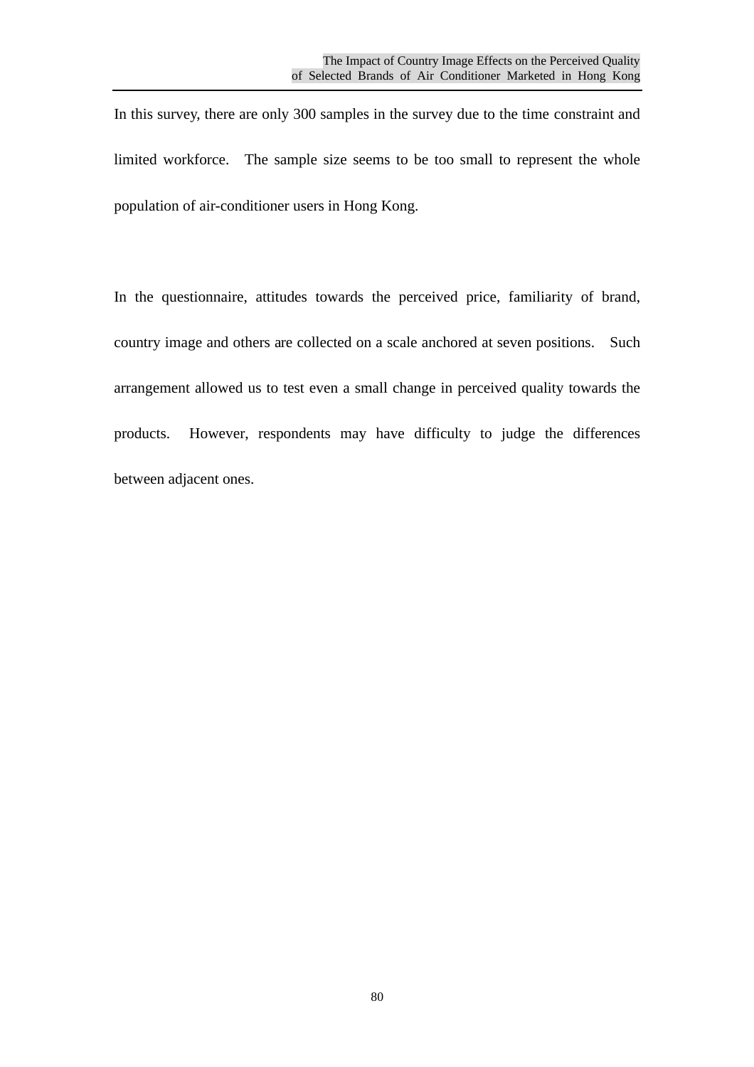In this survey, there are only 300 samples in the survey due to the time constraint and limited workforce. The sample size seems to be too small to represent the whole population of air-conditioner users in Hong Kong.

In the questionnaire, attitudes towards the perceived price, familiarity of brand, country image and others are collected on a scale anchored at seven positions. Such arrangement allowed us to test even a small change in perceived quality towards the products. However, respondents may have difficulty to judge the differences between adjacent ones.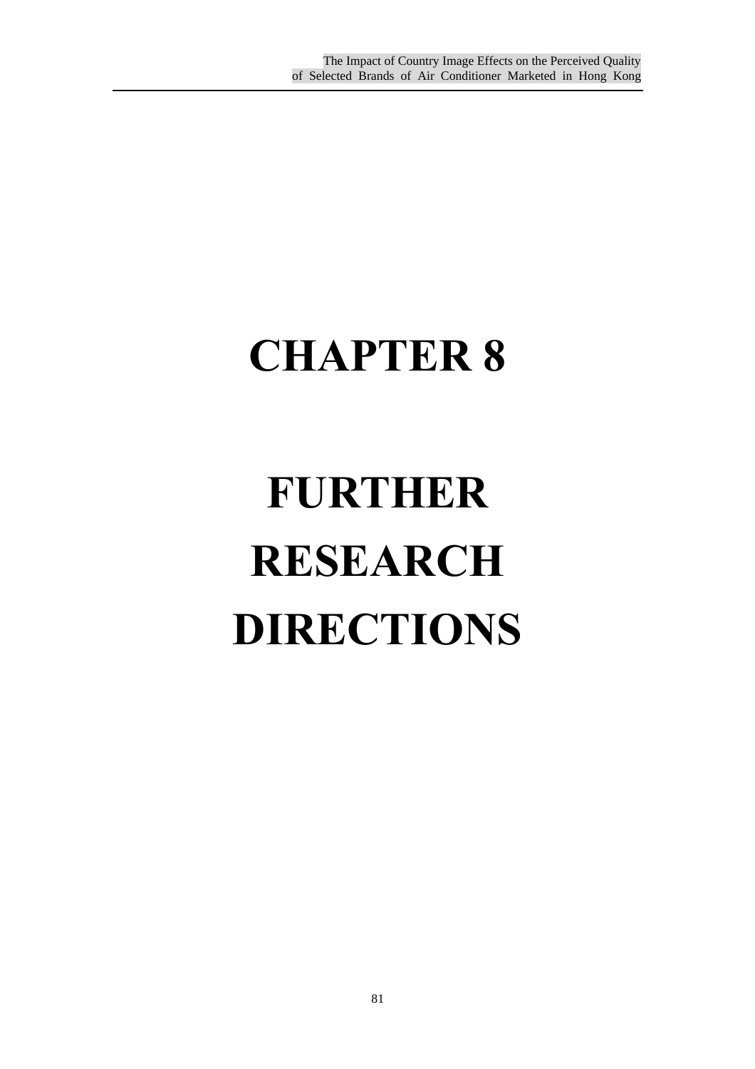# CHAPTER 8

# FURTHER RESEARCH DIRECTIONS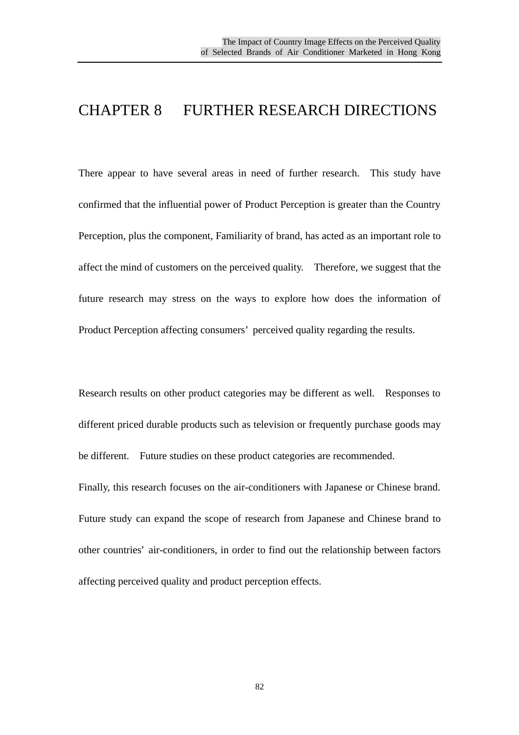# CHAPTER 8 FURTHER RESEARCH DIRECTIONS

There appear to have several areas in need of further research. This study have confirmed that the influential power of Product Perception is greater than the Country Perception, plus the component, Familiarity of brand, has acted as an important role to affect the mind of customers on the perceived quality. Therefore, we suggest that the future research may stress on the ways to explore how does the information of Product Perception affecting consumers' perceived quality regarding the results.

Research results on other product categories may be different as well. Responses to different priced durable products such as television or frequently purchase goods may be different. Future studies on these product categories are recommended.

Finally, this research focuses on the air-conditioners with Japanese or Chinese brand. Future study can expand the scope of research from Japanese and Chinese brand to other countries' air-conditioners, in order to find out the relationship between factors affecting perceived quality and product perception effects.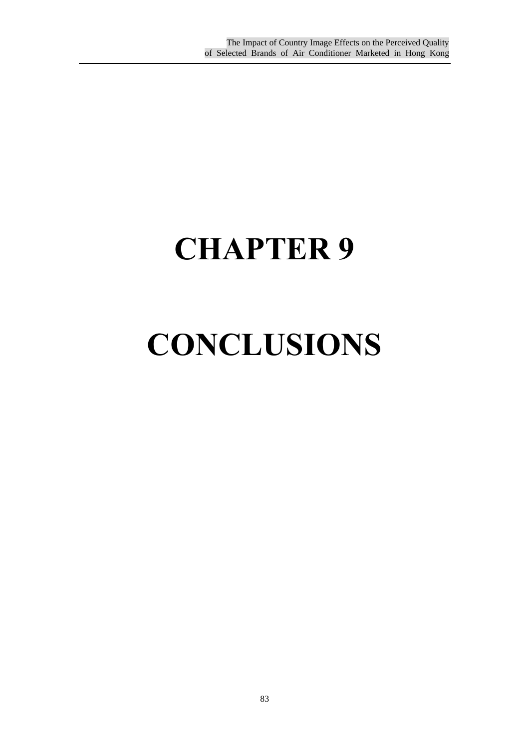# CHAPTER 9

# CONCLUSIONS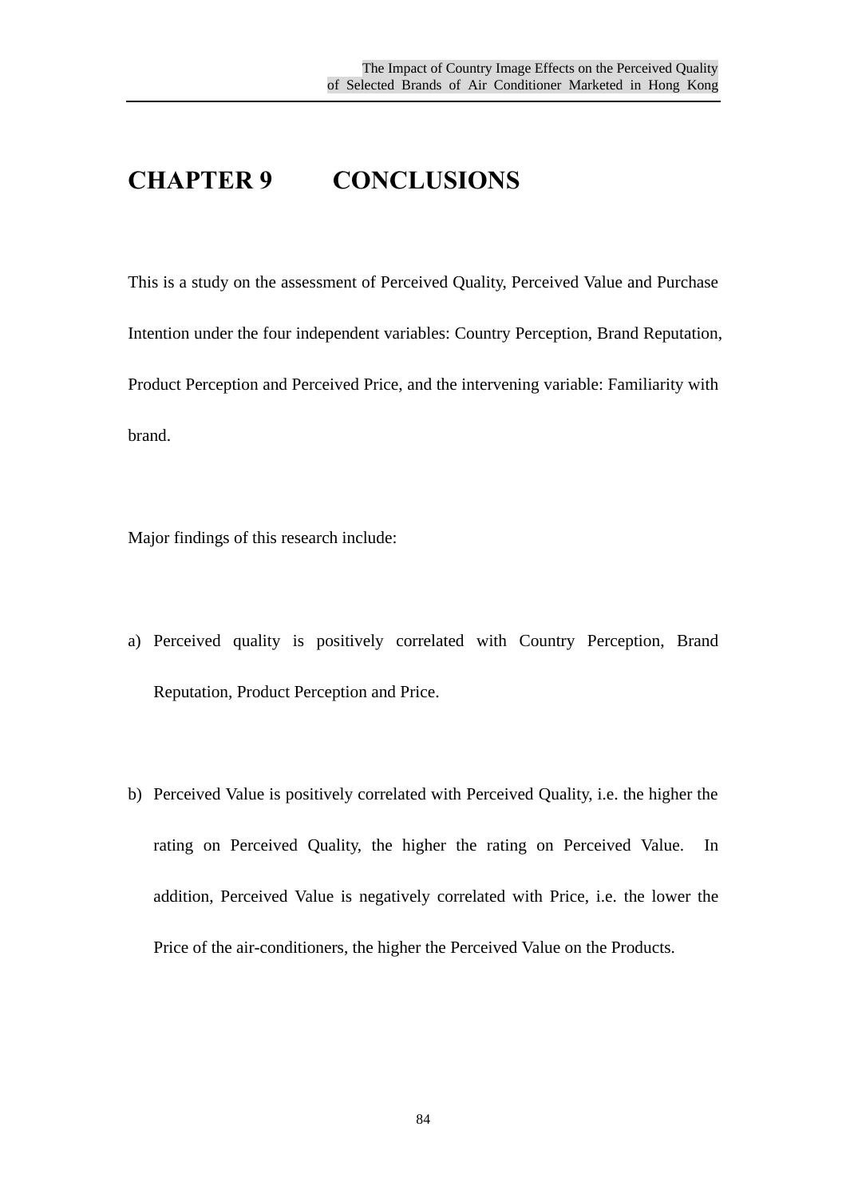# CHAPTER 9 CONCLUSIONS

This is a study on the assessment of Perceived Quality, Perceived Value and Purchase Intention under the four independent variables: Country Perception, Brand Reputation, Product Perception and Perceived Price, and the intervening variable: Familiarity with brand.

Major findings of this research include:

a) Perceived quality is positively correlated with Country Perception, Brand Reputation, Product Perception and Price.

b) Perceived Value is positively correlated with Perceived Quality, i.e. the higher the rating on Perceived Quality, the higher the rating on Perceived Value. In addition, Perceived Value is negatively correlated with Price, i.e. the lower the Price of the air-conditioners, the higher the Perceived Value on the Products.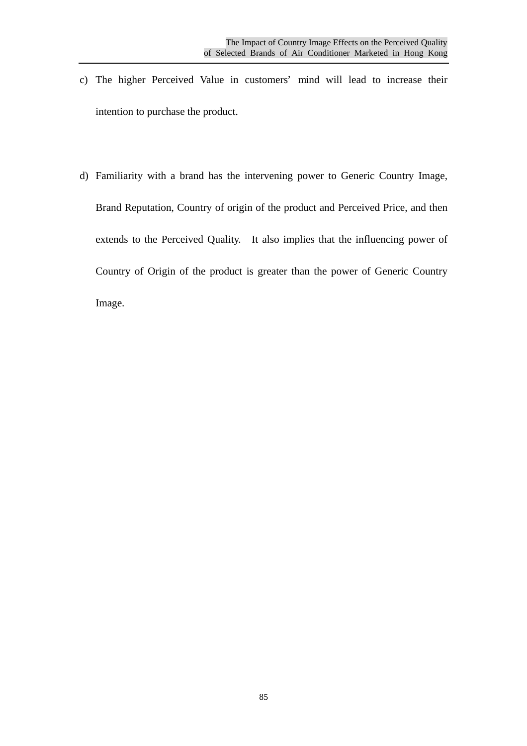c) The higher Perceived Value in customers' mind will lead to increase their intention to purchase the product.

d) Familiarity with a brand has the intervening power to Generic Country Image, Brand Reputation, Country of origin of the product and Perceived Price, and then extends to the Perceived Quality. It also implies that the influencing power of Country of Origin of the product is greater than the power of Generic Country Image.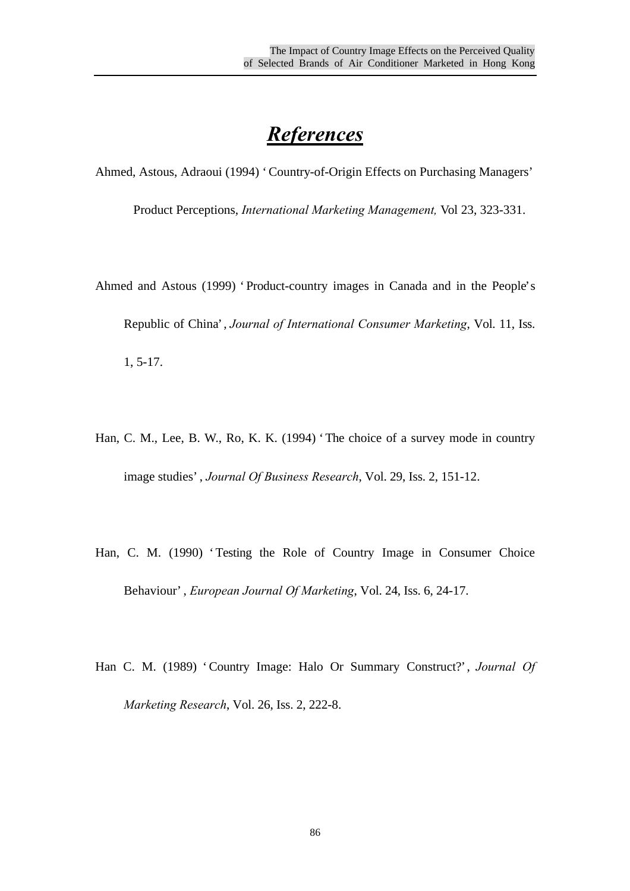# ***References***

Ahmed, Astous, Adraoui (1994) ' Country-of-Origin Effects on Purchasing Managers' Product Perceptions, *International Marketing Management,* Vol 23, 323-331.

Ahmed and Astous (1999) ' Product-country images in Canada and in the People's Republic of China', *Journal of International Consumer Marketing*, Vol. 11, Iss. 1, 5-17.

Han, C. M., Lee, B. W., Ro, K. K. (1994) ' The choice of a survey mode in country image studies' , *Journal Of Business Research*, Vol. 29, Iss. 2, 151-12.

Han, C. M. (1990) ' Testing the Role of Country Image in Consumer Choice Behaviour' , *European Journal Of Marketing*, Vol. 24, Iss. 6, 24-17.

Han C. M. (1989) ' Country Image: Halo Or Summary Construct?' , *Journal Of Marketing Research*, Vol. 26, Iss. 2, 222-8.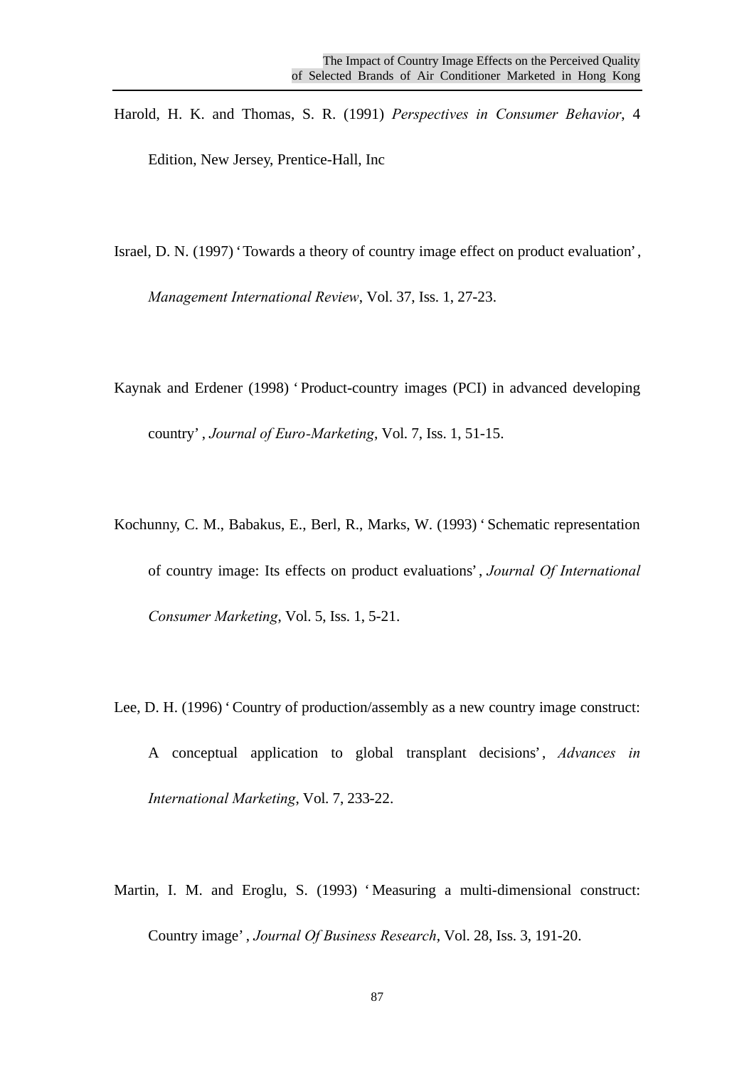Harold, H. K. and Thomas, S. R. (1991) *Perspectives in Consumer Behavior*, 4 Edition, New Jersey, Prentice-Hall, Inc

Israel, D. N. (1997) ‘Towards a theory of country image effect on product evaluation’, *Management International Review*, Vol. 37, Iss. 1, 27-23.

Kaynak and Erdener (1998) ‘Product-country images (PCI) in advanced developing country’, *Journal of Euro-Marketing*, Vol. 7, Iss. 1, 51-15.

Kochunny, C. M., Babakus, E., Berl, R., Marks, W. (1993) ‘Schematic representation of country image: Its effects on product evaluations’, *Journal Of International Consumer Marketing*, Vol. 5, Iss. 1, 5-21.

Lee, D. H. (1996) ‘Country of production/assembly as a new country image construct: A conceptual application to global transplant decisions’, *Advances in International Marketing*, Vol. 7, 233-22.

Martin, I. M. and Eroglu, S. (1993) ‘Measuring a multi-dimensional construct: Country image’, *Journal Of Business Research*, Vol. 28, Iss. 3, 191-20.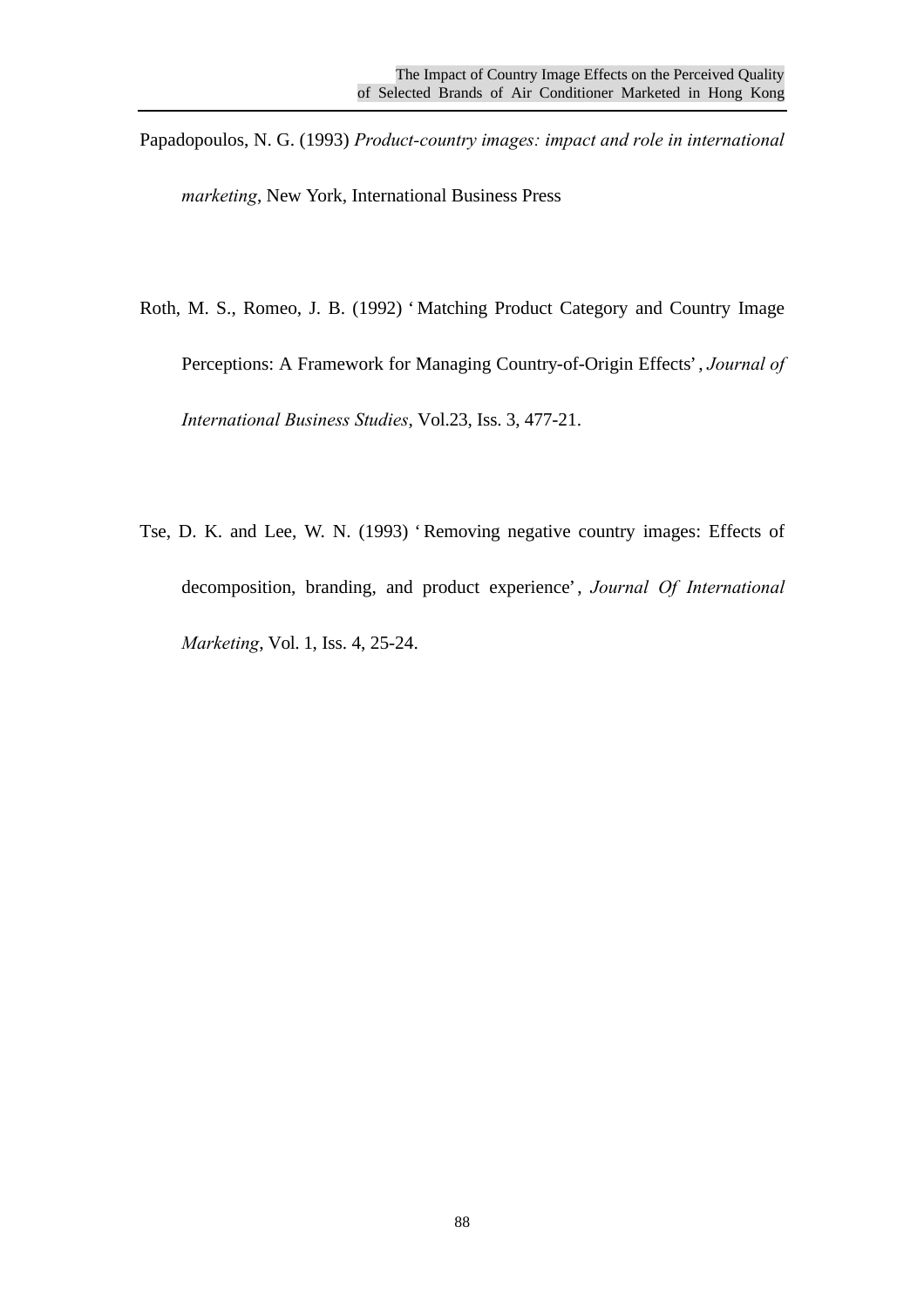Papadopoulos, N. G. (1993) *Product-country images: impact and role in international marketing*, New York, International Business Press

Roth, M. S., Romeo, J. B. (1992) ' Matching Product Category and Country Image Perceptions: A Framework for Managing Country-of-Origin Effects' , *Journal of International Business Studies*, Vol.23, Iss. 3, 477-21.

Tse, D. K. and Lee, W. N. (1993) ' Removing negative country images: Effects of decomposition, branding, and product experience' , *Journal Of International Marketing*, Vol. 1, Iss. 4, 25-24.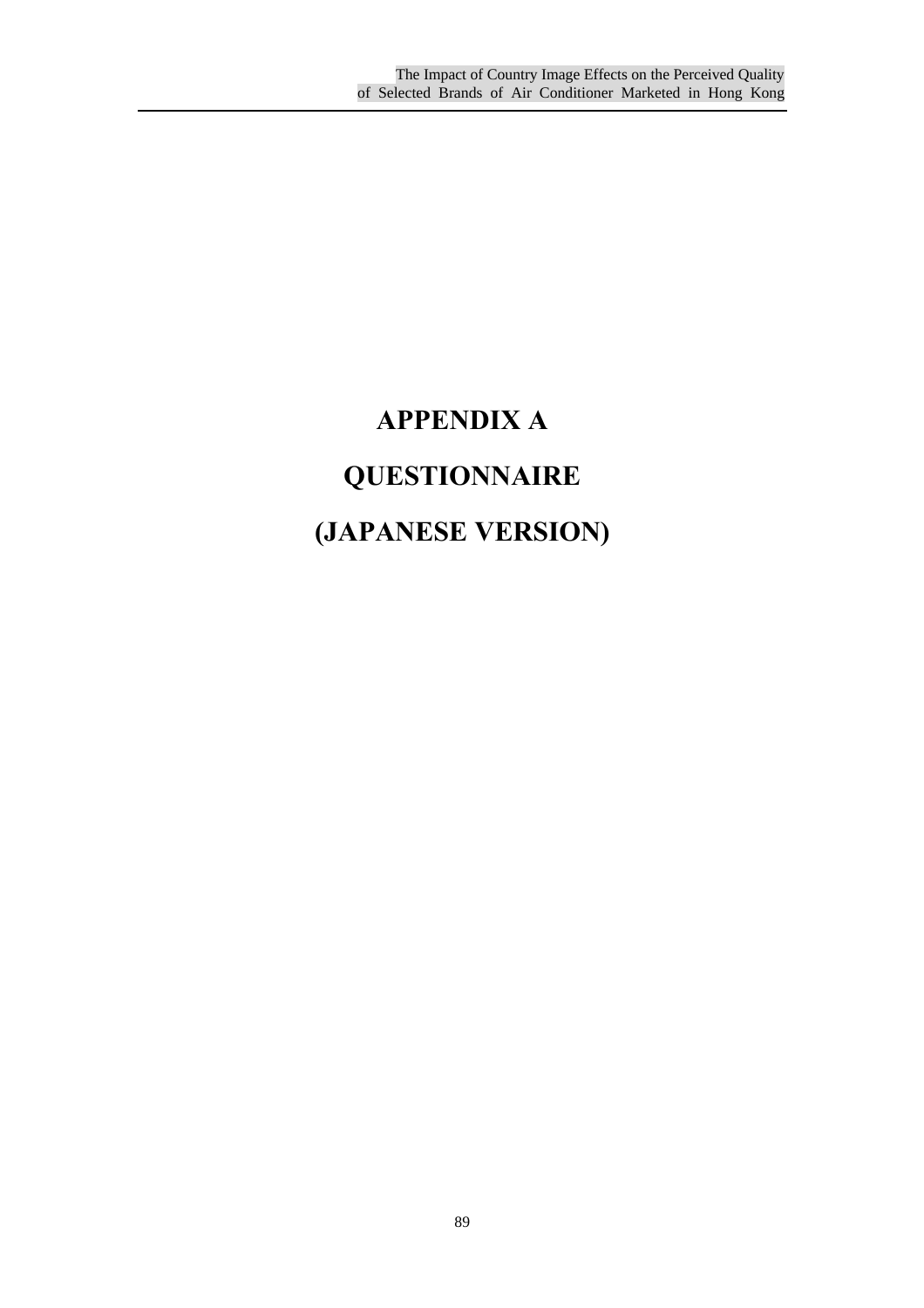# APPENDIX A

# QUESTIONNAIRE

# (JAPANESE VERSION)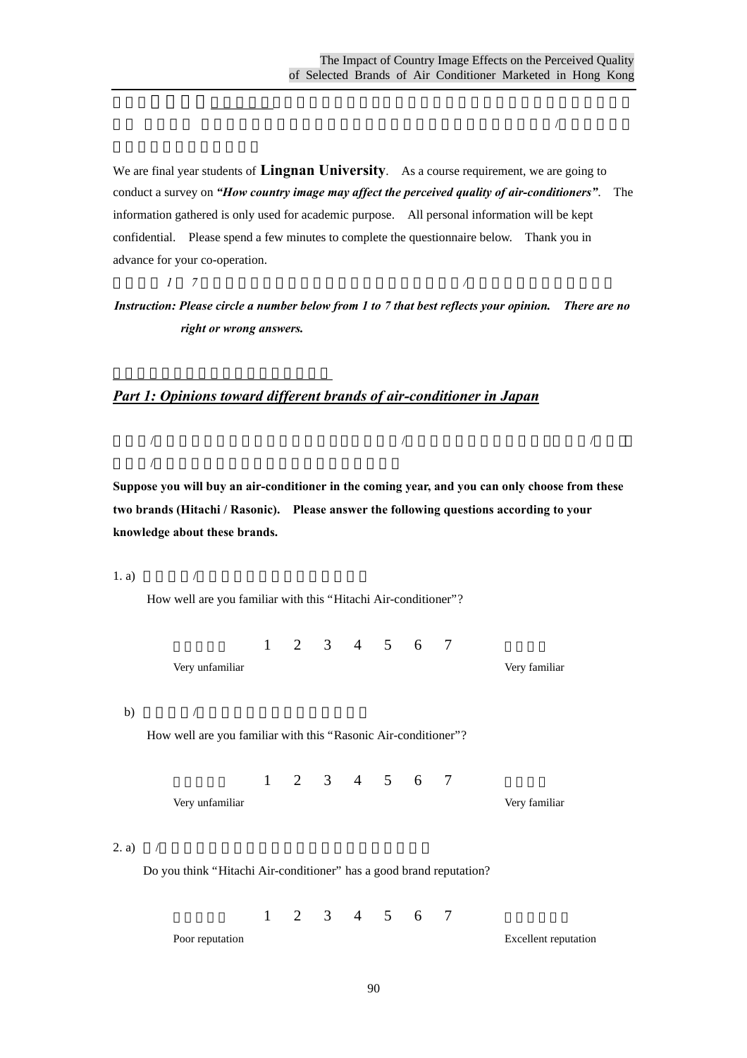We are final year students of **Lingnan University**. As a course requirement, we are going to conduct a survey on ***"How country image may affect the perceived quality of air-conditioners"***. The information gathered is only used for academic purpose. All personal information will be kept confidential. Please spend a few minutes to complete the questionnaire below. Thank you in advance for your co-operation.

***Instruction: Please circle a number below from 1 to 7 that best reflects your opinion. There are no right or wrong answers.***

## ***Part 1: Opinions toward different brands of air-conditioner in Japan***

**Suppose you will buy an air-conditioner in the coming year, and you can only choose from these two brands (Hitachi / Rasonic). Please answer the following questions according to your knowledge about these brands.**

1. a) How well are you familiar with this "Hitachi Air-conditioner"?

| | | | | | | | | |
|---|---|---|---|---|---|---|---|---|
| Very unfamiliar | 1 | 2 | 3 | 4 | 5 | 6 | 7 | Very familiar |

b) How well are you familiar with this "Rasonic Air-conditioner"?

| | | | | | | | | |
|---|---|---|---|---|---|---|---|---|
| Very unfamiliar | 1 | 2 | 3 | 4 | 5 | 6 | 7 | Very familiar |

2. a) Do you think "Hitachi Air-conditioner" has a good brand reputation?

| | | | | | | | | |
|---|---|---|---|---|---|---|---|---|
| Poor reputation | 1 | 2 | 3 | 4 | 5 | 6 | 7 | Excellent reputation |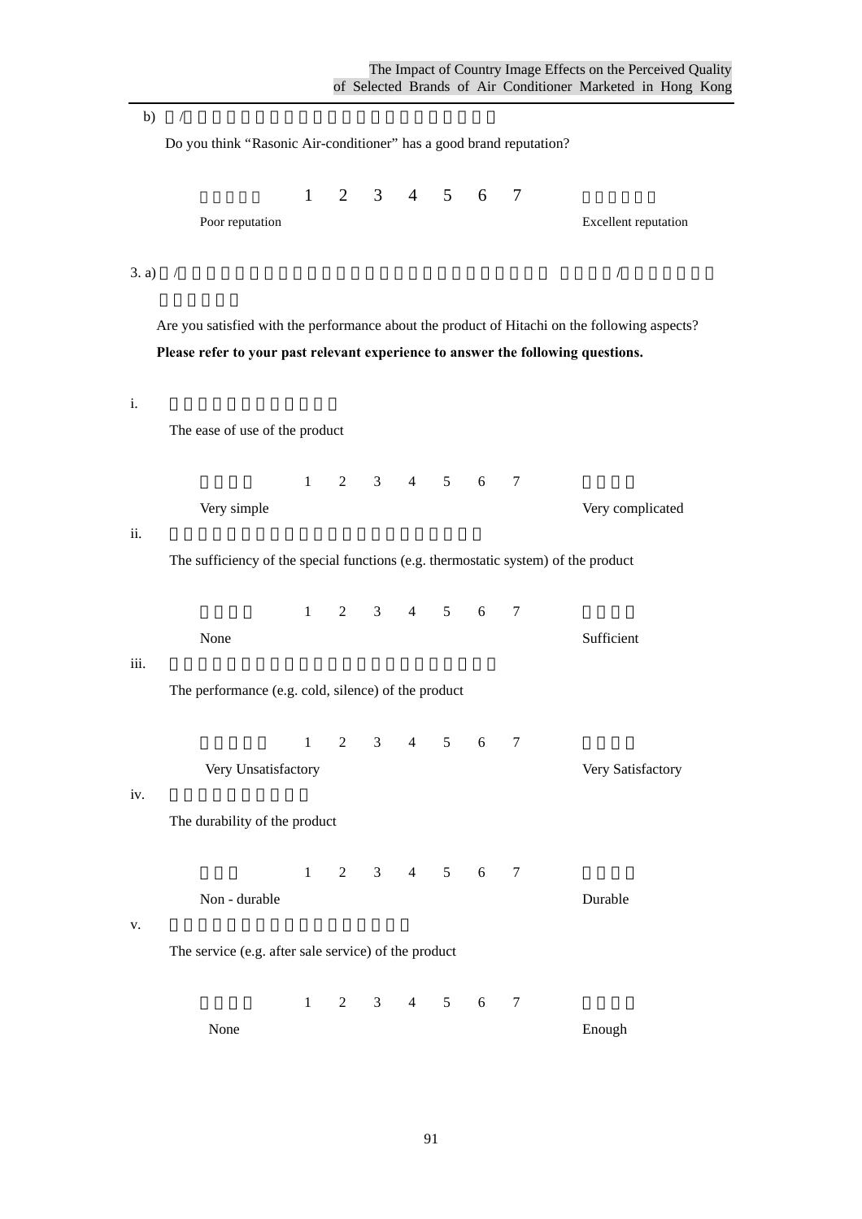b) 你/

Do you think "Rasonic Air-conditioner" has a good brand reputation?

| | 1 | 2 | 3 | 4 | 5 | 6 | 7 | |
|---|---|---|---|---|---|---|---|---|
| Poor reputation | | | | | | | | Excellent reputation |

3. a) /　　　　　　　　　　　　　　　　　/

Are you satisfied with the performance about the product of Hitachi on the following aspects?

**Please refer to your past relevant experience to answer the following questions.**

i. The ease of use of the product

| | 1 | 2 | 3 | 4 | 5 | 6 | 7 | |
|---|---|---|---|---|---|---|---|---|
| Very simple | | | | | | | | Very complicated |

ii. The sufficiency of the special functions (e.g. thermostatic system) of the product

| | 1 | 2 | 3 | 4 | 5 | 6 | 7 | |
|---|---|---|---|---|---|---|---|---|
| None | | | | | | | | Sufficient |

iii. The performance (e.g. cold, silence) of the product

| | 1 | 2 | 3 | 4 | 5 | 6 | 7 | |
|---|---|---|---|---|---|---|---|---|
| Very Unsatisfactory | | | | | | | | Very Satisfactory |

iv. The durability of the product

| | 1 | 2 | 3 | 4 | 5 | 6 | 7 | |
|---|---|---|---|---|---|---|---|---|
| Non - durable | | | | | | | | Durable |

v. The service (e.g. after sale service) of the product

| | 1 | 2 | 3 | 4 | 5 | 6 | 7 | |
|---|---|---|---|---|---|---|---|---|
| None | | | | | | | | Enough |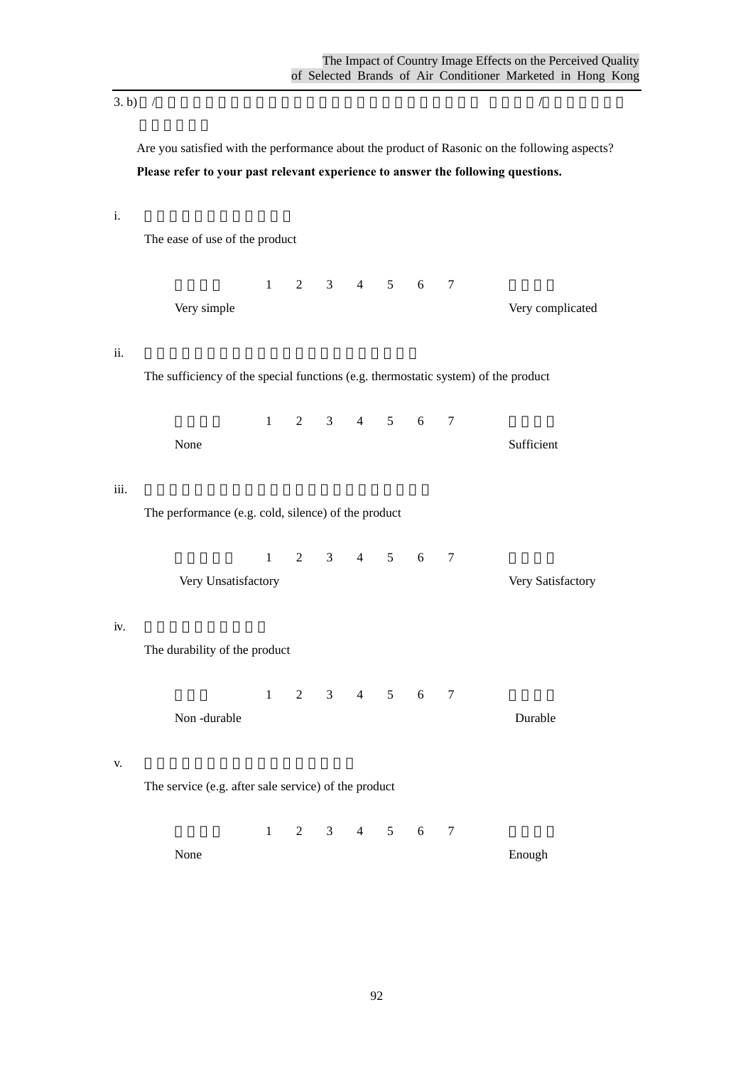3. b) Are you satisfied with the performance about the product of Rasonic on the following aspects?

**Please refer to your past relevant experience to answer the following questions.**

i. The ease of use of the product

| | 1 | 2 | 3 | 4 | 5 | 6 | 7 | |
|---|---|---|---|---|---|---|---|---|
| Very simple | | | | | | | | Very complicated |

ii. The sufficiency of the special functions (e.g. thermostatic system) of the product

| | 1 | 2 | 3 | 4 | 5 | 6 | 7 | |
|---|---|---|---|---|---|---|---|---|
| None | | | | | | | | Sufficient |

iii. The performance (e.g. cold, silence) of the product

| | 1 | 2 | 3 | 4 | 5 | 6 | 7 | |
|---|---|---|---|---|---|---|---|---|
| Very Unsatisfactory | | | | | | | | Very Satisfactory |

iv. The durability of the product

| | 1 | 2 | 3 | 4 | 5 | 6 | 7 | |
|---|---|---|---|---|---|---|---|---|
| Non -durable | | | | | | | | Durable |

v. The service (e.g. after sale service) of the product

| | 1 | 2 | 3 | 4 | 5 | 6 | 7 | |
|---|---|---|---|---|---|---|---|---|
| None | | | | | | | | Enough |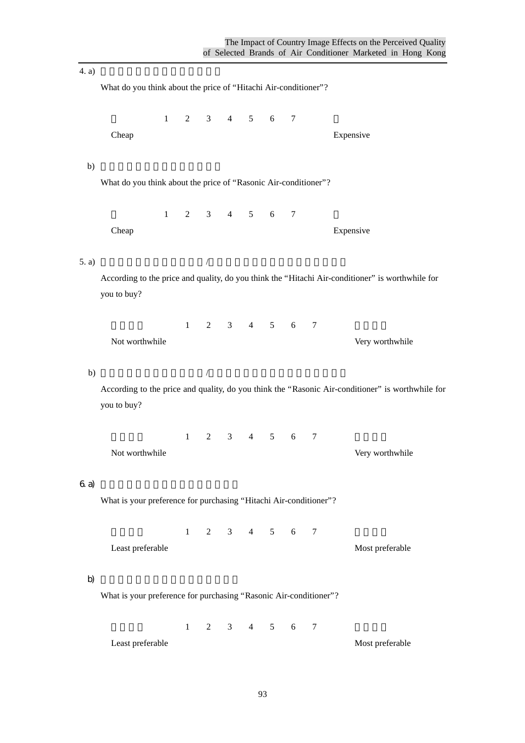4. a)

What do you think about the price of "Hitachi Air-conditioner"?

| | 1 | 2 | 3 | 4 | 5 | 6 | 7 | |
|---|---|---|---|---|---|---|---|---|
| Cheap | | | | | | | | Expensive |

b)

What do you think about the price of "Rasonic Air-conditioner"?

| | 1 | 2 | 3 | 4 | 5 | 6 | 7 | |
|---|---|---|---|---|---|---|---|---|
| Cheap | | | | | | | | Expensive |

5. a) /

According to the price and quality, do you think the "Hitachi Air-conditioner" is worthwhile for you to buy?

| | 1 | 2 | 3 | 4 | 5 | 6 | 7 | |
|---|---|---|---|---|---|---|---|---|
| Not worthwhile | | | | | | | | Very worthwhile |

b) /

According to the price and quality, do you think the "Rasonic Air-conditioner" is worthwhile for you to buy?

| | 1 | 2 | 3 | 4 | 5 | 6 | 7 | |
|---|---|---|---|---|---|---|---|---|
| Not worthwhile | | | | | | | | Very worthwhile |

6. a)

What is your preference for purchasing "Hitachi Air-conditioner"?

| | 1 | 2 | 3 | 4 | 5 | 6 | 7 | |
|---|---|---|---|---|---|---|---|---|
| Least preferable | | | | | | | | Most preferable |

b)

What is your preference for purchasing "Rasonic Air-conditioner"?

| | 1 | 2 | 3 | 4 | 5 | 6 | 7 | |
|---|---|---|---|---|---|---|---|---|
| Least preferable | | | | | | | | Most preferable |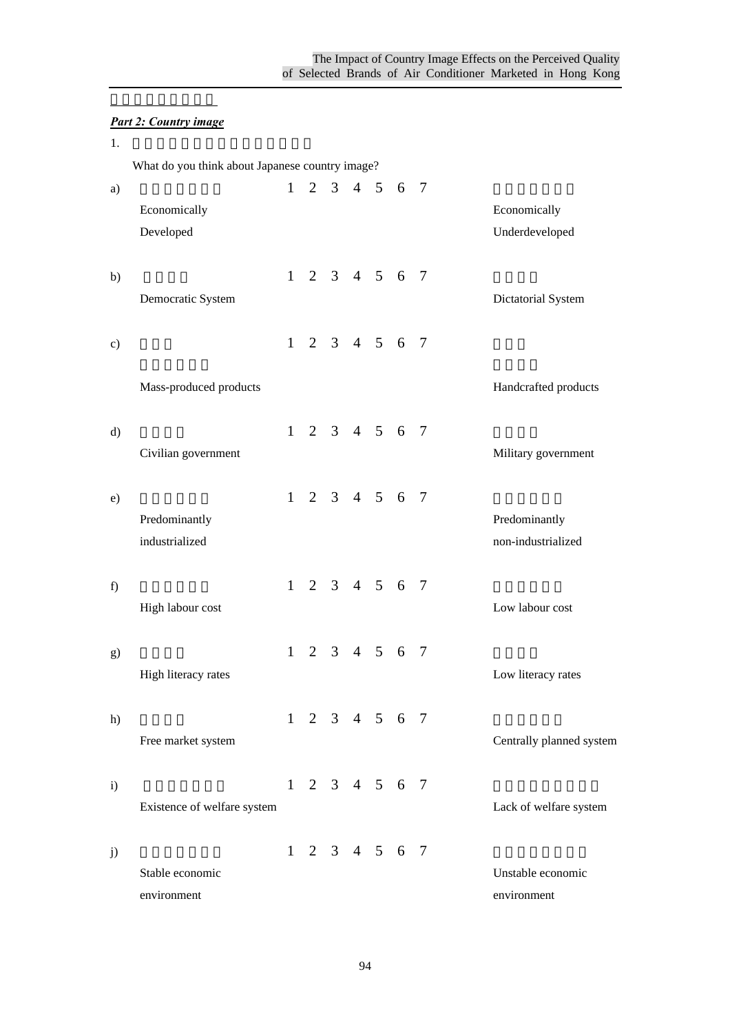***Part 2: Country image***

1\. What do you think about Japanese country image?

| | | 1 | 2 | 3 | 4 | 5 | 6 | 7 | |
|---|---|---|---|---|---|---|---|---|---|
| a) | Economically Developed | 1 | 2 | 3 | 4 | 5 | 6 | 7 | Economically Underdeveloped |
| b) | Democratic System | 1 | 2 | 3 | 4 | 5 | 6 | 7 | Dictatorial System |
| c) | Mass-produced products | 1 | 2 | 3 | 4 | 5 | 6 | 7 | Handcrafted products |
| d) | Civilian government | 1 | 2 | 3 | 4 | 5 | 6 | 7 | Military government |
| e) | Predominantly industrialized | 1 | 2 | 3 | 4 | 5 | 6 | 7 | Predominantly non-industrialized |
| f) | High labour cost | 1 | 2 | 3 | 4 | 5 | 6 | 7 | Low labour cost |
| g) | High literacy rates | 1 | 2 | 3 | 4 | 5 | 6 | 7 | Low literacy rates |
| h) | Free market system | 1 | 2 | 3 | 4 | 5 | 6 | 7 | Centrally planned system |
| i) | Existence of welfare system | 1 | 2 | 3 | 4 | 5 | 6 | 7 | Lack of welfare system |
| j) | Stable economic environment | 1 | 2 | 3 | 4 | 5 | 6 | 7 | Unstable economic environment |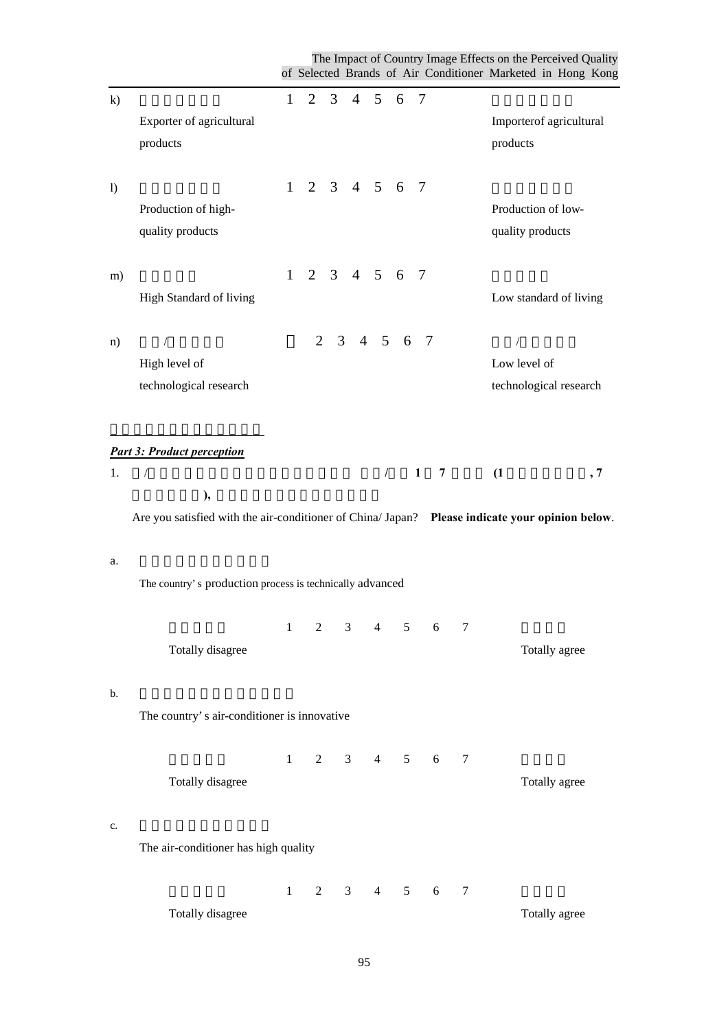k) Exporter of agricultural products　1　2　3　4　5　6　7　Importerof agricultural products

l) Production of high-quality products　1　2　3　4　5　6　7　Production of low-quality products

m) High Standard of living　1　2　3　4　5　6　7　Low standard of living

n) / High level of technological research　2　3　4　5　6　7　/ Low level of technological research

***Part 3: Product perception***

1. / / 1 7 (1 , 7 ),

Are you satisfied with the air-conditioner of China/ Japan? **Please indicate your opinion below**.

a. The country's production process is technically advanced

Totally disagree　1　2　3　4　5　6　7　Totally agree

b. The country's air-conditioner is innovative

Totally disagree　1　2　3　4　5　6　7　Totally agree

c. The air-conditioner has high quality

Totally disagree　1　2　3　4　5　6　7　Totally agree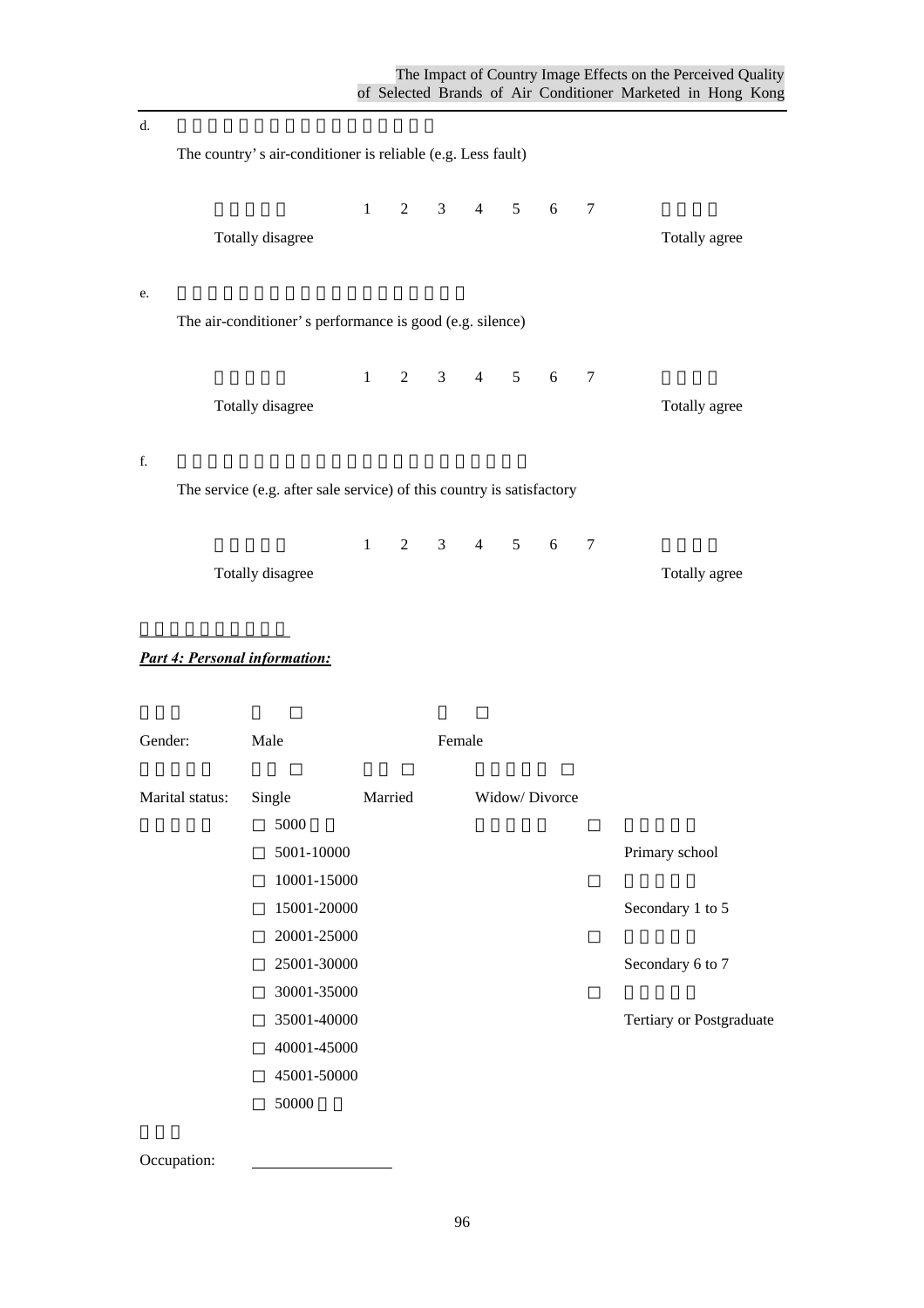d. 

The country's air-conditioner is reliable (e.g. Less fault)

| Totally disagree | 1 | 2 | 3 | 4 | 5 | 6 | 7 | Totally agree |
|---|---|---|---|---|---|---|---|---|

e. 

The air-conditioner's performance is good (e.g. silence)

| Totally disagree | 1 | 2 | 3 | 4 | 5 | 6 | 7 | Totally agree |
|---|---|---|---|---|---|---|---|---|

f. 

The service (e.g. after sale service) of this country is satisfactory

| Totally disagree | 1 | 2 | 3 | 4 | 5 | 6 | 7 | Totally agree |
|---|---|---|---|---|---|---|---|---|

***Part 4: Personal information:***

Gender: Male □ Female □

Marital status: Single □ Married □ Widow/ Divorce □

□ 5000
□ 5001-10000
□ 10001-15000
□ 15001-20000
□ 20001-25000
□ 25001-30000
□ 30001-35000
□ 35001-40000
□ 40001-45000
□ 45001-50000
□ 50000

□ Primary school
□ Secondary 1 to 5
□ Secondary 6 to 7
□ Tertiary or Postgraduate

Occupation: ________________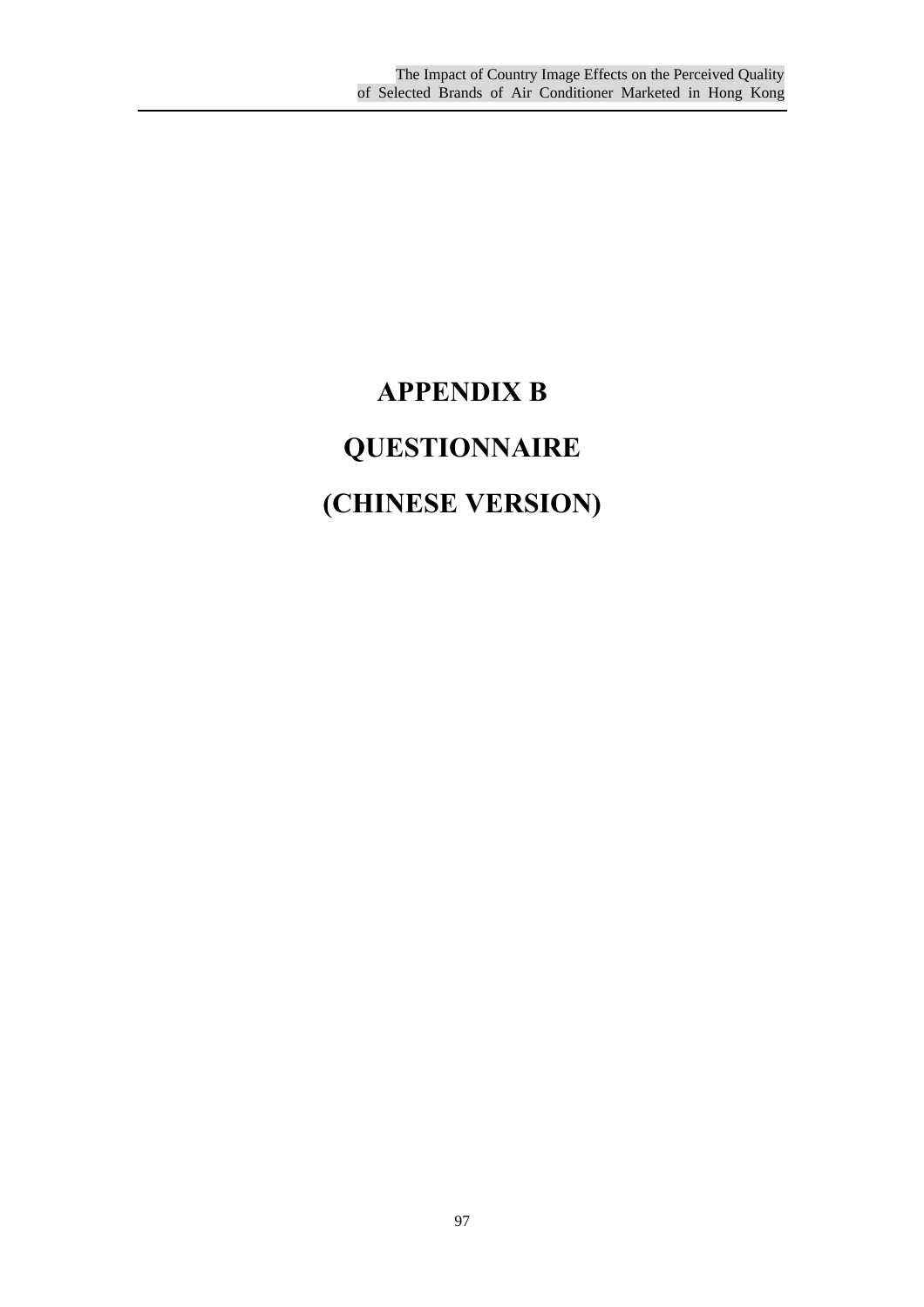# APPENDIX B

# QUESTIONNAIRE

# (CHINESE VERSION)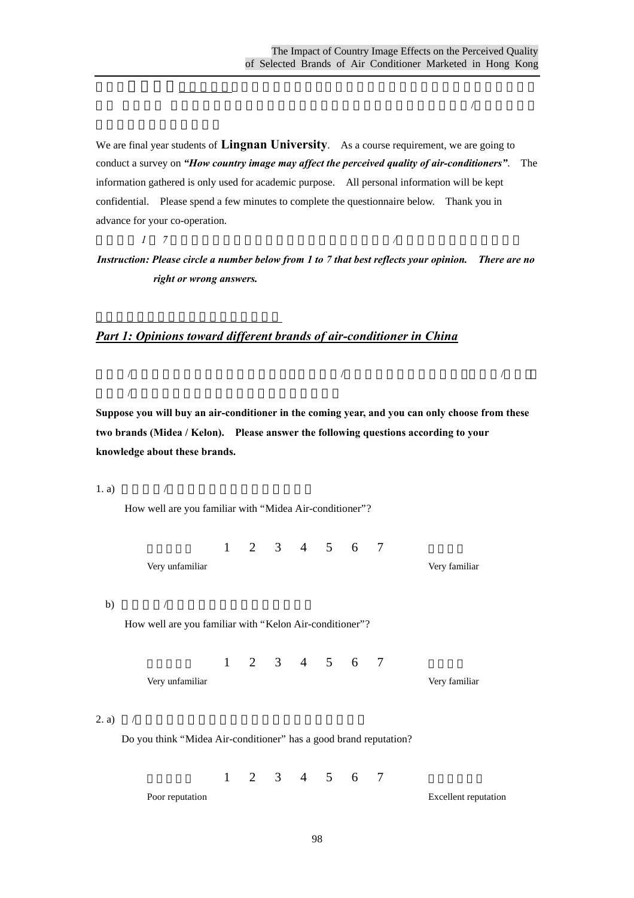We are final year students of **Lingnan University**. As a course requirement, we are going to conduct a survey on ***"How country image may affect the perceived quality of air-conditioners"***. The information gathered is only used for academic purpose. All personal information will be kept confidential. Please spend a few minutes to complete the questionnaire below. Thank you in advance for your co-operation.

***Instruction: Please circle a number below from 1 to 7 that best reflects your opinion. There are no right or wrong answers.***

## ***Part 1: Opinions toward different brands of air-conditioner in China***

**Suppose you will buy an air-conditioner in the coming year, and you can only choose from these two brands (Midea / Kelon). Please answer the following questions according to your knowledge about these brands.**

1. a) How well are you familiar with "Midea Air-conditioner"?

| Very unfamiliar | 1 | 2 | 3 | 4 | 5 | 6 | 7 | Very familiar |
|---|---|---|---|---|---|---|---|---|

   b) How well are you familiar with "Kelon Air-conditioner"?

| Very unfamiliar | 1 | 2 | 3 | 4 | 5 | 6 | 7 | Very familiar |
|---|---|---|---|---|---|---|---|---|

2. a) Do you think "Midea Air-conditioner" has a good brand reputation?

| Poor reputation | 1 | 2 | 3 | 4 | 5 | 6 | 7 | Excellent reputation |
|---|---|---|---|---|---|---|---|---|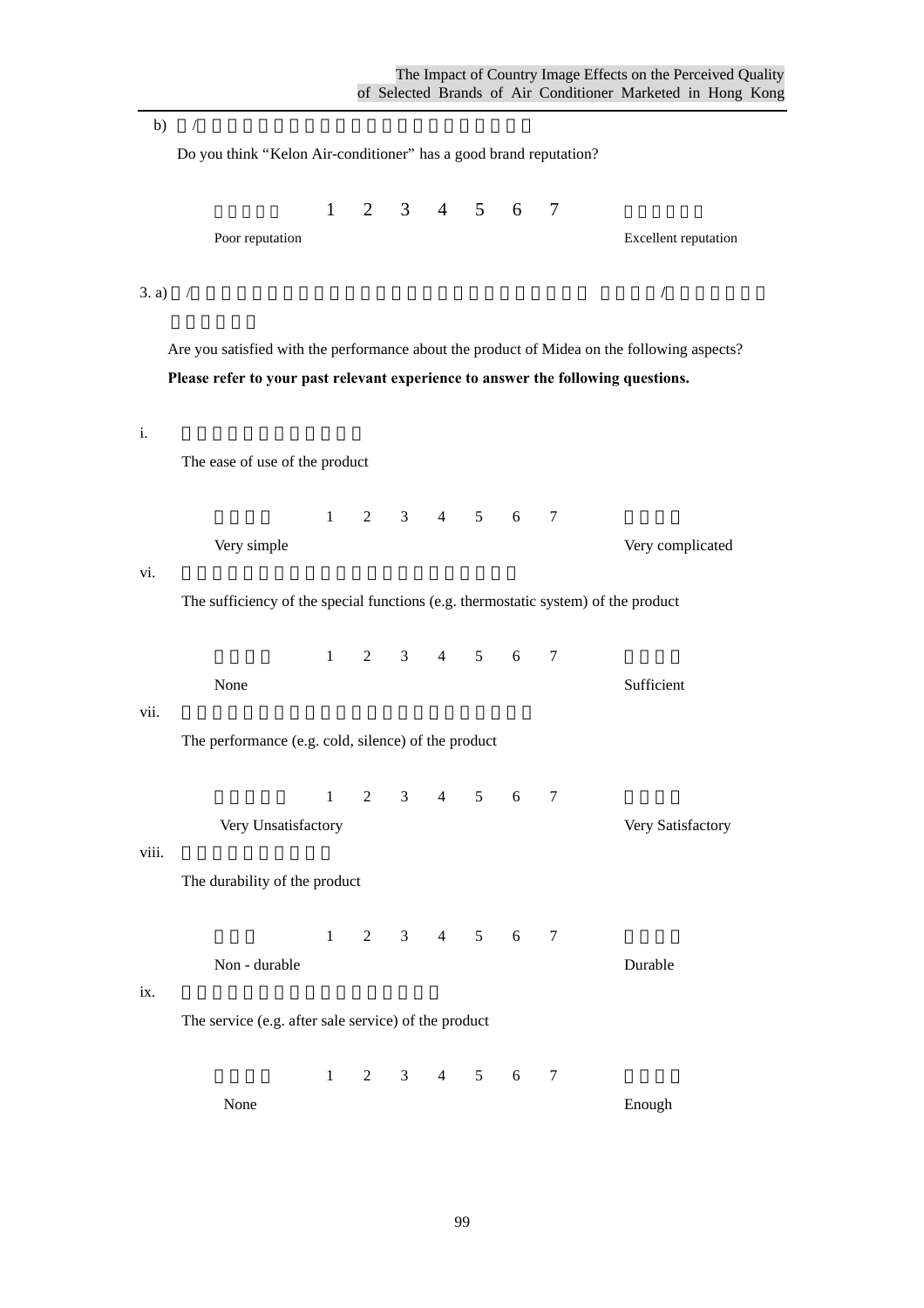b) /

Do you think "Kelon Air-conditioner" has a good brand reputation?

| | 1 | 2 | 3 | 4 | 5 | 6 | 7 | |
|---|---|---|---|---|---|---|---|---|
| Poor reputation | | | | | | | | Excellent reputation |

3. a) / /

Are you satisfied with the performance about the product of Midea on the following aspects?

**Please refer to your past relevant experience to answer the following questions.**

i.

The ease of use of the product

| | 1 | 2 | 3 | 4 | 5 | 6 | 7 | |
|---|---|---|---|---|---|---|---|---|
| Very simple | | | | | | | | Very complicated |

vi.

The sufficiency of the special functions (e.g. thermostatic system) of the product

| | 1 | 2 | 3 | 4 | 5 | 6 | 7 | |
|---|---|---|---|---|---|---|---|---|
| None | | | | | | | | Sufficient |

vii.

The performance (e.g. cold, silence) of the product

| | 1 | 2 | 3 | 4 | 5 | 6 | 7 | |
|---|---|---|---|---|---|---|---|---|
| Very Unsatisfactory | | | | | | | | Very Satisfactory |

viii.

The durability of the product

| | 1 | 2 | 3 | 4 | 5 | 6 | 7 | |
|---|---|---|---|---|---|---|---|---|
| Non - durable | | | | | | | | Durable |

ix.

The service (e.g. after sale service) of the product

| | 1 | 2 | 3 | 4 | 5 | 6 | 7 | |
|---|---|---|---|---|---|---|---|---|
| None | | | | | | | | Enough |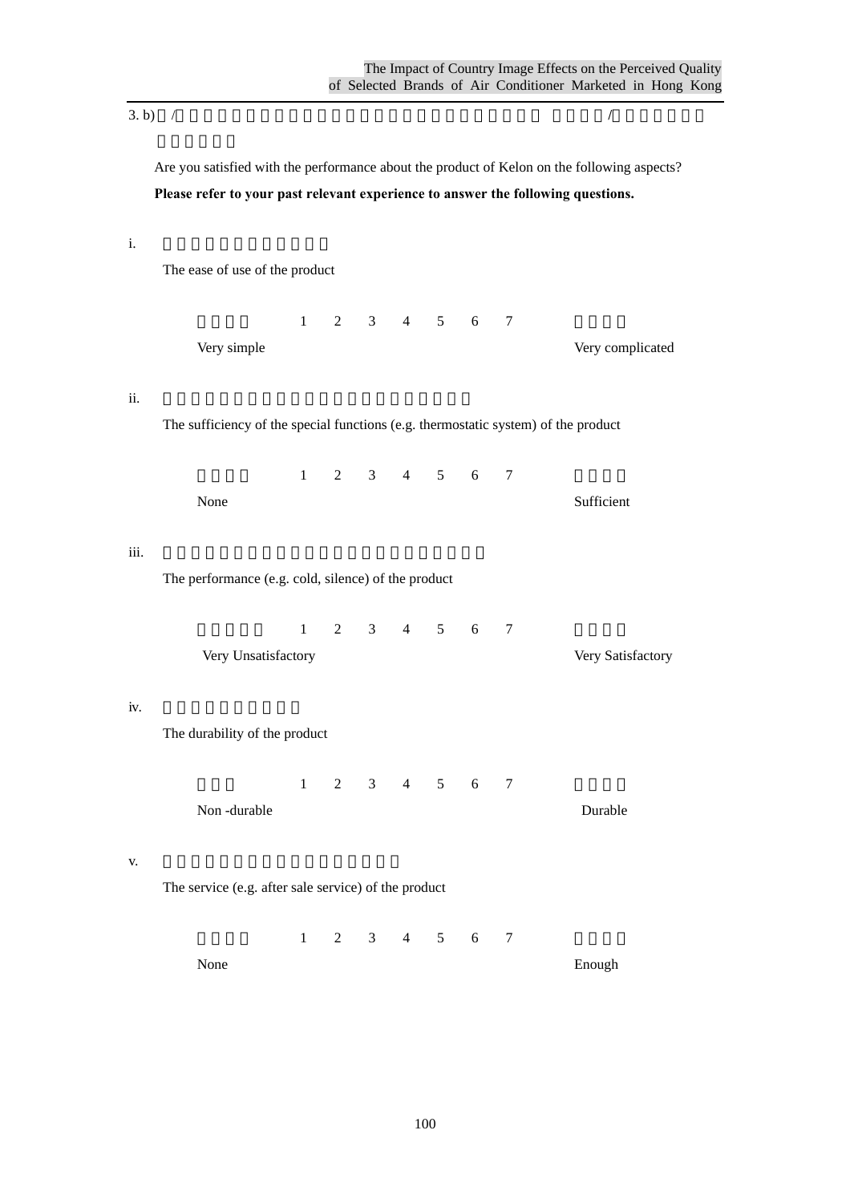3. b) /　　　　　　　　　　　　　　　　　　　　　　　　/

Are you satisfied with the performance about the product of Kelon on the following aspects?

**Please refer to your past relevant experience to answer the following questions.**

i. The ease of use of the product

| | 1 | 2 | 3 | 4 | 5 | 6 | 7 | |
|---|---|---|---|---|---|---|---|---|
| Very simple | | | | | | | | Very complicated |

ii. The sufficiency of the special functions (e.g. thermostatic system) of the product

| | 1 | 2 | 3 | 4 | 5 | 6 | 7 | |
|---|---|---|---|---|---|---|---|---|
| None | | | | | | | | Sufficient |

iii. The performance (e.g. cold, silence) of the product

| | 1 | 2 | 3 | 4 | 5 | 6 | 7 | |
|---|---|---|---|---|---|---|---|---|
| Very Unsatisfactory | | | | | | | | Very Satisfactory |

iv. The durability of the product

| | 1 | 2 | 3 | 4 | 5 | 6 | 7 | |
|---|---|---|---|---|---|---|---|---|
| Non -durable | | | | | | | | Durable |

v. The service (e.g. after sale service) of the product

| | 1 | 2 | 3 | 4 | 5 | 6 | 7 | |
|---|---|---|---|---|---|---|---|---|
| None | | | | | | | | Enough |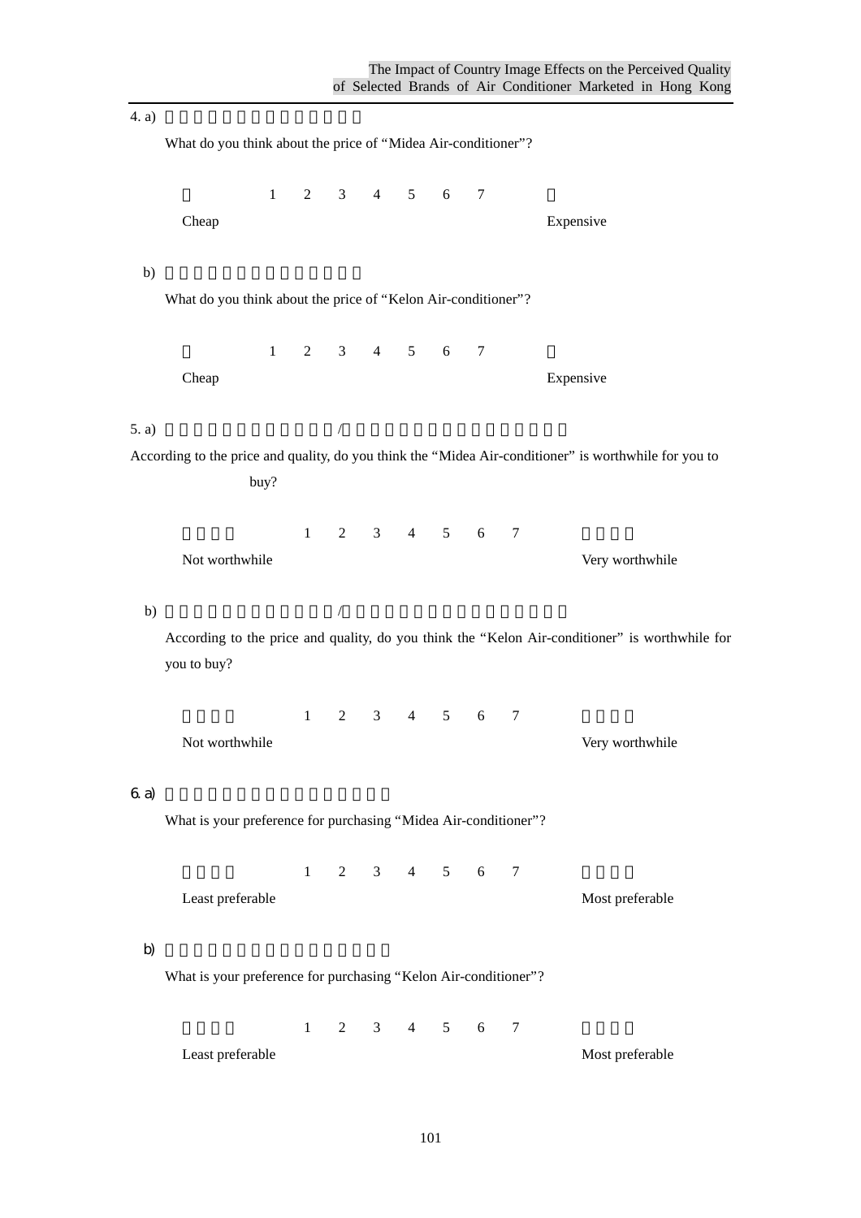4. a)

What do you think about the price of “Midea Air-conditioner”?

| | 1 | 2 | 3 | 4 | 5 | 6 | 7 | |
|---|---|---|---|---|---|---|---|---|
| Cheap | | | | | | | | Expensive |

b)

What do you think about the price of “Kelon Air-conditioner”?

| | 1 | 2 | 3 | 4 | 5 | 6 | 7 | |
|---|---|---|---|---|---|---|---|---|
| Cheap | | | | | | | | Expensive |

5. a)

According to the price and quality, do you think the “Midea Air-conditioner” is worthwhile for you to buy?

| | 1 | 2 | 3 | 4 | 5 | 6 | 7 | |
|---|---|---|---|---|---|---|---|---|
| Not worthwhile | | | | | | | | Very worthwhile |

b)

According to the price and quality, do you think the “Kelon Air-conditioner” is worthwhile for you to buy?

| | 1 | 2 | 3 | 4 | 5 | 6 | 7 | |
|---|---|---|---|---|---|---|---|---|
| Not worthwhile | | | | | | | | Very worthwhile |

6. a)

What is your preference for purchasing “Midea Air-conditioner”?

| | 1 | 2 | 3 | 4 | 5 | 6 | 7 | |
|---|---|---|---|---|---|---|---|---|
| Least preferable | | | | | | | | Most preferable |

b)

What is your preference for purchasing “Kelon Air-conditioner”?

| | 1 | 2 | 3 | 4 | 5 | 6 | 7 | |
|---|---|---|---|---|---|---|---|---|
| Least preferable | | | | | | | | Most preferable |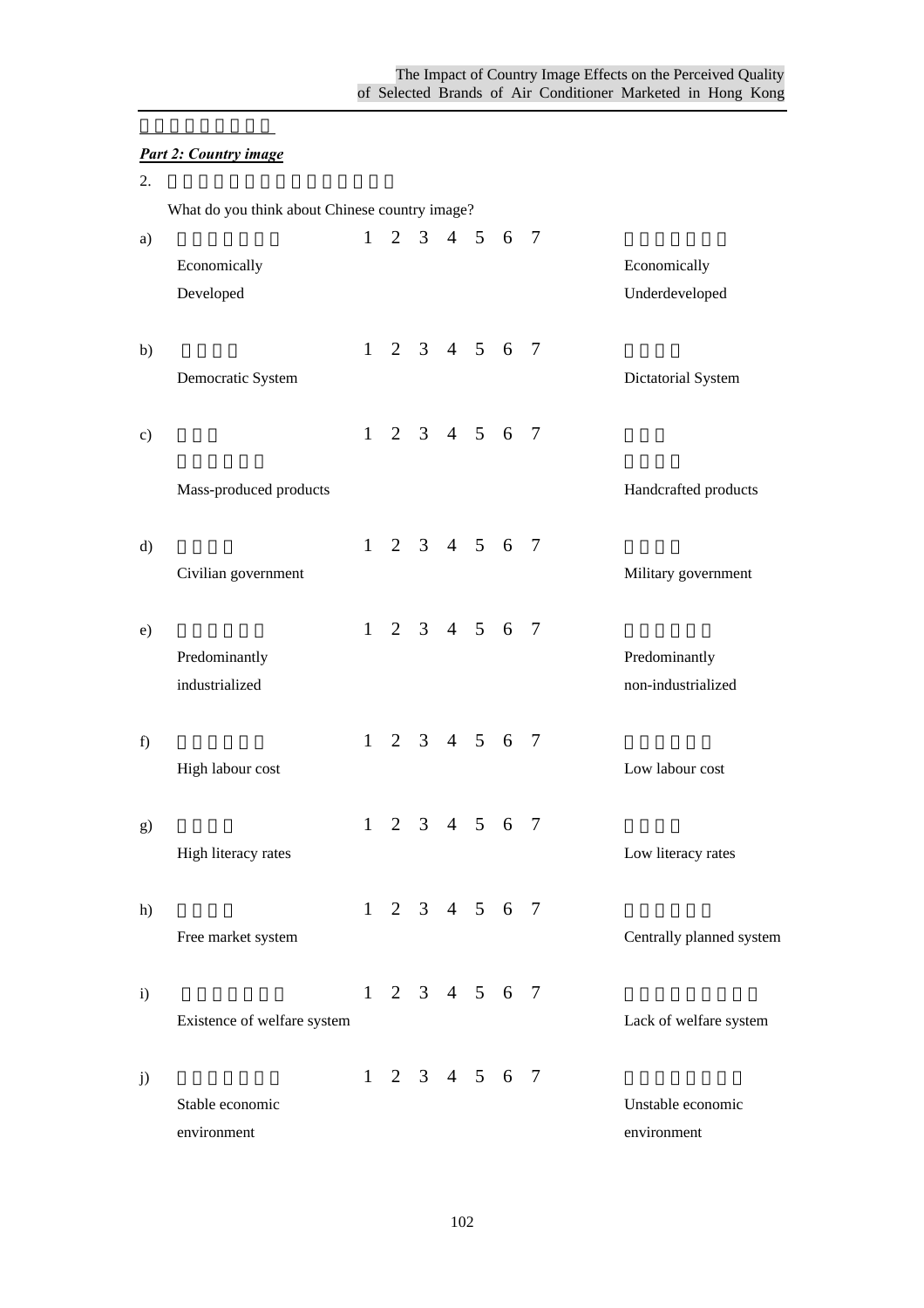***Part 2: Country image***

2\. What do you think about Chinese country image?

| | | | | | | | | | |
|---|---|---|---|---|---|---|---|---|---|
| a) | Economically Developed | 1 | 2 | 3 | 4 | 5 | 6 | 7 | Economically Underdeveloped |
| b) | Democratic System | 1 | 2 | 3 | 4 | 5 | 6 | 7 | Dictatorial System |
| c) | Mass-produced products | 1 | 2 | 3 | 4 | 5 | 6 | 7 | Handcrafted products |
| d) | Civilian government | 1 | 2 | 3 | 4 | 5 | 6 | 7 | Military government |
| e) | Predominantly industrialized | 1 | 2 | 3 | 4 | 5 | 6 | 7 | Predominantly non-industrialized |
| f) | High labour cost | 1 | 2 | 3 | 4 | 5 | 6 | 7 | Low labour cost |
| g) | High literacy rates | 1 | 2 | 3 | 4 | 5 | 6 | 7 | Low literacy rates |
| h) | Free market system | 1 | 2 | 3 | 4 | 5 | 6 | 7 | Centrally planned system |
| i) | Existence of welfare system | 1 | 2 | 3 | 4 | 5 | 6 | 7 | Lack of welfare system |
| j) | Stable economic environment | 1 | 2 | 3 | 4 | 5 | 6 | 7 | Unstable economic environment |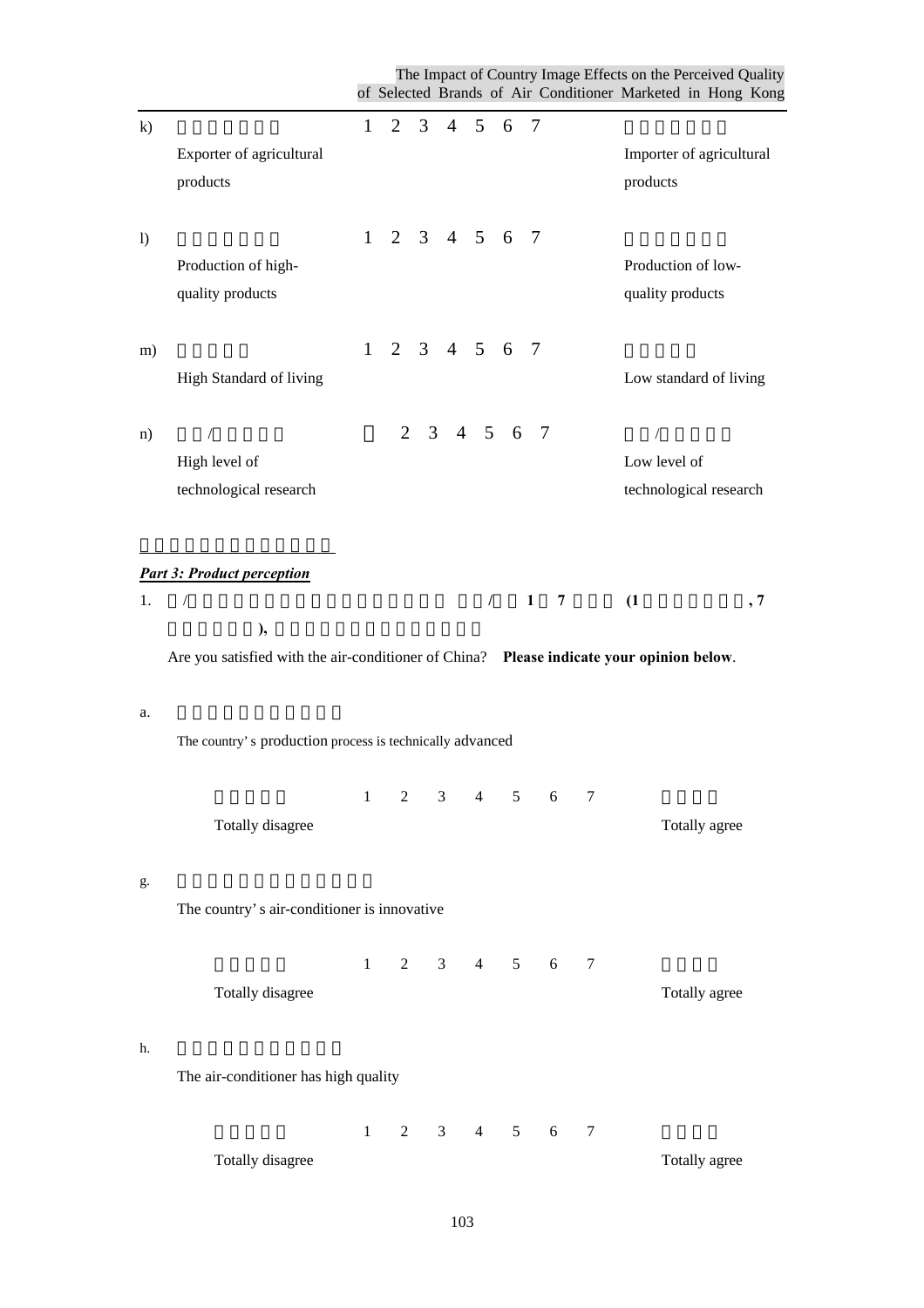k) Exporter of agricultural products | 1 2 3 4 5 6 7 | Importer of agricultural products

l) Production of high-quality products | 1 2 3 4 5 6 7 | Production of low-quality products

m) High Standard of living | 1 2 3 4 5 6 7 | Low standard of living

n) / High level of technological research | 2 3 4 5 6 7 | / Low level of technological research

***Part 3: Product perception***

1. / / 1 7 (1 , 7 ),

Are you satisfied with the air-conditioner of China? **Please indicate your opinion below**.

a. The country's production process is technically advanced

Totally disagree 1 2 3 4 5 6 7 Totally agree

g. The country's air-conditioner is innovative

Totally disagree 1 2 3 4 5 6 7 Totally agree

h. The air-conditioner has high quality

Totally disagree 1 2 3 4 5 6 7 Totally agree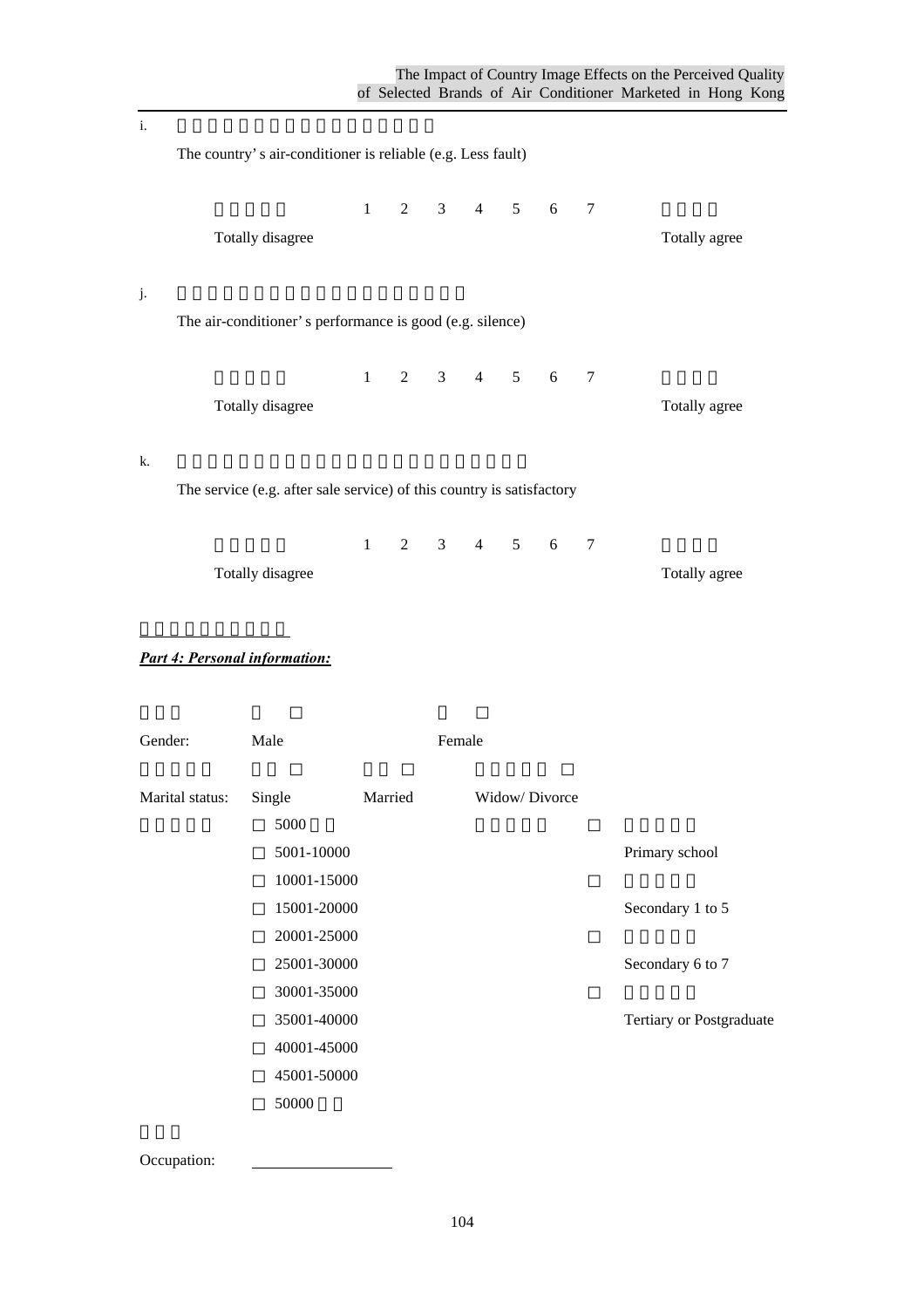i. 

The country's air-conditioner is reliable (e.g. Less fault)

| | | | | | | | | |
|---|---|---|---|---|---|---|---|---|
| Totally disagree | 1 | 2 | 3 | 4 | 5 | 6 | 7 | Totally agree |

j. 

The air-conditioner's performance is good (e.g. silence)

| | | | | | | | | |
|---|---|---|---|---|---|---|---|---|
| Totally disagree | 1 | 2 | 3 | 4 | 5 | 6 | 7 | Totally agree |

k. 

The service (e.g. after sale service) of this country is satisfactory

| | | | | | | | | |
|---|---|---|---|---|---|---|---|---|
| Totally disagree | 1 | 2 | 3 | 4 | 5 | 6 | 7 | Totally agree |

***Part 4: Personal information:***

Gender: Male □ Female □

Marital status: Single □ Married □ Widow/ Divorce □

- □ 5000
- □ 5001-10000
- □ 10001-15000
- □ 15001-20000
- □ 20001-25000
- □ 25001-30000
- □ 30001-35000
- □ 35001-40000
- □ 40001-45000
- □ 45001-50000
- □ 50000

- □ Primary school
- □ Secondary 1 to 5
- □ Secondary 6 to 7
- □ Tertiary or Postgraduate

Occupation: ________________